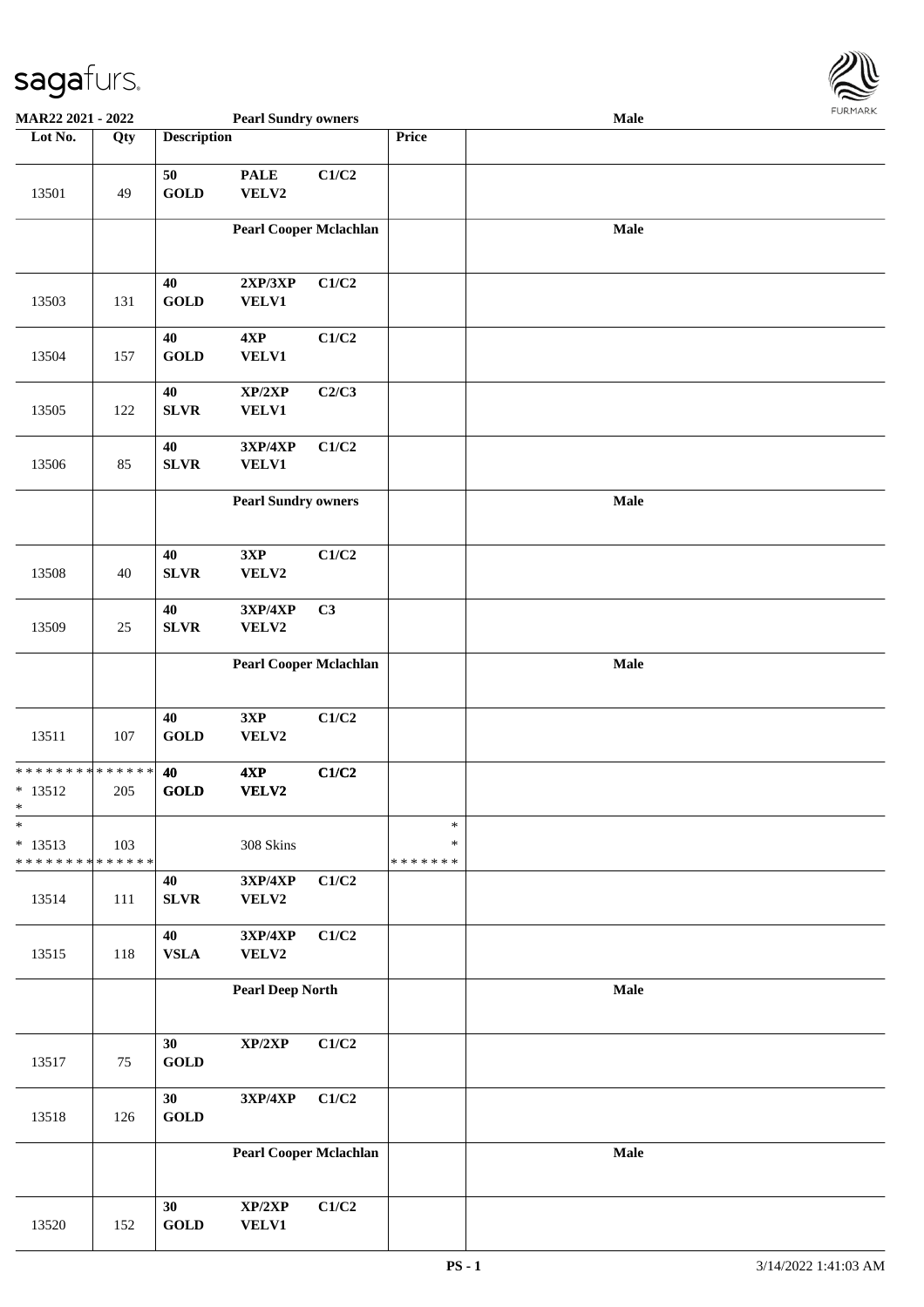**MAR22 2021 - 2022** **Pearl Sundry owners** **Male**

| Lot No. | Qty | Description | | | Price | |
|---|---|---|---|---|---|---|
| 13501 | 49 | 50 GOLD | PALE VELV2 | C1/C2 | | |
| | | Pearl Cooper Mclachlan | | | | Male |
| 13503 | 131 | 40 GOLD | 2XP/3XP VELV1 | C1/C2 | | |
| 13504 | 157 | 40 GOLD | 4XP VELV1 | C1/C2 | | |
| 13505 | 122 | 40 SLVR | XP/2XP VELV1 | C2/C3 | | |
| 13506 | 85 | 40 SLVR | 3XP/4XP VELV1 | C1/C2 | | |
| | | Pearl Sundry owners | | | | Male |
| 13508 | 40 | 40 SLVR | 3XP VELV2 | C1/C2 | | |
| 13509 | 25 | 40 SLVR | 3XP/4XP VELV2 | C3 | | |
| | | Pearl Cooper Mclachlan | | | | Male |
| 13511 | 107 | 40 GOLD | 3XP VELV2 | C1/C2 | | |
| * * * * * * * * * * * * * * <br>* 13512<br>* | 205 | 40 GOLD | 4XP VELV2 | C1/C2 | | |
| *<br>* 13513<br>* * * * * * * * * * * * * * | 103 | | 308 Skins | | *<br>*<br>* * * * * * * | |
| 13514 | 111 | 40 SLVR | 3XP/4XP VELV2 | C1/C2 | | |
| 13515 | 118 | 40 VSLA | 3XP/4XP VELV2 | C1/C2 | | |
| | | Pearl Deep North | | | | Male |
| 13517 | 75 | 30 GOLD | XP/2XP | C1/C2 | | |
| 13518 | 126 | 30 GOLD | 3XP/4XP | C1/C2 | | |
| | | Pearl Cooper Mclachlan | | | | Male |
| 13520 | 152 | 30 GOLD | XP/2XP VELV1 | C1/C2 | | |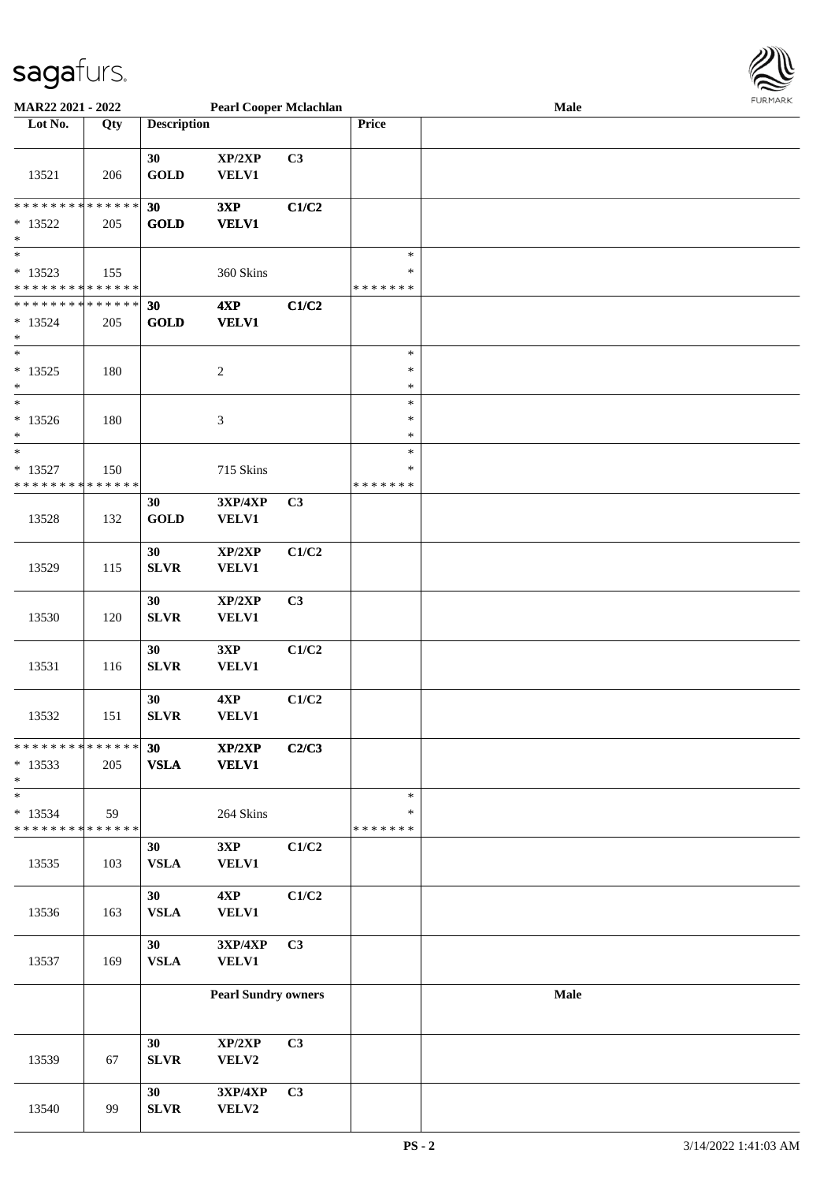| Lot No. | Qty | Description | | | Price | |
|---|---|---|---|---|---|---|
| | | **Pearl Cooper Mclachlan** | | | | **Male** |
| 13521 | 206 | 30 GOLD | XP/2XP VELV1 | C3 | | |
| * * * * * * * * * * * * * * | | **30** | **3XP** | **C1/C2** | | |
| * 13522 | 205 | **GOLD** | **VELV1** | | | |
| * | | | | | | |
| * | | | | | * | |
| * 13523 | 155 | | 360 Skins | | * | |
| * * * * * * * * * * * * * * | | | | | * * * * * * * | |
| * * * * * * * * * * * * * * | | **30** | **4XP** | **C1/C2** | | |
| * 13524 | 205 | **GOLD** | **VELV1** | | | |
| * | | | | | | |
| * | | | | | * | |
| * 13525 | 180 | | 2 | | * | |
| * | | | | | * | |
| * | | | | | * | |
| * 13526 | 180 | | 3 | | * | |
| * | | | | | * | |
| * | | | | | * | |
| * 13527 | 150 | | 715 Skins | | * | |
| * * * * * * * * * * * * * * | | | | | * * * * * * * | |
| 13528 | 132 | 30 GOLD | 3XP/4XP VELV1 | C3 | | |
| 13529 | 115 | 30 SLVR | XP/2XP VELV1 | C1/C2 | | |
| 13530 | 120 | 30 SLVR | XP/2XP VELV1 | C3 | | |
| 13531 | 116 | 30 SLVR | 3XP VELV1 | C1/C2 | | |
| 13532 | 151 | 30 SLVR | 4XP VELV1 | C1/C2 | | |
| * * * * * * * * * * * * * * | | **30** | **XP/2XP** | **C2/C3** | | |
| * 13533 | 205 | **VSLA** | **VELV1** | | | |
| * | | | | | | |
| * | | | | | * | |
| * 13534 | 59 | | 264 Skins | | * | |
| * * * * * * * * * * * * * * | | | | | * * * * * * * | |
| 13535 | 103 | 30 VSLA | 3XP VELV1 | C1/C2 | | |
| 13536 | 163 | 30 VSLA | 4XP VELV1 | C1/C2 | | |
| 13537 | 169 | 30 VSLA | 3XP/4XP VELV1 | C3 | | |
| | | **Pearl Sundry owners** | | | | **Male** |
| 13539 | 67 | 30 SLVR | XP/2XP VELV2 | C3 | | |
| 13540 | 99 | 30 SLVR | 3XP/4XP VELV2 | C3 | | |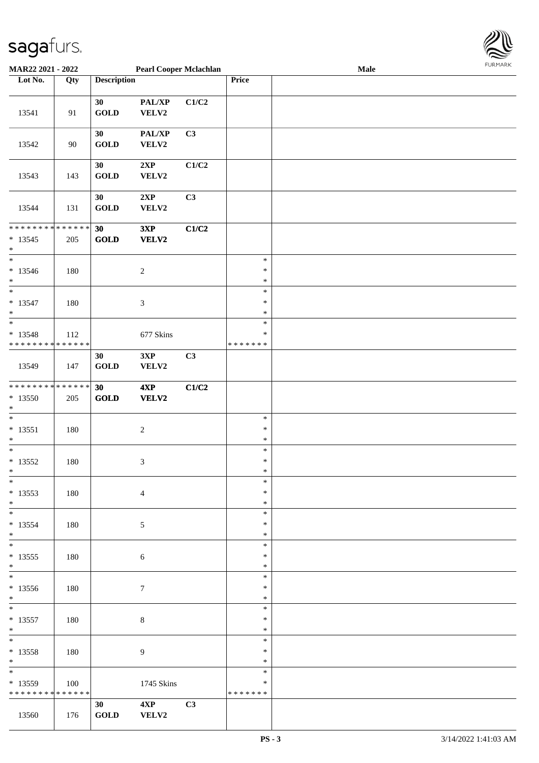MAR22 2021 - 2022 | Pearl Cooper Mclachlan | Male

| Lot No. | Qty | Description | | | Price | |
|---|---|---|---|---|---|---|
| 13541 | 91 | 30 GOLD | PAL/XP VELV2 | C1/C2 | | |
| 13542 | 90 | 30 GOLD | PAL/XP VELV2 | C3 | | |
| 13543 | 143 | 30 GOLD | 2XP VELV2 | C1/C2 | | |
| 13544 | 131 | 30 GOLD | 2XP VELV2 | C3 | | |
| * * * * * * * * * * * * * * <br>* 13545<br>* | 205 | 30 GOLD | 3XP VELV2 | C1/C2 | | |
| * <br>* 13546<br>* | 180 | | 2 | | * <br>* <br>* | |
| * <br>* 13547<br>* | 180 | | 3 | | * <br>* <br>* | |
| * <br>* 13548<br>* * * * * * * * * * * * * * | 112 | | 677 Skins | | * <br>* <br>* * * * * * * | |
| 13549 | 147 | 30 GOLD | 3XP VELV2 | C3 | | |
| * * * * * * * * * * * * * * <br>* 13550<br>* | 205 | 30 GOLD | 4XP VELV2 | C1/C2 | | |
| * <br>* 13551<br>* | 180 | | 2 | | * <br>* <br>* | |
| * <br>* 13552<br>* | 180 | | 3 | | * <br>* <br>* | |
| * <br>* 13553<br>* | 180 | | 4 | | * <br>* <br>* | |
| * <br>* 13554<br>* | 180 | | 5 | | * <br>* <br>* | |
| * <br>* 13555<br>* | 180 | | 6 | | * <br>* <br>* | |
| * <br>* 13556<br>* | 180 | | 7 | | * <br>* <br>* | |
| * <br>* 13557<br>* | 180 | | 8 | | * <br>* <br>* | |
| * <br>* 13558<br>* | 180 | | 9 | | * <br>* <br>* | |
| * <br>* 13559<br>* * * * * * * * * * * * * * | 100 | | 1745 Skins | | * <br>* <br>* * * * * * * | |
| 13560 | 176 | 30 GOLD | 4XP VELV2 | C3 | | |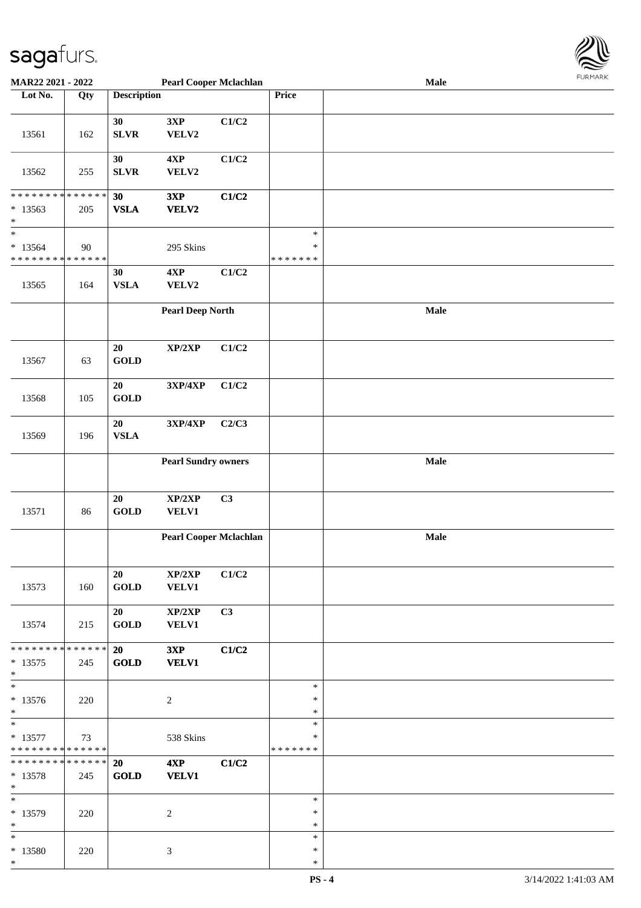MAR22 2021 - 2022 — Pearl Cooper Mclachlan — Male

| Lot No. | Qty | Description | | | Price | |
|---|---|---|---|---|---|---|
| 13561 | 162 | 30 SLVR | 3XP VELV2 | C1/C2 | | |
| 13562 | 255 | 30 SLVR | 4XP VELV2 | C1/C2 | | |
| * * * * * * * * * * * * * * * 13563 * | 205 | 30 VSLA | 3XP VELV2 | C1/C2 | | |
| * * 13564 * * * * * * * * * * * * * * | 90 | | 295 Skins | | * * * * * * * * * | |
| 13565 | 164 | 30 VSLA | 4XP VELV2 | C1/C2 | | |
| | | | Pearl Deep North | | | Male |
| 13567 | 63 | 20 GOLD | XP/2XP | C1/C2 | | |
| 13568 | 105 | 20 GOLD | 3XP/4XP | C1/C2 | | |
| 13569 | 196 | 20 VSLA | 3XP/4XP | C2/C3 | | |
| | | | Pearl Sundry owners | | | Male |
| 13571 | 86 | 20 GOLD | XP/2XP VELV1 | C3 | | |
| | | | Pearl Cooper Mclachlan | | | Male |
| 13573 | 160 | 20 GOLD | XP/2XP VELV1 | C1/C2 | | |
| 13574 | 215 | 20 GOLD | XP/2XP VELV1 | C3 | | |
| * * * * * * * * * * * * * * * 13575 * | 245 | 20 GOLD | 3XP VELV1 | C1/C2 | | |
| * * 13576 * | 220 | | 2 | | * * * | |
| * * 13577 * * * * * * * * * * * * * * | 73 | | 538 Skins | | * * * * * * * * * | |
| * * * * * * * * * * * * * * * 13578 * | 245 | 20 GOLD | 4XP VELV1 | C1/C2 | | |
| * * 13579 * | 220 | | 2 | | * * * | |
| * * 13580 * | 220 | | 3 | | * * * | |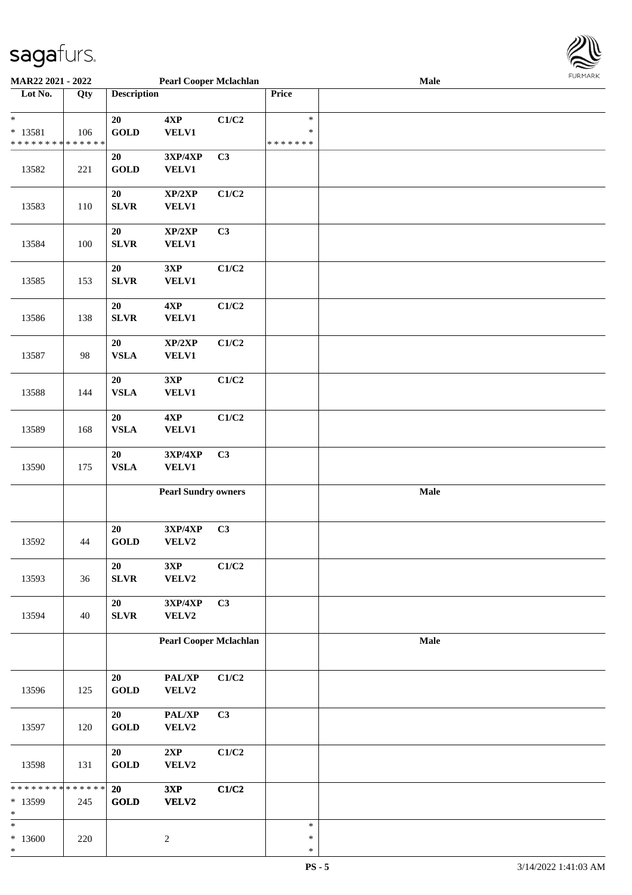**MAR22 2021 - 2022** **Pearl Cooper Mclachlan** **Male**

| Lot No. | Qty | Description | | | Price | |
|---|---|---|---|---|---|---|
| * <br> * 13581 <br> * * * * * * * * * * * * * * | 106 | 20 GOLD | 4XP VELV1 | C1/C2 | * <br> * <br> * * * * * * * | |
| 13582 | 221 | 20 GOLD | 3XP/4XP VELV1 | C3 | | |
| 13583 | 110 | 20 SLVR | XP/2XP VELV1 | C1/C2 | | |
| 13584 | 100 | 20 SLVR | XP/2XP VELV1 | C3 | | |
| 13585 | 153 | 20 SLVR | 3XP VELV1 | C1/C2 | | |
| 13586 | 138 | 20 SLVR | 4XP VELV1 | C1/C2 | | |
| 13587 | 98 | 20 VSLA | XP/2XP VELV1 | C1/C2 | | |
| 13588 | 144 | 20 VSLA | 3XP VELV1 | C1/C2 | | |
| 13589 | 168 | 20 VSLA | 4XP VELV1 | C1/C2 | | |
| 13590 | 175 | 20 VSLA | 3XP/4XP VELV1 | C3 | | |
| | | | **Pearl Sundry owners** | | | **Male** |
| 13592 | 44 | 20 GOLD | 3XP/4XP VELV2 | C3 | | |
| 13593 | 36 | 20 SLVR | 3XP VELV2 | C1/C2 | | |
| 13594 | 40 | 20 SLVR | 3XP/4XP VELV2 | C3 | | |
| | | | **Pearl Cooper Mclachlan** | | | **Male** |
| 13596 | 125 | 20 GOLD | PAL/XP VELV2 | C1/C2 | | |
| 13597 | 120 | 20 GOLD | PAL/XP VELV2 | C3 | | |
| 13598 | 131 | 20 GOLD | 2XP VELV2 | C1/C2 | | |
| * * * * * * * * * * * * * * <br> * 13599 <br> * | 245 | **20 GOLD** | **3XP VELV2** | **C1/C2** | | |
| * <br> * 13600 <br> * | 220 | | 2 | | * <br> * <br> * | |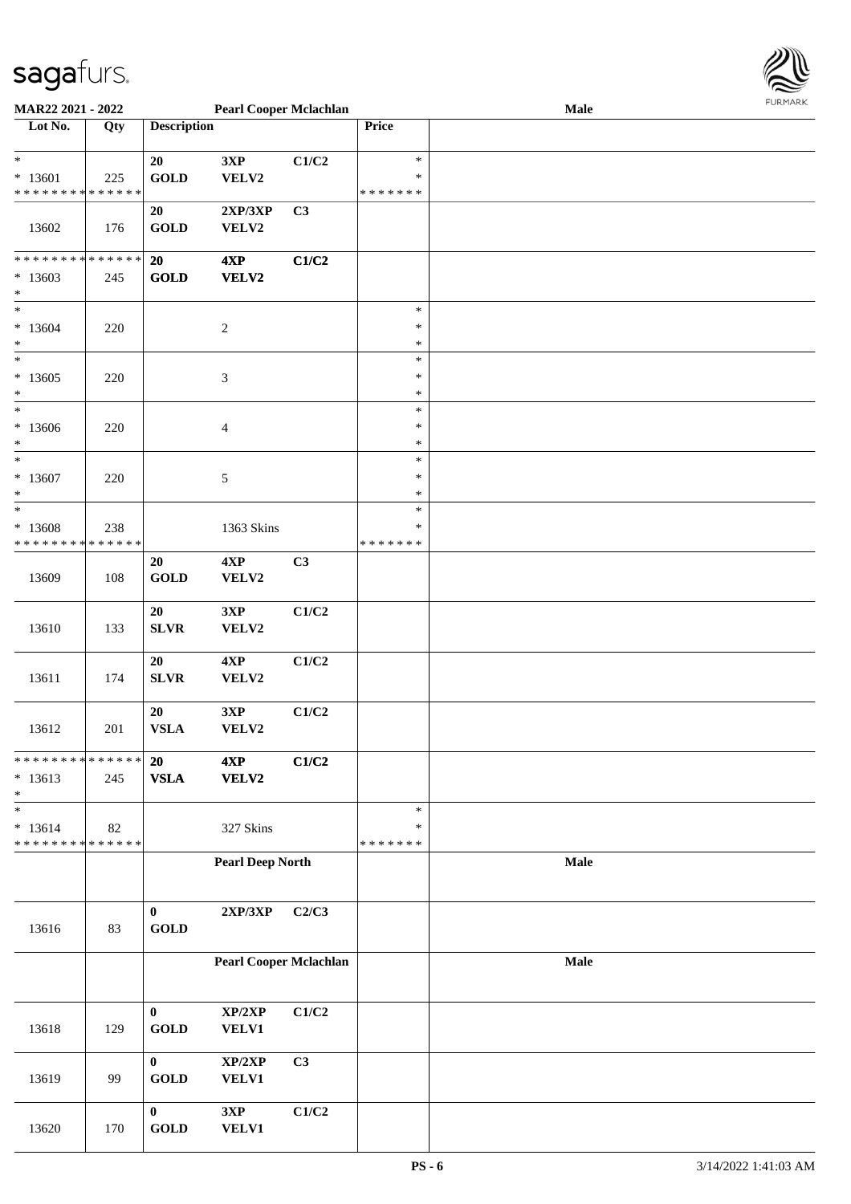| Lot No. | Qty | Description | | | Price | Male |
|---|---|---|---|---|---|---|
| * * 13601 * * * * * * * * * * * * * * | 225 | 20 GOLD | 3XP VELV2 | C1/C2 | * * * * * * * * * | |
| 13602 | 176 | 20 GOLD | 2XP/3XP VELV2 | C3 | | |
| * * * * * * * * * * * * * * * 13603 * | 245 | **20 GOLD** | **4XP VELV2** | **C1/C2** | | |
| * * 13604 * | 220 | | 2 | | * * * | |
| * * 13605 * | 220 | | 3 | | * * * | |
| * * 13606 * | 220 | | 4 | | * * * | |
| * * 13607 * | 220 | | 5 | | * * * | |
| * * 13608 * * * * * * * * * * * * * * | 238 | | 1363 Skins | | * * * * * * * * * | |
| 13609 | 108 | 20 GOLD | 4XP VELV2 | C3 | | |
| 13610 | 133 | 20 SLVR | 3XP VELV2 | C1/C2 | | |
| 13611 | 174 | 20 SLVR | 4XP VELV2 | C1/C2 | | |
| 13612 | 201 | 20 VSLA | 3XP VELV2 | C1/C2 | | |
| * * * * * * * * * * * * * * * 13613 * | 245 | **20 VSLA** | **4XP VELV2** | **C1/C2** | | |
| * * 13614 * * * * * * * * * * * * * * | 82 | | 327 Skins | | * * * * * * * * | |
| | | | **Pearl Deep North** | | | **Male** |
| 13616 | 83 | 0 GOLD | 2XP/3XP | C2/C3 | | |
| | | | **Pearl Cooper Mclachlan** | | | **Male** |
| 13618 | 129 | 0 GOLD | XP/2XP VELV1 | C1/C2 | | |
| 13619 | 99 | 0 GOLD | XP/2XP VELV1 | C3 | | |
| 13620 | 170 | 0 GOLD | 3XP VELV1 | C1/C2 | | |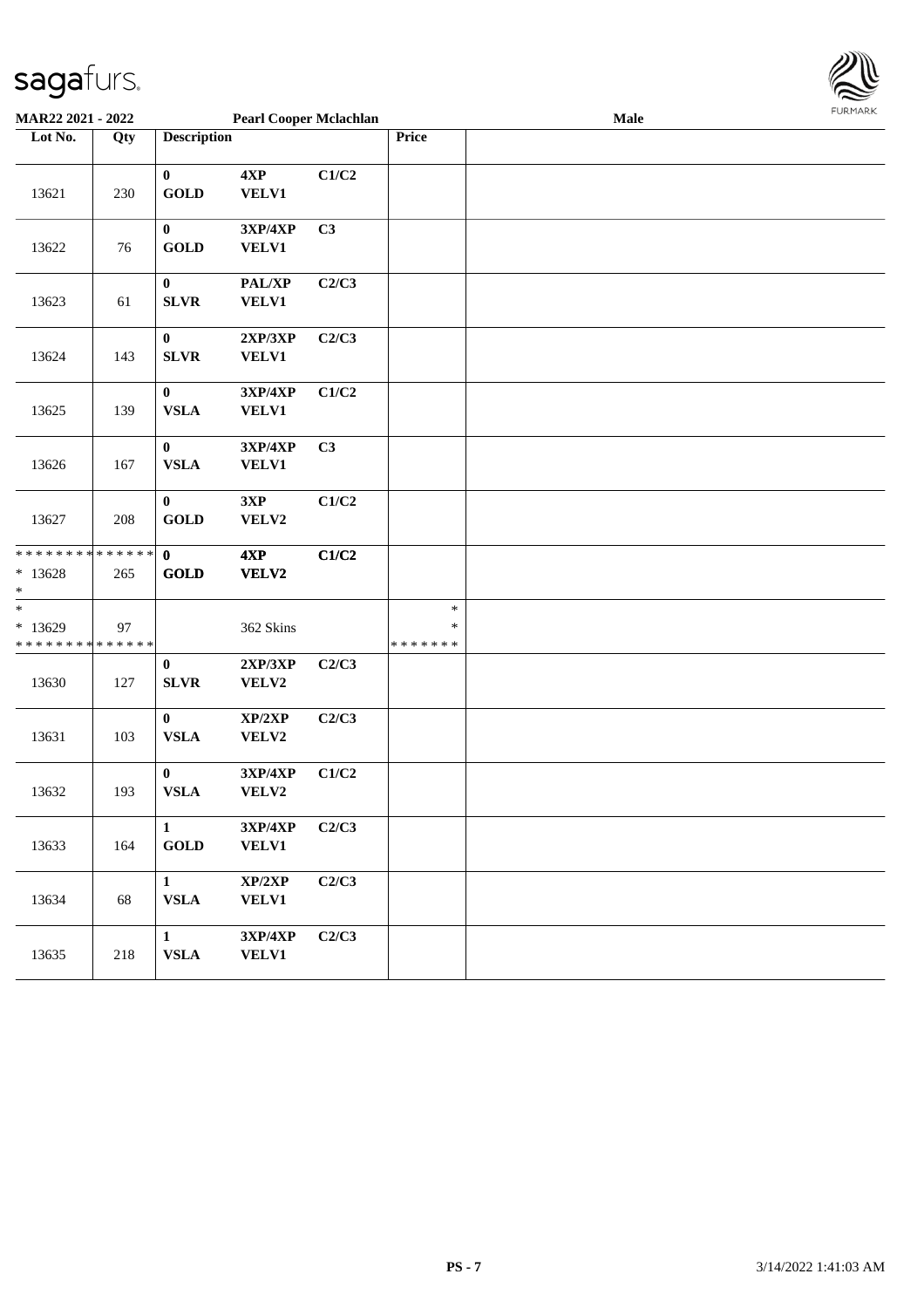MAR22 2021 - 2022 — Pearl Cooper Mclachlan — Male

| Lot No. | Qty | Description | | | Price | |
|---|---|---|---|---|---|---|
| 13621 | 230 | 0 GOLD | 4XP VELV1 | C1/C2 | | |
| 13622 | 76 | 0 GOLD | 3XP/4XP VELV1 | C3 | | |
| 13623 | 61 | 0 SLVR | PAL/XP VELV1 | C2/C3 | | |
| 13624 | 143 | 0 SLVR | 2XP/3XP VELV1 | C2/C3 | | |
| 13625 | 139 | 0 VSLA | 3XP/4XP VELV1 | C1/C2 | | |
| 13626 | 167 | 0 VSLA | 3XP/4XP VELV1 | C3 | | |
| 13627 | 208 | 0 GOLD | 3XP VELV2 | C1/C2 | | |
| * * * * * * * * * * * * * * * 13628 * | 265 | 0 GOLD | 4XP VELV2 | C1/C2 | | |
| * * 13629 * * * * * * * * * * * * * * | 97 | | 362 Skins | | * * * * * * * * * | |
| 13630 | 127 | 0 SLVR | 2XP/3XP VELV2 | C2/C3 | | |
| 13631 | 103 | 0 VSLA | XP/2XP VELV2 | C2/C3 | | |
| 13632 | 193 | 0 VSLA | 3XP/4XP VELV2 | C1/C2 | | |
| 13633 | 164 | 1 GOLD | 3XP/4XP VELV1 | C2/C3 | | |
| 13634 | 68 | 1 VSLA | XP/2XP VELV1 | C2/C3 | | |
| 13635 | 218 | 1 VSLA | 3XP/4XP VELV1 | C2/C3 | | |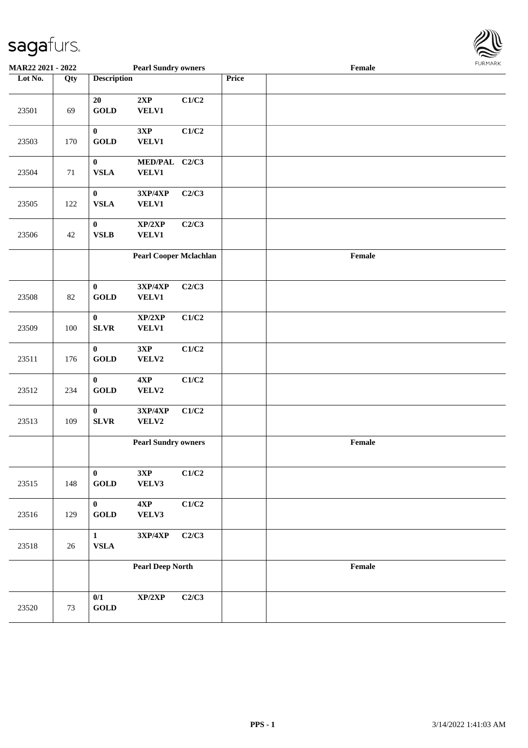**MAR22 2021 - 2022** | **Pearl Sundry owners** | **Female**

| Lot No. | Qty | Description | | | Price | |
|---|---|---|---|---|---|---|
| 23501 | 69 | 20<br>GOLD | 2XP<br>VELV1 | C1/C2 | | |
| 23503 | 170 | 0<br>GOLD | 3XP<br>VELV1 | C1/C2 | | |
| 23504 | 71 | 0<br>VSLA | MED/PAL<br>VELV1 | C2/C3 | | |
| 23505 | 122 | 0<br>VSLA | 3XP/4XP<br>VELV1 | C2/C3 | | |
| 23506 | 42 | 0<br>VSLB | XP/2XP<br>VELV1 | C2/C3 | | |
| | | **Pearl Cooper Mclachlan** | | | | **Female** |
| 23508 | 82 | 0<br>GOLD | 3XP/4XP<br>VELV1 | C2/C3 | | |
| 23509 | 100 | 0<br>SLVR | XP/2XP<br>VELV1 | C1/C2 | | |
| 23511 | 176 | 0<br>GOLD | 3XP<br>VELV2 | C1/C2 | | |
| 23512 | 234 | 0<br>GOLD | 4XP<br>VELV2 | C1/C2 | | |
| 23513 | 109 | 0<br>SLVR | 3XP/4XP<br>VELV2 | C1/C2 | | |
| | | **Pearl Sundry owners** | | | | **Female** |
| 23515 | 148 | 0<br>GOLD | 3XP<br>VELV3 | C1/C2 | | |
| 23516 | 129 | 0<br>GOLD | 4XP<br>VELV3 | C1/C2 | | |
| 23518 | 26 | 1<br>VSLA | 3XP/4XP | C2/C3 | | |
| | | **Pearl Deep North** | | | | **Female** |
| 23520 | 73 | 0/1<br>GOLD | XP/2XP | C2/C3 | | |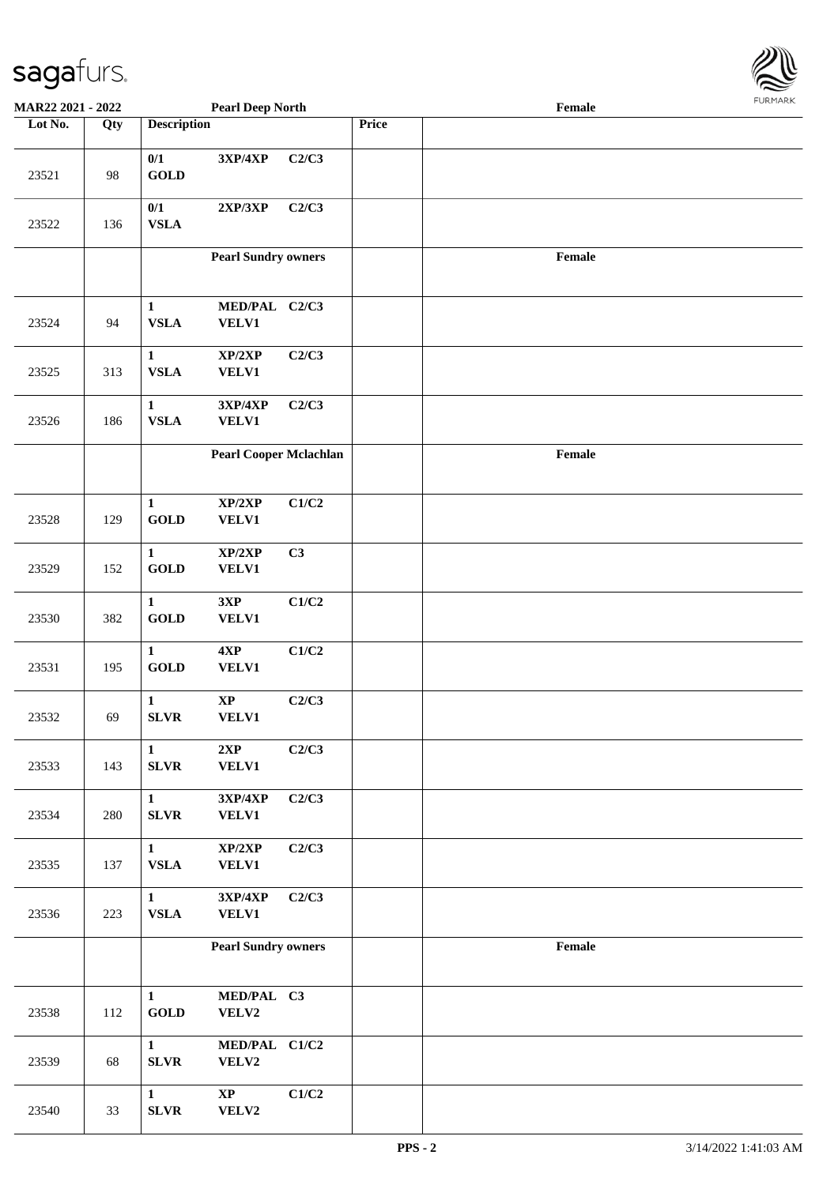**MAR22 2021 - 2022** **Pearl Deep North** **Female**

| Lot No. | Qty | Description | | | Price | |
|---|---|---|---|---|---|---|
| 23521 | 98 | 0/1 GOLD | 3XP/4XP | C2/C3 | | |
| 23522 | 136 | 0/1 VSLA | 2XP/3XP | C2/C3 | | |
| | | **Pearl Sundry owners** | | | | **Female** |
| 23524 | 94 | 1 VSLA | MED/PAL VELV1 | C2/C3 | | |
| 23525 | 313 | 1 VSLA | XP/2XP VELV1 | C2/C3 | | |
| 23526 | 186 | 1 VSLA | 3XP/4XP VELV1 | C2/C3 | | |
| | | **Pearl Cooper Mclachlan** | | | | **Female** |
| 23528 | 129 | 1 GOLD | XP/2XP VELV1 | C1/C2 | | |
| 23529 | 152 | 1 GOLD | XP/2XP VELV1 | C3 | | |
| 23530 | 382 | 1 GOLD | 3XP VELV1 | C1/C2 | | |
| 23531 | 195 | 1 GOLD | 4XP VELV1 | C1/C2 | | |
| 23532 | 69 | 1 SLVR | XP VELV1 | C2/C3 | | |
| 23533 | 143 | 1 SLVR | 2XP VELV1 | C2/C3 | | |
| 23534 | 280 | 1 SLVR | 3XP/4XP VELV1 | C2/C3 | | |
| 23535 | 137 | 1 VSLA | XP/2XP VELV1 | C2/C3 | | |
| 23536 | 223 | 1 VSLA | 3XP/4XP VELV1 | C2/C3 | | |
| | | **Pearl Sundry owners** | | | | **Female** |
| 23538 | 112 | 1 GOLD | MED/PAL VELV2 | C3 | | |
| 23539 | 68 | 1 SLVR | MED/PAL VELV2 | C1/C2 | | |
| 23540 | 33 | 1 SLVR | XP VELV2 | C1/C2 | | |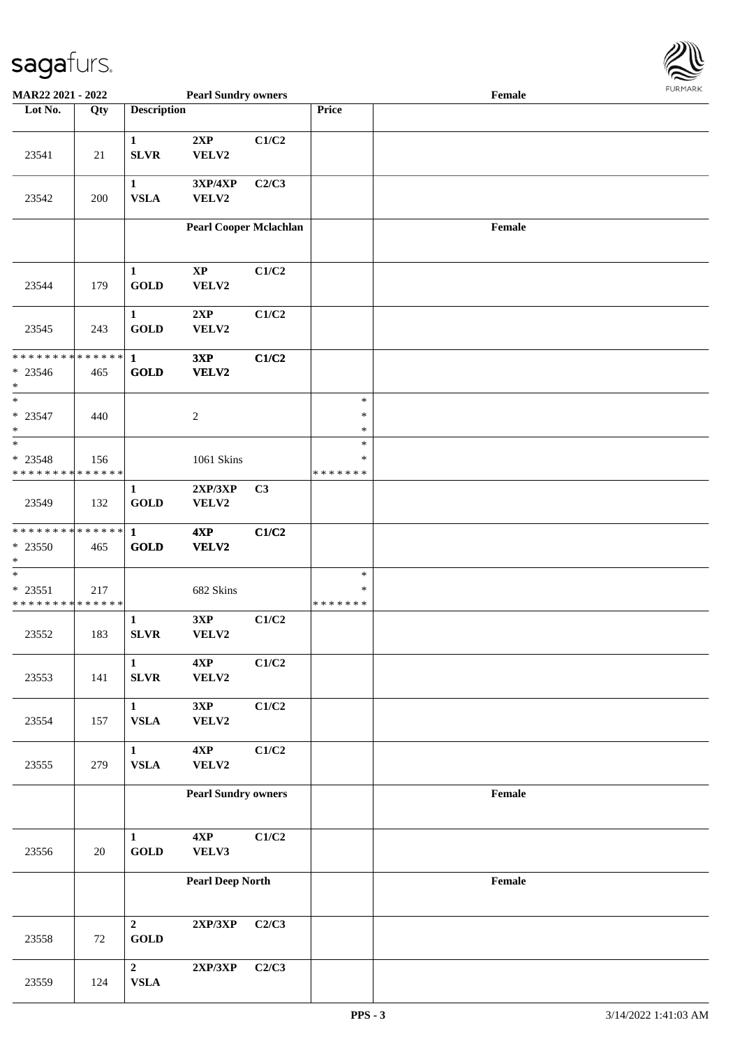**MAR22 2021 - 2022** **Pearl Sundry owners** **Female**

| Lot No. | Qty | Description | | | Price | |
|---|---|---|---|---|---|---|
| 23541 | 21 | 1 SLVR | 2XP VELV2 | C1/C2 | | |
| 23542 | 200 | 1 VSLA | 3XP/4XP VELV2 | C2/C3 | | |
| | | **Pearl Cooper Mclachlan** | | | | **Female** |
| 23544 | 179 | 1 GOLD | XP VELV2 | C1/C2 | | |
| 23545 | 243 | 1 GOLD | 2XP VELV2 | C1/C2 | | |
| * * * * * * * * * * * * * * <br>* 23546<br>* | 465 | **1 GOLD** | **3XP VELV2** | **C1/C2** | | |
| *<br>* 23547<br>* | 440 | | 2 | | *<br>*<br>* | |
| *<br>* 23548<br>* * * * * * * * * * * * * * | 156 | | 1061 Skins | | *<br>*<br>* * * * * * * | |
| 23549 | 132 | 1 GOLD | 2XP/3XP VELV2 | C3 | | |
| * * * * * * * * * * * * * * <br>* 23550<br>* | 465 | **1 GOLD** | **4XP VELV2** | **C1/C2** | | |
| *<br>* 23551<br>* * * * * * * * * * * * * * | 217 | | 682 Skins | | *<br>*<br>* * * * * * * | |
| 23552 | 183 | 1 SLVR | 3XP VELV2 | C1/C2 | | |
| 23553 | 141 | 1 SLVR | 4XP VELV2 | C1/C2 | | |
| 23554 | 157 | 1 VSLA | 3XP VELV2 | C1/C2 | | |
| 23555 | 279 | 1 VSLA | 4XP VELV2 | C1/C2 | | |
| | | **Pearl Sundry owners** | | | | **Female** |
| 23556 | 20 | 1 GOLD | 4XP VELV3 | C1/C2 | | |
| | | **Pearl Deep North** | | | | **Female** |
| 23558 | 72 | 2 GOLD | 2XP/3XP | C2/C3 | | |
| 23559 | 124 | 2 VSLA | 2XP/3XP | C2/C3 | | |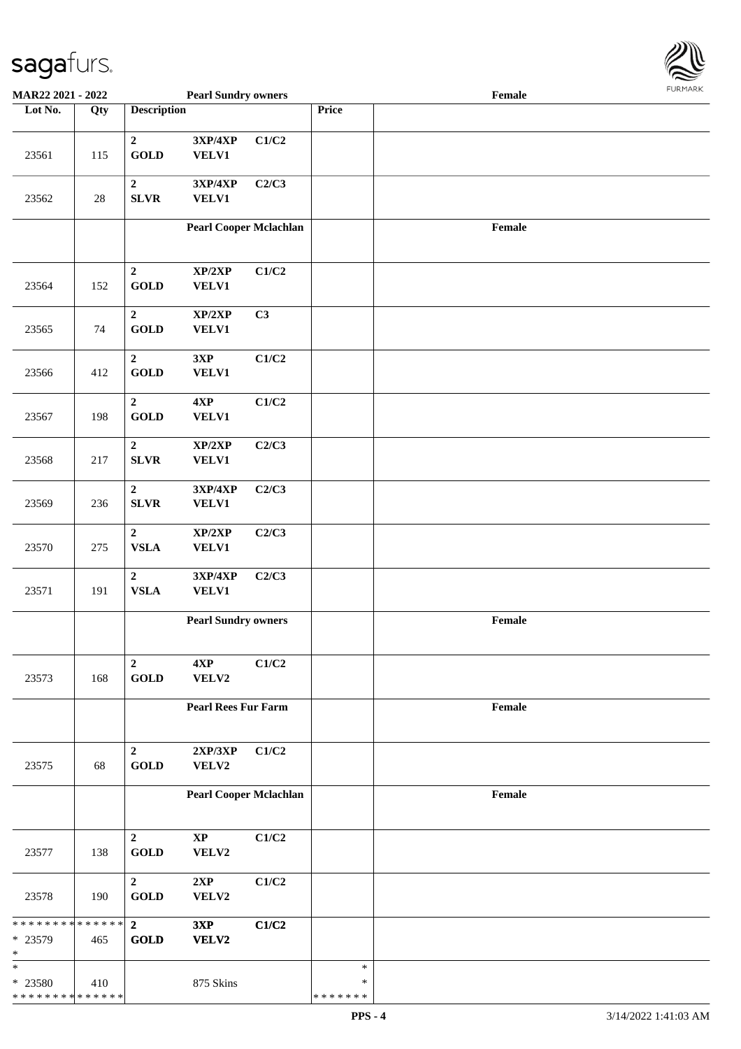MAR22 2021 - 2022 Pearl Sundry owners Female

| Lot No. | Qty | Description | | | Price | |
|---|---|---|---|---|---|---|
| 23561 | 115 | 2 GOLD | 3XP/4XP VELV1 | C1/C2 | | |
| 23562 | 28 | 2 SLVR | 3XP/4XP VELV1 | C2/C3 | | |
| | | | **Pearl Cooper Mclachlan** | | | **Female** |
| 23564 | 152 | 2 GOLD | XP/2XP VELV1 | C1/C2 | | |
| 23565 | 74 | 2 GOLD | XP/2XP VELV1 | C3 | | |
| 23566 | 412 | 2 GOLD | 3XP VELV1 | C1/C2 | | |
| 23567 | 198 | 2 GOLD | 4XP VELV1 | C1/C2 | | |
| 23568 | 217 | 2 SLVR | XP/2XP VELV1 | C2/C3 | | |
| 23569 | 236 | 2 SLVR | 3XP/4XP VELV1 | C2/C3 | | |
| 23570 | 275 | 2 VSLA | XP/2XP VELV1 | C2/C3 | | |
| 23571 | 191 | 2 VSLA | 3XP/4XP VELV1 | C2/C3 | | |
| | | | **Pearl Sundry owners** | | | **Female** |
| 23573 | 168 | 2 GOLD | 4XP VELV2 | C1/C2 | | |
| | | | **Pearl Rees Fur Farm** | | | **Female** |
| 23575 | 68 | 2 GOLD | 2XP/3XP VELV2 | C1/C2 | | |
| | | | **Pearl Cooper Mclachlan** | | | **Female** |
| 23577 | 138 | 2 GOLD | XP VELV2 | C1/C2 | | |
| 23578 | 190 | 2 GOLD | 2XP VELV2 | C1/C2 | | |
| * 23579 | 465 | 2 GOLD | 3XP VELV2 | C1/C2 | | |
| * 23580 | 410 | | 875 Skins | | * | |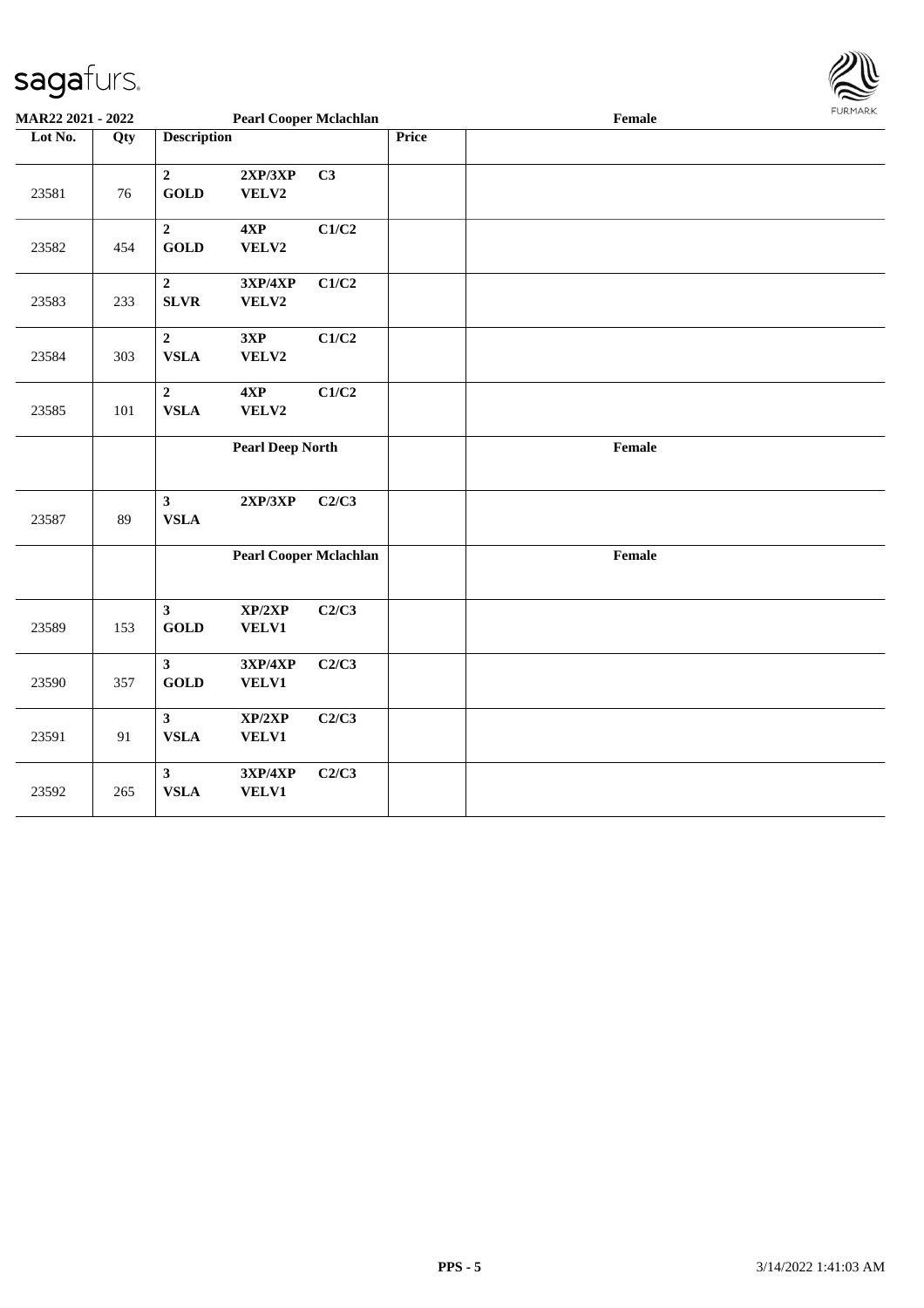| Lot No. | Qty | Description | | | Price | Pearl Cooper Mclachlan — Female |
|---|---|---|---|---|---|---|
| 23581 | 76 | 2 GOLD | 2XP/3XP VELV2 | C3 | | |
| 23582 | 454 | 2 GOLD | 4XP VELV2 | C1/C2 | | |
| 23583 | 233 | 2 SLVR | 3XP/4XP VELV2 | C1/C2 | | |
| 23584 | 303 | 2 VSLA | 3XP VELV2 | C1/C2 | | |
| 23585 | 101 | 2 VSLA | 4XP VELV2 | C1/C2 | | |
| | | **Pearl Deep North** | | | | **Female** |
| 23587 | 89 | 3 VSLA | 2XP/3XP | C2/C3 | | |
| | | **Pearl Cooper Mclachlan** | | | | **Female** |
| 23589 | 153 | 3 GOLD | XP/2XP VELV1 | C2/C3 | | |
| 23590 | 357 | 3 GOLD | 3XP/4XP VELV1 | C2/C3 | | |
| 23591 | 91 | 3 VSLA | XP/2XP VELV1 | C2/C3 | | |
| 23592 | 265 | 3 VSLA | 3XP/4XP VELV1 | C2/C3 | | |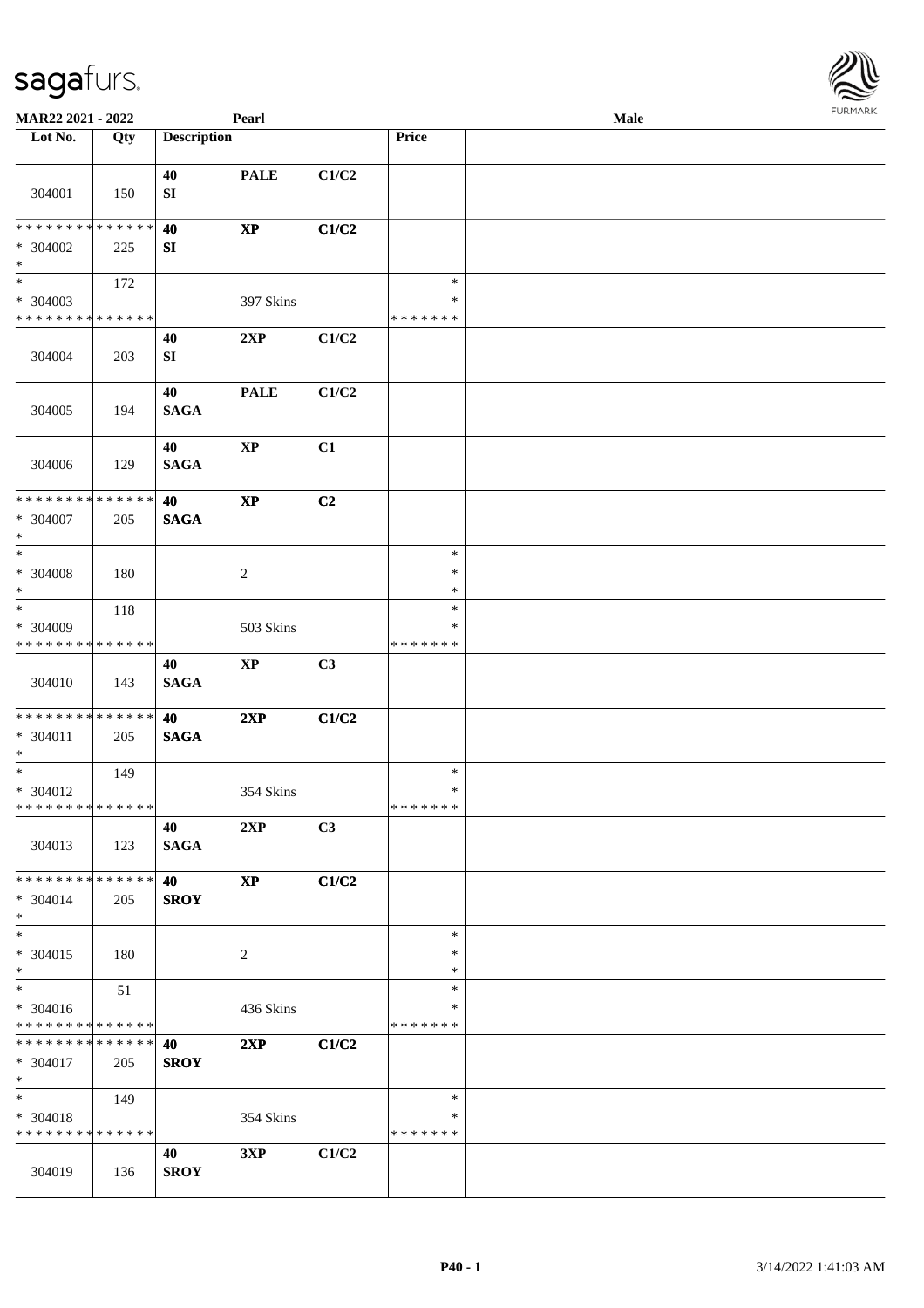| Lot No. | Qty | Description | | | Price | |
|---|---|---|---|---|---|---|
| 304001 | 150 | 40 SI | PALE | C1/C2 | | |
| * * * * * * * * * * * * * * * 304002 * | 225 | 40 SI | XP | C1/C2 | | |
| * * 304003 * * * * * * * * * * * * * * | 172 | | 397 Skins | | * * * * * * * * * | |
| 304004 | 203 | 40 SI | 2XP | C1/C2 | | |
| 304005 | 194 | 40 SAGA | PALE | C1/C2 | | |
| 304006 | 129 | 40 SAGA | XP | C1 | | |
| * * * * * * * * * * * * * * * 304007 * | 205 | 40 SAGA | XP | C2 | | |
| * * 304008 * | 180 | | 2 | | * * * | |
| * * 304009 * * * * * * * * * * * * * * | 118 | | 503 Skins | | * * * * * * * * * | |
| 304010 | 143 | 40 SAGA | XP | C3 | | |
| * * * * * * * * * * * * * * * 304011 * | 205 | 40 SAGA | 2XP | C1/C2 | | |
| * * 304012 * * * * * * * * * * * * * * | 149 | | 354 Skins | | * * * * * * * * * | |
| 304013 | 123 | 40 SAGA | 2XP | C3 | | |
| * * * * * * * * * * * * * * * 304014 * | 205 | 40 SROY | XP | C1/C2 | | |
| * * 304015 * | 180 | | 2 | | * * * | |
| * * 304016 * * * * * * * * * * * * * * | 51 | | 436 Skins | | * * * * * * * * * | |
| * * * * * * * * * * * * * * * 304017 * | 205 | 40 SROY | 2XP | C1/C2 | | |
| * * 304018 * * * * * * * * * * * * * * | 149 | | 354 Skins | | * * * * * * * * * | |
| 304019 | 136 | 40 SROY | 3XP | C1/C2 | | |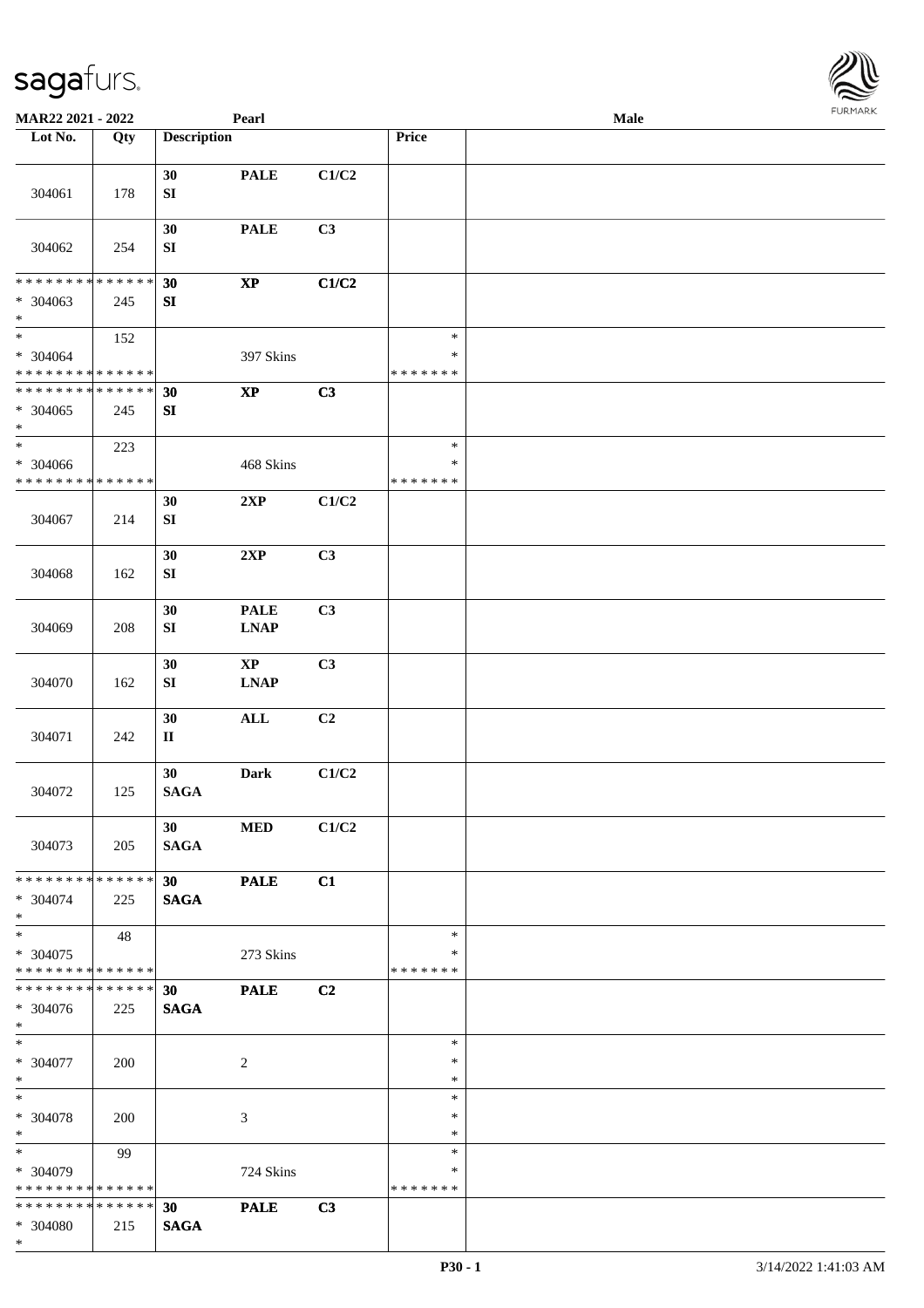| Lot No. | Qty | Description | | | Price | |
|---|---|---|---|---|---|---|
| 304061 | 178 | 30 SI | PALE | C1/C2 | | |
| 304062 | 254 | 30 SI | PALE | C3 | | |
| * * * * * * * * * * * * * * * 304063 * | 245 | 30 SI | XP | C1/C2 | | |
| * * 304064 * * * * * * * * * * * * * * | 152 | | 397 Skins | | * * * * * * * * * | |
| * * * * * * * * * * * * * * * 304065 * | 245 | 30 SI | XP | C3 | | |
| * * 304066 * * * * * * * * * * * * * * | 223 | | 468 Skins | | * * * * * * * * * | |
| 304067 | 214 | 30 SI | 2XP | C1/C2 | | |
| 304068 | 162 | 30 SI | 2XP | C3 | | |
| 304069 | 208 | 30 SI | PALE LNAP | C3 | | |
| 304070 | 162 | 30 SI | XP LNAP | C3 | | |
| 304071 | 242 | 30 II | ALL | C2 | | |
| 304072 | 125 | 30 SAGA | Dark | C1/C2 | | |
| 304073 | 205 | 30 SAGA | MED | C1/C2 | | |
| * * * * * * * * * * * * * * * 304074 * | 225 | 30 SAGA | PALE | C1 | | |
| * * 304075 * * * * * * * * * * * * * * | 48 | | 273 Skins | | * * * * * * * * * | |
| * * * * * * * * * * * * * * * 304076 * | 225 | 30 SAGA | PALE | C2 | | |
| * * 304077 * | 200 | | 2 | | * * * | |
| * * 304078 * | 200 | | 3 | | * * * | |
| * * 304079 * * * * * * * * * * * * * * | 99 | | 724 Skins | | * * * * * * * * * | |
| * * * * * * * * * * * * * * * 304080 * | 215 | 30 SAGA | PALE | C3 | | |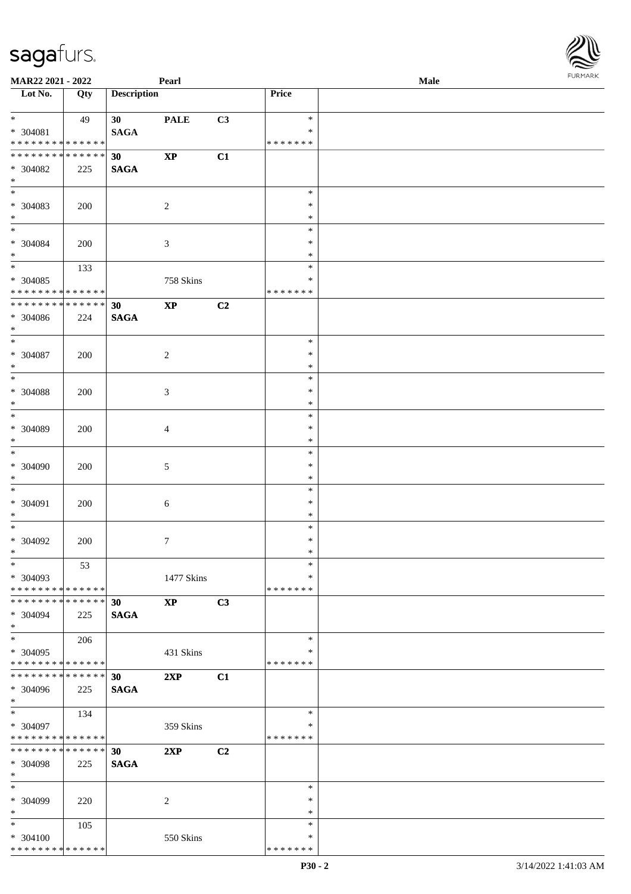MAR22 2021 - 2022 | Pearl | Male

| Lot No. | Qty | Description | | | Price |
|---|---|---|---|---|---|
| * | 49 | 30 | PALE | C3 | * |
| * 304081 | | SAGA | | | * |
| * * * * * * * * * * * * * * | | | | | * * * * * * * |
| * * * * * * * * * * * * * * | | 30 | XP | C1 | |
| * 304082 | 225 | SAGA | | | |
| * | | | | | |
| * | | | | | * |
| * 304083 | 200 | | 2 | | * |
| * | | | | | * |
| * | | | | | * |
| * 304084 | 200 | | 3 | | * |
| * | | | | | * |
| * | 133 | | | | * |
| * 304085 | | | 758 Skins | | * |
| * * * * * * * * * * * * * * | | | | | * * * * * * * |
| * * * * * * * * * * * * * * | | 30 | XP | C2 | |
| * 304086 | 224 | SAGA | | | |
| * | | | | | |
| * | | | | | * |
| * 304087 | 200 | | 2 | | * |
| * | | | | | * |
| * | | | | | * |
| * 304088 | 200 | | 3 | | * |
| * | | | | | * |
| * | | | | | * |
| * 304089 | 200 | | 4 | | * |
| * | | | | | * |
| * | | | | | * |
| * 304090 | 200 | | 5 | | * |
| * | | | | | * |
| * | | | | | * |
| * 304091 | 200 | | 6 | | * |
| * | | | | | * |
| * | | | | | * |
| * 304092 | 200 | | 7 | | * |
| * | | | | | * |
| * | 53 | | | | * |
| * 304093 | | | 1477 Skins | | * |
| * * * * * * * * * * * * * * | | | | | * * * * * * * |
| * * * * * * * * * * * * * * | | 30 | XP | C3 | |
| * 304094 | 225 | SAGA | | | |
| * | | | | | |
| * | 206 | | | | * |
| * 304095 | | | 431 Skins | | * |
| * * * * * * * * * * * * * * | | | | | * * * * * * * |
| * * * * * * * * * * * * * * | | 30 | 2XP | C1 | |
| * 304096 | 225 | SAGA | | | |
| * | | | | | |
| * | 134 | | | | * |
| * 304097 | | | 359 Skins | | * |
| * * * * * * * * * * * * * * | | | | | * * * * * * * |
| * * * * * * * * * * * * * * | | 30 | 2XP | C2 | |
| * 304098 | 225 | SAGA | | | |
| * | | | | | |
| * | | | | | * |
| * 304099 | 220 | | 2 | | * |
| * | | | | | * |
| * | 105 | | | | * |
| * 304100 | | | 550 Skins | | * |
| * * * * * * * * * * * * * * | | | | | * * * * * * * |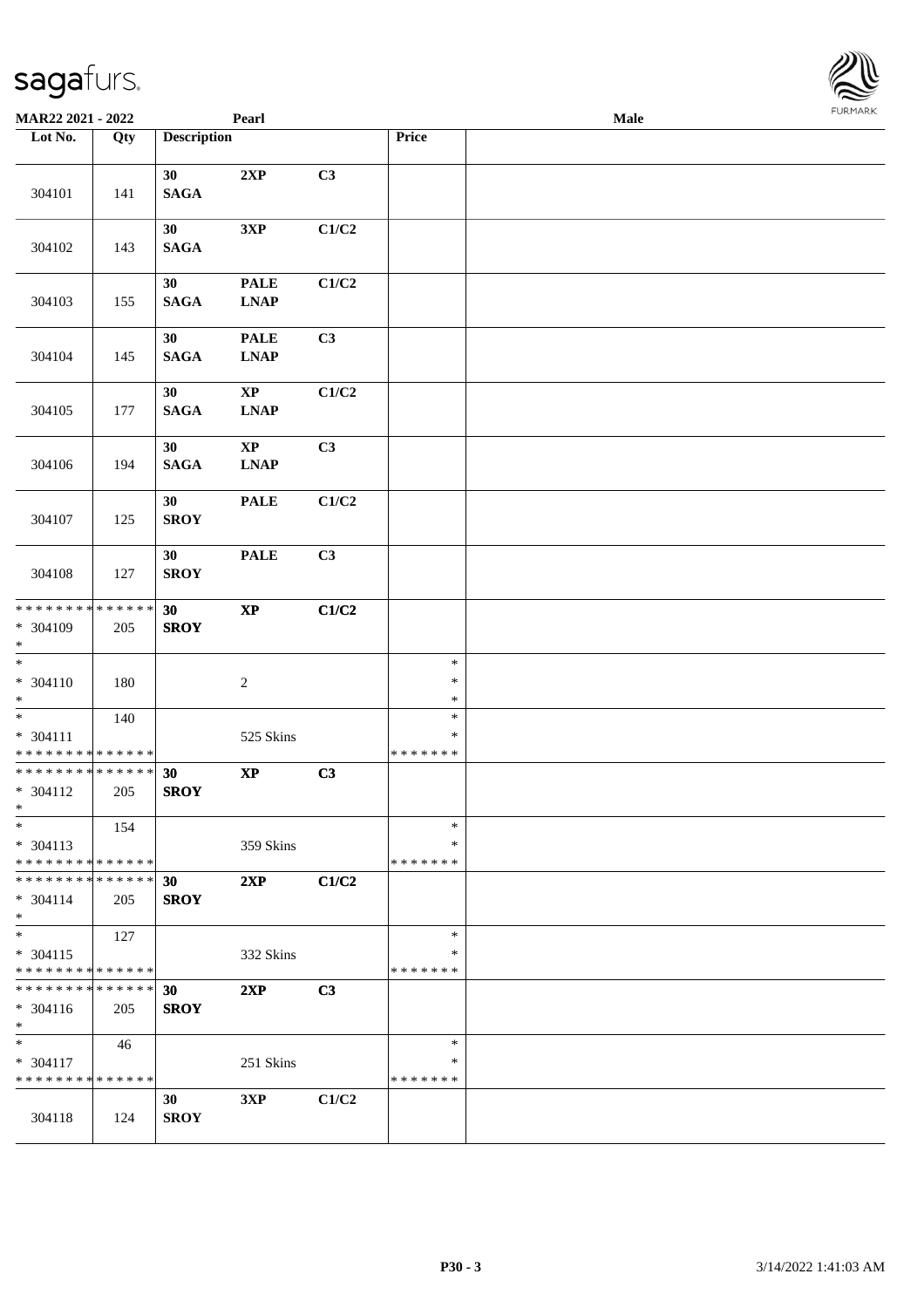| Lot No. | Qty | Description | | | Price | |
|---|---|---|---|---|---|---|
| 304101 | 141 | **30 SAGA** | **2XP** | **C3** | | |
| 304102 | 143 | **30 SAGA** | **3XP** | **C1/C2** | | |
| 304103 | 155 | **30 SAGA** | **PALE LNAP** | **C1/C2** | | |
| 304104 | 145 | **30 SAGA** | **PALE LNAP** | **C3** | | |
| 304105 | 177 | **30 SAGA** | **XP LNAP** | **C1/C2** | | |
| 304106 | 194 | **30 SAGA** | **XP LNAP** | **C3** | | |
| 304107 | 125 | **30 SROY** | **PALE** | **C1/C2** | | |
| 304108 | 127 | **30 SROY** | **PALE** | **C3** | | |
| * 304109 | 205 | **30 SROY** | **XP** | **C1/C2** | | |
| * 304110 | 180 | | 2 | | * | |
| * 304111 | 140 | | 525 Skins | | * | |
| * 304112 | 205 | **30 SROY** | **XP** | **C3** | | |
| * 304113 | 154 | | 359 Skins | | * | |
| * 304114 | 205 | **30 SROY** | **2XP** | **C1/C2** | | |
| * 304115 | 127 | | 332 Skins | | * | |
| * 304116 | 205 | **30 SROY** | **2XP** | **C3** | | |
| * 304117 | 46 | | 251 Skins | | * | |
| 304118 | 124 | **30 SROY** | **3XP** | **C1/C2** | | |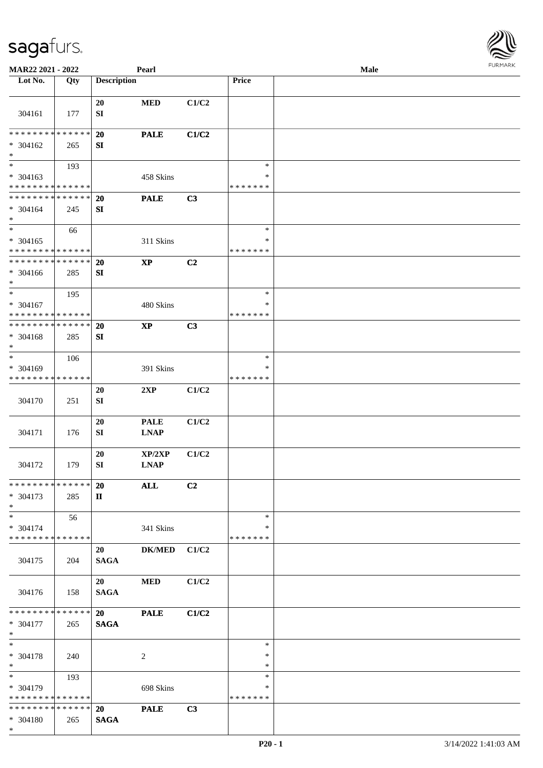| Lot No. | Qty | Description | | | Price | |
|---|---|---|---|---|---|---|
| 304161 | 177 | 20<br>SI | MED | C1/C2 | | |
| * * * * * * * * * * * * * *<br>* 304162<br>* | 265 | 20<br>SI | PALE | C1/C2 | | |
| *<br>* 304163<br>* * * * * * * * * * * * * * | 193 | | 458 Skins | | *<br>*<br>* * * * * * * | |
| * * * * * * * * * * * * * *<br>* 304164<br>* | 245 | 20<br>SI | PALE | C3 | | |
| *<br>* 304165<br>* * * * * * * * * * * * * * | 66 | | 311 Skins | | *<br>*<br>* * * * * * * | |
| * * * * * * * * * * * * * *<br>* 304166<br>* | 285 | 20<br>SI | XP | C2 | | |
| *<br>* 304167<br>* * * * * * * * * * * * * * | 195 | | 480 Skins | | *<br>*<br>* * * * * * * | |
| * * * * * * * * * * * * * *<br>* 304168<br>* | 285 | 20<br>SI | XP | C3 | | |
| *<br>* 304169<br>* * * * * * * * * * * * * * | 106 | | 391 Skins | | *<br>*<br>* * * * * * * | |
| 304170 | 251 | 20<br>SI | 2XP | C1/C2 | | |
| 304171 | 176 | 20<br>SI | PALE<br>LNAP | C1/C2 | | |
| 304172 | 179 | 20<br>SI | XP/2XP<br>LNAP | C1/C2 | | |
| * * * * * * * * * * * * * *<br>* 304173<br>* | 285 | 20<br>II | ALL | C2 | | |
| *<br>* 304174<br>* * * * * * * * * * * * * * | 56 | | 341 Skins | | *<br>*<br>* * * * * * * | |
| 304175 | 204 | 20<br>SAGA | DK/MED | C1/C2 | | |
| 304176 | 158 | 20<br>SAGA | MED | C1/C2 | | |
| * * * * * * * * * * * * * *<br>* 304177<br>* | 265 | 20<br>SAGA | PALE | C1/C2 | | |
| *<br>* 304178<br>* | 240 | | 2 | | *<br>*<br>* | |
| *<br>* 304179<br>* * * * * * * * * * * * * * | 193 | | 698 Skins | | *<br>*<br>* * * * * * * | |
| * * * * * * * * * * * * * *<br>* 304180<br>* | 265 | 20<br>SAGA | PALE | C3 | | |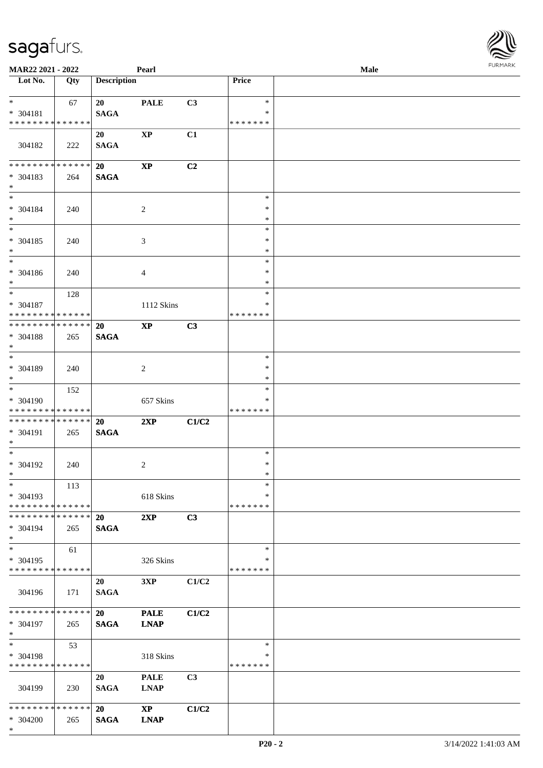| Lot No. | Qty | Description | | | Price | |
|---|---|---|---|---|---|---|
| * | 67 | 20 | PALE | C3 | * | |
| * 304181 | | SAGA | | | * | |
| * * * * * * * * * * * * * * | | | | | * * * * * * * | |
| | | 20 | XP | C1 | | |
| 304182 | 222 | SAGA | | | | |
| * * * * * * * * * * * * * * | | 20 | XP | C2 | | |
| * 304183 | 264 | SAGA | | | | |
| * | | | | | | |
| * | | | | | * | |
| * 304184 | 240 | | 2 | | * | |
| * | | | | | * | |
| * | | | | | * | |
| * 304185 | 240 | | 3 | | * | |
| * | | | | | * | |
| * | | | | | * | |
| * 304186 | 240 | | 4 | | * | |
| * | | | | | * | |
| * | 128 | | | | * | |
| * 304187 | | | 1112 Skins | | * | |
| * * * * * * * * * * * * * * | | | | | * * * * * * * | |
| * * * * * * * * * * * * * * | | 20 | XP | C3 | | |
| * 304188 | 265 | SAGA | | | | |
| * | | | | | | |
| * | | | | | * | |
| * 304189 | 240 | | 2 | | * | |
| * | | | | | * | |
| * | 152 | | | | * | |
| * 304190 | | | 657 Skins | | * | |
| * * * * * * * * * * * * * * | | | | | * * * * * * * | |
| * * * * * * * * * * * * * * | | 20 | 2XP | C1/C2 | | |
| * 304191 | 265 | SAGA | | | | |
| * | | | | | | |
| * | | | | | * | |
| * 304192 | 240 | | 2 | | * | |
| * | | | | | * | |
| * | 113 | | | | * | |
| * 304193 | | | 618 Skins | | * | |
| * * * * * * * * * * * * * * | | | | | * * * * * * * | |
| * * * * * * * * * * * * * * | | 20 | 2XP | C3 | | |
| * 304194 | 265 | SAGA | | | | |
| * | | | | | | |
| * | 61 | | | | * | |
| * 304195 | | | 326 Skins | | * | |
| * * * * * * * * * * * * * * | | | | | * * * * * * * | |
| | | 20 | 3XP | C1/C2 | | |
| 304196 | 171 | SAGA | | | | |
| * * * * * * * * * * * * * * | | 20 | PALE | C1/C2 | | |
| * 304197 | 265 | SAGA | LNAP | | | |
| * | | | | | | |
| * | 53 | | | | * | |
| * 304198 | | | 318 Skins | | * | |
| * * * * * * * * * * * * * * | | | | | * * * * * * * | |
| | | 20 | PALE | C3 | | |
| 304199 | 230 | SAGA | LNAP | | | |
| * * * * * * * * * * * * * * | | 20 | XP | C1/C2 | | |
| * 304200 | 265 | SAGA | LNAP | | | |
| * | | | | | | |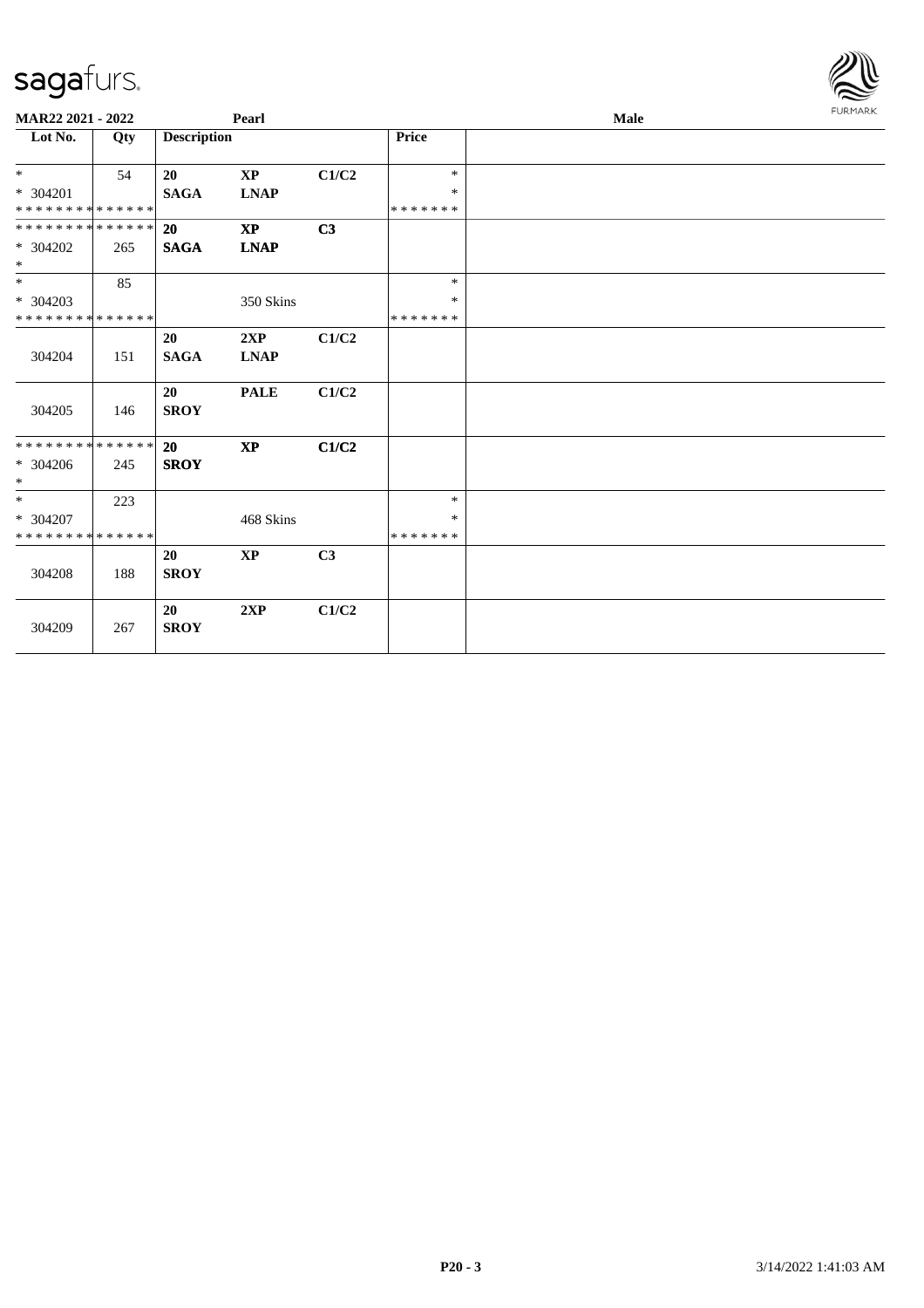**MAR22 2021 - 2022** | **Pearl** | **Male**

| Lot No. | Qty | Description | | | Price | |
|---|---|---|---|---|---|---|
| * | 54 | 20 | XP | C1/C2 | * | |
| * 304201 | | SAGA | LNAP | | * | |
| * * * * * * * * * * * * * * | | | | | * * * * * * * | |
| * * * * * * * * * * * * * * | | 20 | XP | C3 | | |
| * 304202 | 265 | SAGA | LNAP | | | |
| * | | | | | | |
| * | 85 | | | | * | |
| * 304203 | | | 350 Skins | | * | |
| * * * * * * * * * * * * * * | | | | | * * * * * * * | |
| | | 20 | 2XP | C1/C2 | | |
| 304204 | 151 | SAGA | LNAP | | | |
| | | 20 | PALE | C1/C2 | | |
| 304205 | 146 | SROY | | | | |
| * * * * * * * * * * * * * * | | 20 | XP | C1/C2 | | |
| * 304206 | 245 | SROY | | | | |
| * | | | | | | |
| * | 223 | | | | * | |
| * 304207 | | | 468 Skins | | * | |
| * * * * * * * * * * * * * * | | | | | * * * * * * * | |
| | | 20 | XP | C3 | | |
| 304208 | 188 | SROY | | | | |
| | | 20 | 2XP | C1/C2 | | |
| 304209 | 267 | SROY | | | | |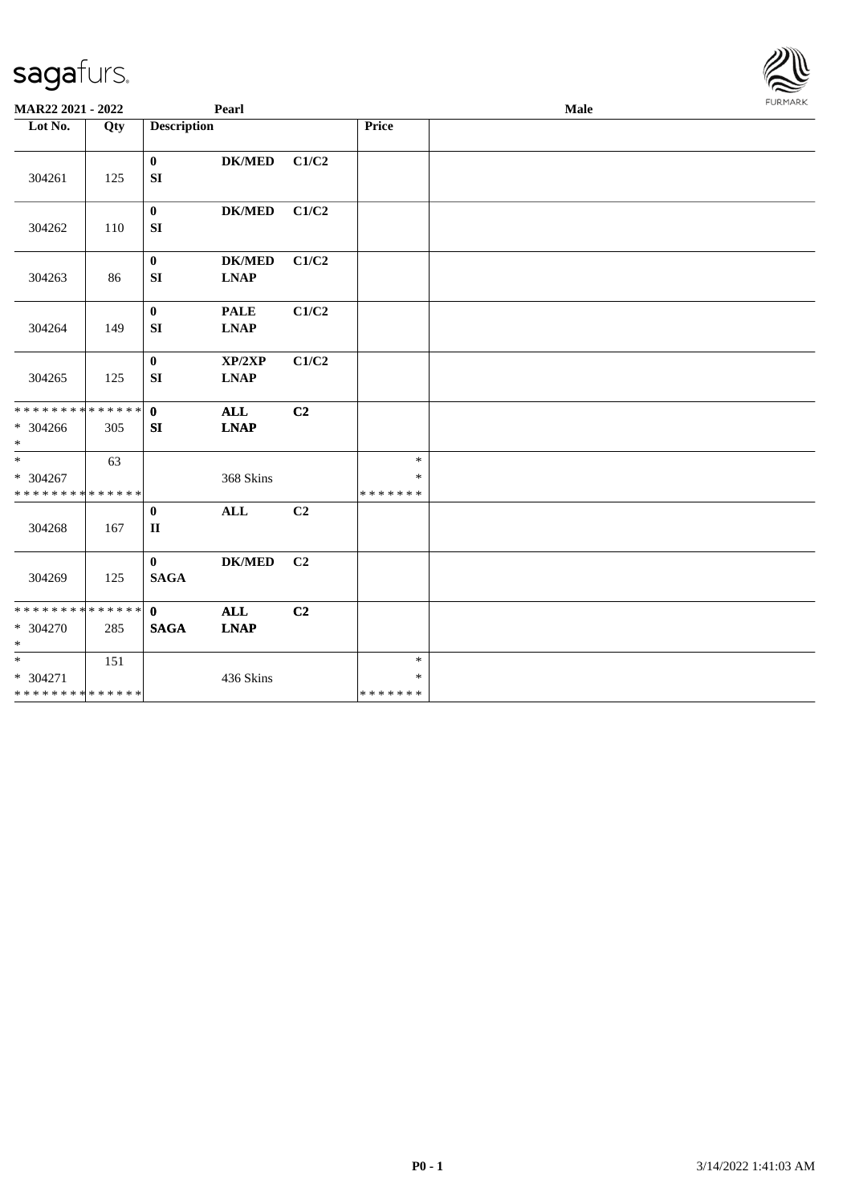| Lot No. | Qty | Description | | | Price | |
|---|---|---|---|---|---|---|
| 304261 | 125 | 0 SI | DK/MED | C1/C2 | | |
| 304262 | 110 | 0 SI | DK/MED | C1/C2 | | |
| 304263 | 86 | 0 SI | DK/MED LNAP | C1/C2 | | |
| 304264 | 149 | 0 SI | PALE LNAP | C1/C2 | | |
| 304265 | 125 | 0 SI | XP/2XP LNAP | C1/C2 | | |
| * * * * * * * * * * * * * * <br>* 304266<br>* | 305 | 0 SI | ALL LNAP | C2 | | |
| *<br>* 304267<br>* * * * * * * * * * * * * * | 63 | | 368 Skins | | *<br>*<br>* * * * * * * | |
| 304268 | 167 | 0 II | ALL | C2 | | |
| 304269 | 125 | 0 SAGA | DK/MED | C2 | | |
| * * * * * * * * * * * * * * <br>* 304270<br>* | 285 | 0 SAGA | ALL LNAP | C2 | | |
| *<br>* 304271<br>* * * * * * * * * * * * * * | 151 | | 436 Skins | | *<br>*<br>* * * * * * * | |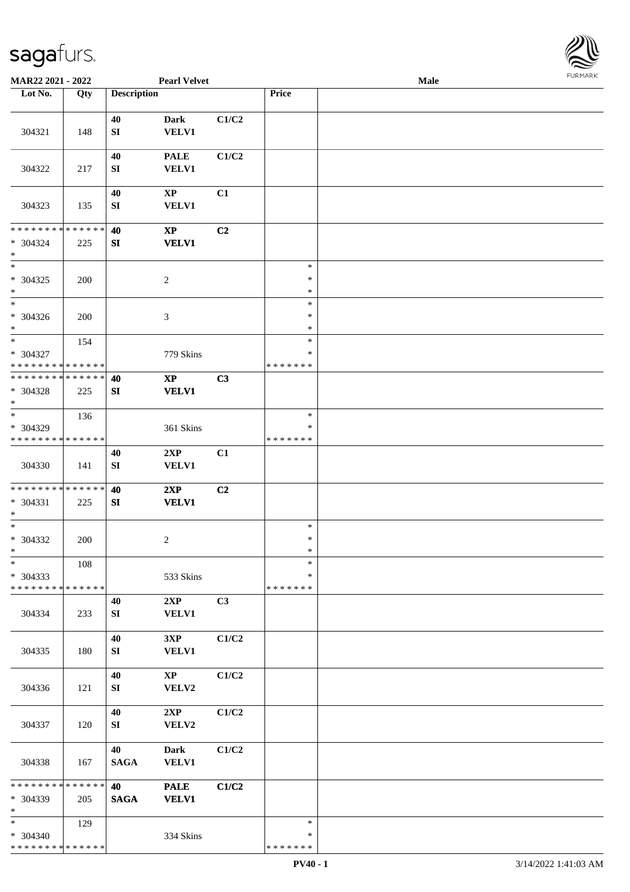**MAR22 2021 - 2022** **Pearl Velvet** **Male**

| Lot No. | Qty | Description | | | Price | |
|---|---|---|---|---|---|---|
| 304321 | 148 | 40 SI | Dark VELV1 | C1/C2 | | |
| 304322 | 217 | 40 SI | PALE VELV1 | C1/C2 | | |
| 304323 | 135 | 40 SI | XP VELV1 | C1 | | |
| * * * * * * * * * * * * * * * 304324 * | 225 | 40 SI | XP VELV1 | C2 | | |
| * * 304325 * | 200 | | 2 | | * * * | |
| * * 304326 * | 200 | | 3 | | * * * | |
| * * 304327 * * * * * * * * * * * * * * | 154 | | 779 Skins | | * * * * * * * * | |
| * * * * * * * * * * * * * * * 304328 * | 225 | 40 SI | XP VELV1 | C3 | | |
| * * 304329 * * * * * * * * * * * * * * | 136 | | 361 Skins | | * * * * * * * * | |
| 304330 | 141 | 40 SI | 2XP VELV1 | C1 | | |
| * * * * * * * * * * * * * * * 304331 * | 225 | 40 SI | 2XP VELV1 | C2 | | |
| * * 304332 * | 200 | | 2 | | * * * | |
| * * 304333 * * * * * * * * * * * * * * | 108 | | 533 Skins | | * * * * * * * * | |
| 304334 | 233 | 40 SI | 2XP VELV1 | C3 | | |
| 304335 | 180 | 40 SI | 3XP VELV1 | C1/C2 | | |
| 304336 | 121 | 40 SI | XP VELV2 | C1/C2 | | |
| 304337 | 120 | 40 SI | 2XP VELV2 | C1/C2 | | |
| 304338 | 167 | 40 SAGA | Dark VELV1 | C1/C2 | | |
| * * * * * * * * * * * * * * * 304339 * | 205 | 40 SAGA | PALE VELV1 | C1/C2 | | |
| * * 304340 * * * * * * * * * * * * * * | 129 | | 334 Skins | | * * * * * * * * | |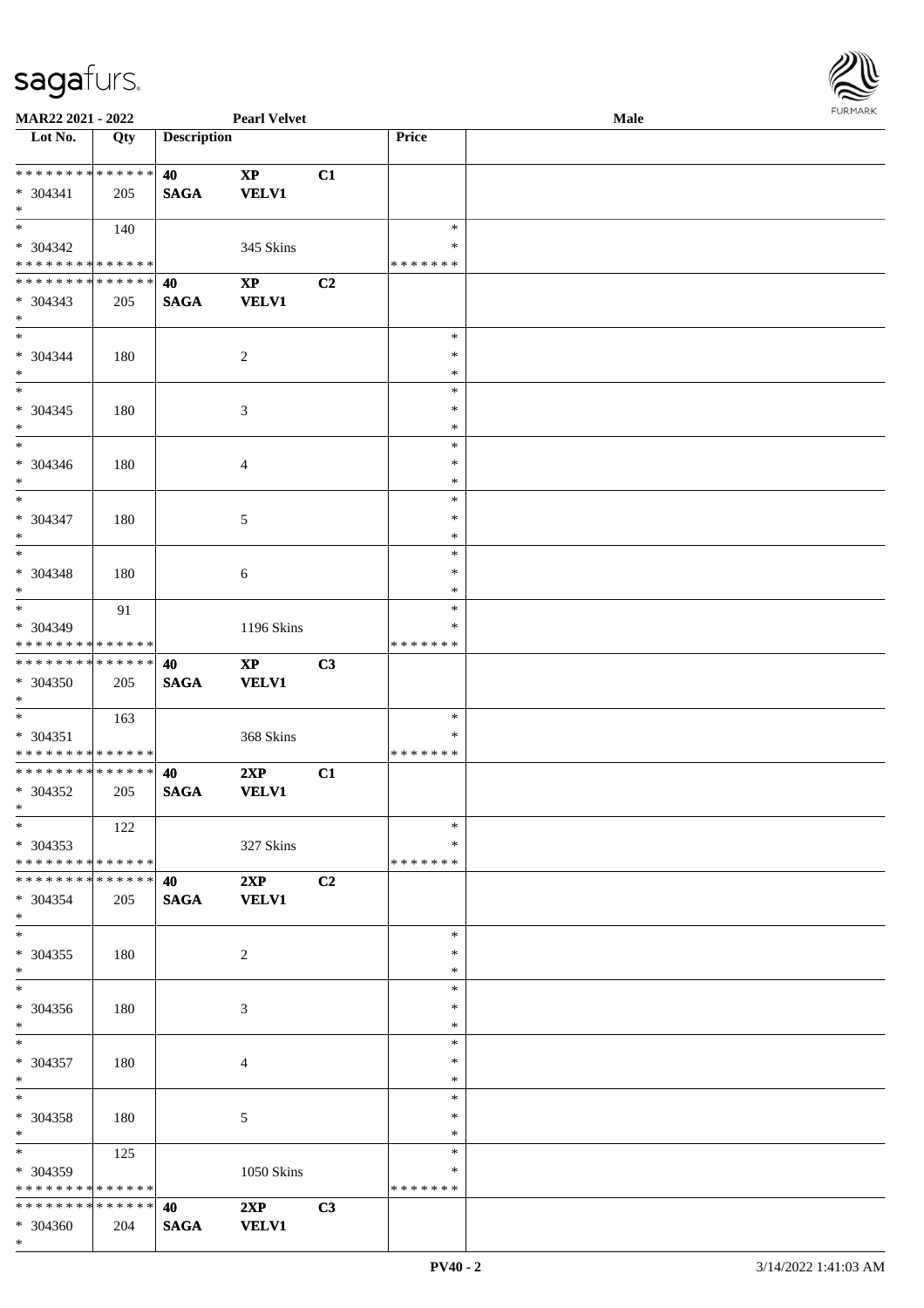MAR22 2021 - 2022 | Pearl Velvet | Male

| Lot No. | Qty | Description | | | Price | |
|---|---|---|---|---|---|---|
| * * * * * * * * * * * * * * | | 40 | XP | C1 | | |
| * 304341 | 205 | SAGA | VELV1 | | | |
| * | | | | | | |
| * | 140 | | | | * | |
| * 304342 | | | 345 Skins | | * | |
| * * * * * * * * * * * * * * | | | | | * * * * * * * | |
| * * * * * * * * * * * * * * | | 40 | XP | C2 | | |
| * 304343 | 205 | SAGA | VELV1 | | | |
| * | | | | | | |
| * | | | | | * | |
| * 304344 | 180 | | 2 | | * | |
| * | | | | | * | |
| * | | | | | * | |
| * 304345 | 180 | | 3 | | * | |
| * | | | | | * | |
| * | | | | | * | |
| * 304346 | 180 | | 4 | | * | |
| * | | | | | * | |
| * | | | | | * | |
| * 304347 | 180 | | 5 | | * | |
| * | | | | | * | |
| * | | | | | * | |
| * 304348 | 180 | | 6 | | * | |
| * | | | | | * | |
| * | 91 | | | | * | |
| * 304349 | | | 1196 Skins | | * | |
| * * * * * * * * * * * * * * | | | | | * * * * * * * | |
| * * * * * * * * * * * * * * | | 40 | XP | C3 | | |
| * 304350 | 205 | SAGA | VELV1 | | | |
| * | | | | | | |
| * | 163 | | | | * | |
| * 304351 | | | 368 Skins | | * | |
| * * * * * * * * * * * * * * | | | | | * * * * * * * | |
| * * * * * * * * * * * * * * | | 40 | 2XP | C1 | | |
| * 304352 | 205 | SAGA | VELV1 | | | |
| * | | | | | | |
| * | 122 | | | | * | |
| * 304353 | | | 327 Skins | | * | |
| * * * * * * * * * * * * * * | | | | | * * * * * * * | |
| * * * * * * * * * * * * * * | | 40 | 2XP | C2 | | |
| * 304354 | 205 | SAGA | VELV1 | | | |
| * | | | | | | |
| * | | | | | * | |
| * 304355 | 180 | | 2 | | * | |
| * | | | | | * | |
| * | | | | | * | |
| * 304356 | 180 | | 3 | | * | |
| * | | | | | * | |
| * | | | | | * | |
| * 304357 | 180 | | 4 | | * | |
| * | | | | | * | |
| * | | | | | * | |
| * 304358 | 180 | | 5 | | * | |
| * | | | | | * | |
| * | 125 | | | | * | |
| * 304359 | | | 1050 Skins | | * | |
| * * * * * * * * * * * * * * | | | | | * * * * * * * | |
| * * * * * * * * * * * * * * | | 40 | 2XP | C3 | | |
| * 304360 | 204 | SAGA | VELV1 | | | |
| * | | | | | | |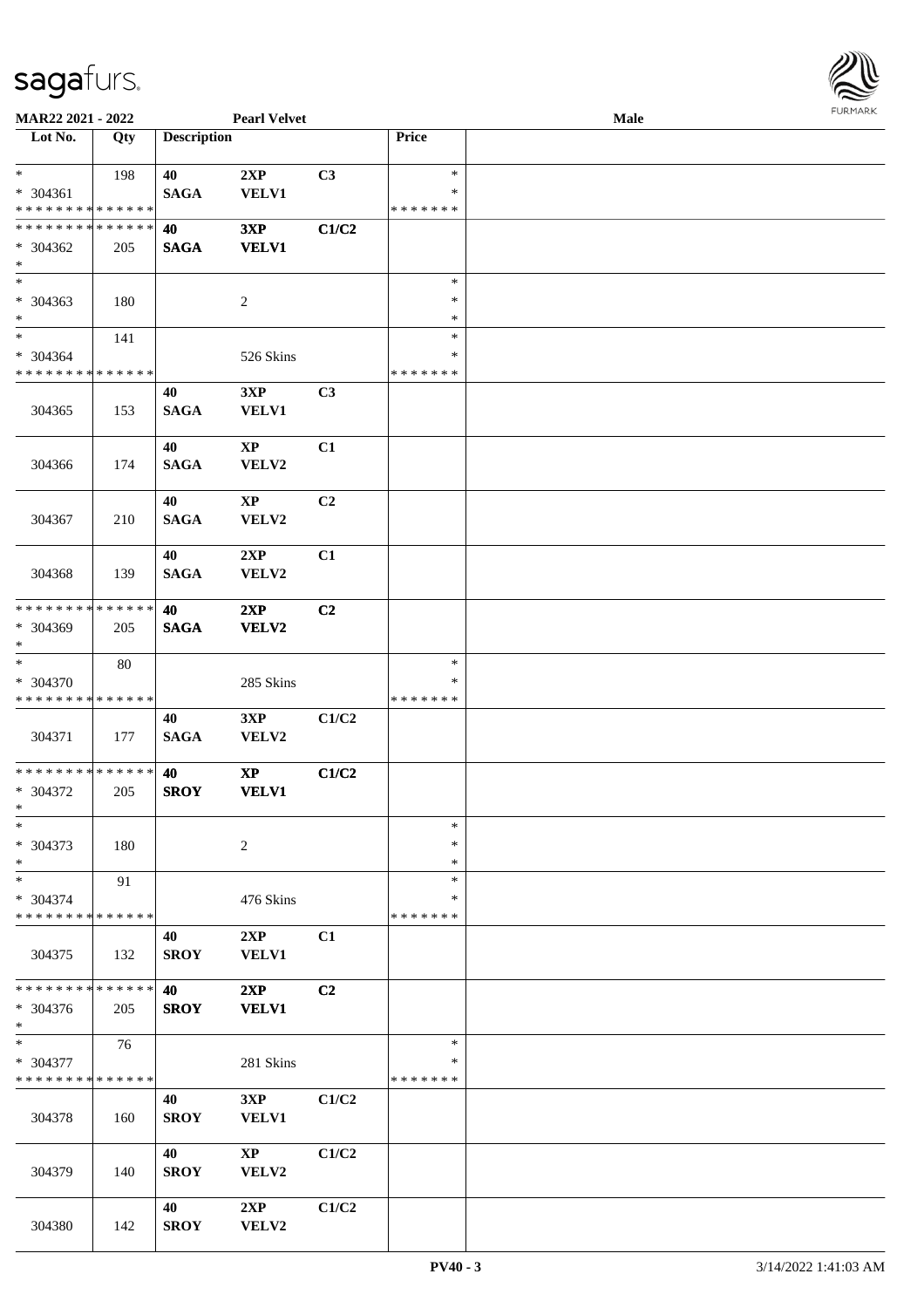MAR22 2021 - 2022 | Pearl Velvet | Male

| Lot No. | Qty | Description | | | Price | |
|---|---|---|---|---|---|---|
| * <br> * 304361 <br> * * * * * * * * * * * * * * | 198 | 40 <br> SAGA | 2XP <br> VELV1 | C3 | * <br> * <br> * * * * * * * | |
| * * * * * * * * * * * * * * <br> * 304362 <br> * | 205 | **40** <br> **SAGA** | **3XP** <br> **VELV1** | **C1/C2** | | |
| * <br> * 304363 <br> * | 180 | | 2 | | * <br> * <br> * | |
| * <br> * 304364 <br> * * * * * * * * * * * * * * | 141 | | 526 Skins | | * <br> * <br> * * * * * * * | |
| 304365 | 153 | 40 <br> SAGA | 3XP <br> VELV1 | C3 | | |
| 304366 | 174 | 40 <br> SAGA | XP <br> VELV2 | C1 | | |
| 304367 | 210 | 40 <br> SAGA | XP <br> VELV2 | C2 | | |
| 304368 | 139 | 40 <br> SAGA | 2XP <br> VELV2 | C1 | | |
| * * * * * * * * * * * * * * <br> * 304369 <br> * | 205 | **40** <br> **SAGA** | **2XP** <br> **VELV2** | **C2** | | |
| * <br> * 304370 <br> * * * * * * * * * * * * * * | 80 | | 285 Skins | | * <br> * <br> * * * * * * * | |
| 304371 | 177 | 40 <br> SAGA | 3XP <br> VELV2 | C1/C2 | | |
| * * * * * * * * * * * * * * <br> * 304372 <br> * | 205 | **40** <br> **SROY** | **XP** <br> **VELV1** | **C1/C2** | | |
| * <br> * 304373 <br> * | 180 | | 2 | | * <br> * <br> * | |
| * <br> * 304374 <br> * * * * * * * * * * * * * * | 91 | | 476 Skins | | * <br> * <br> * * * * * * * | |
| 304375 | 132 | 40 <br> SROY | 2XP <br> VELV1 | C1 | | |
| * * * * * * * * * * * * * * <br> * 304376 <br> * | 205 | **40** <br> **SROY** | **2XP** <br> **VELV1** | **C2** | | |
| * <br> * 304377 <br> * * * * * * * * * * * * * * | 76 | | 281 Skins | | * <br> * <br> * * * * * * * | |
| 304378 | 160 | 40 <br> SROY | 3XP <br> VELV1 | C1/C2 | | |
| 304379 | 140 | 40 <br> SROY | XP <br> VELV2 | C1/C2 | | |
| 304380 | 142 | 40 <br> SROY | 2XP <br> VELV2 | C1/C2 | | |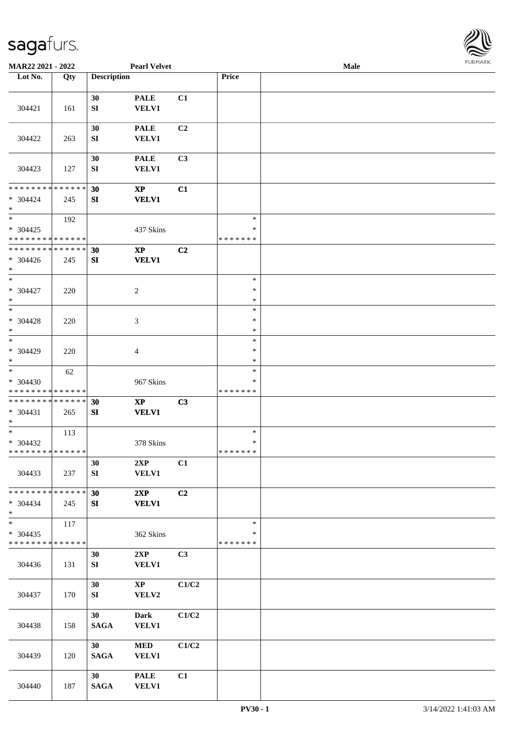**MAR22 2021 - 2022** **Pearl Velvet** **Male**

| Lot No. | Qty | Description | | | Price | |
|---|---|---|---|---|---|---|
| 304421 | 161 | 30 SI | PALE VELV1 | C1 | | |
| 304422 | 263 | 30 SI | PALE VELV1 | C2 | | |
| 304423 | 127 | 30 SI | PALE VELV1 | C3 | | |
| * * * * * * * * * * * * * * * 304424 * | 245 | **30 SI** | **XP VELV1** | **C1** | | |
| * * 304425 * * * * * * * * * * * * * * | 192 | | 437 Skins | | * * * * * * * * * | |
| * * * * * * * * * * * * * * * 304426 * | 245 | **30 SI** | **XP VELV1** | **C2** | | |
| * * 304427 * | 220 | | 2 | | * * * | |
| * * 304428 * | 220 | | 3 | | * * * | |
| * * 304429 * | 220 | | 4 | | * * * | |
| * * 304430 * * * * * * * * * * * * * * | 62 | | 967 Skins | | * * * * * * * * * | |
| * * * * * * * * * * * * * * * 304431 * | 265 | **30 SI** | **XP VELV1** | **C3** | | |
| * * 304432 * * * * * * * * * * * * * * | 113 | | 378 Skins | | * * * * * * * * * | |
| 304433 | 237 | 30 SI | 2XP VELV1 | C1 | | |
| * * * * * * * * * * * * * * * 304434 * | 245 | **30 SI** | **2XP VELV1** | **C2** | | |
| * * 304435 * * * * * * * * * * * * * * | 117 | | 362 Skins | | * * * * * * * * * | |
| 304436 | 131 | 30 SI | 2XP VELV1 | C3 | | |
| 304437 | 170 | 30 SI | XP VELV2 | C1/C2 | | |
| 304438 | 158 | 30 SAGA | Dark VELV1 | C1/C2 | | |
| 304439 | 120 | 30 SAGA | MED VELV1 | C1/C2 | | |
| 304440 | 187 | 30 SAGA | PALE VELV1 | C1 | | |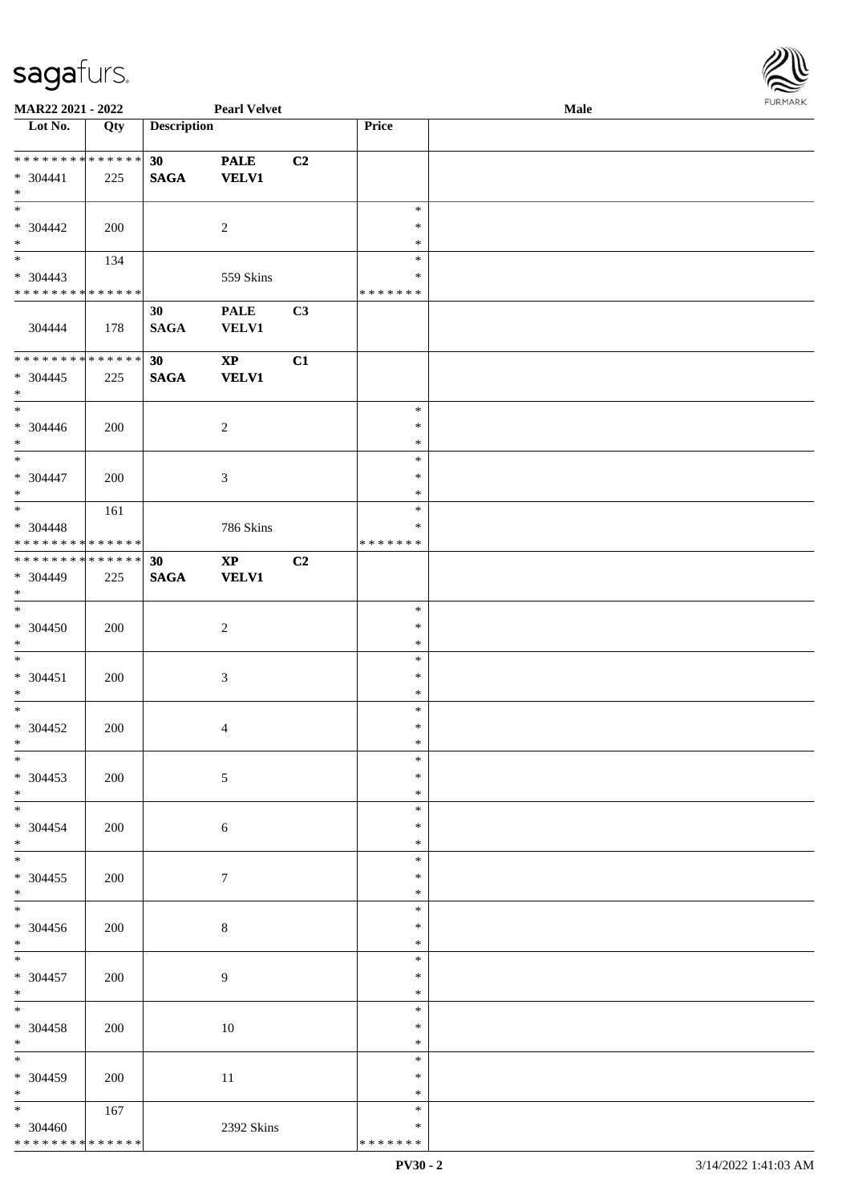MAR22 2021 - 2022 | Pearl Velvet | Male

| Lot No. | Qty | Description | | | Price | |
|---|---|---|---|---|---|---|
| * * * * * * * * * * * * * * | | 30 | PALE | C2 | | |
| * 304441 | 225 | SAGA | VELV1 | | | |
| * | | | | | | |
| * 304442 | 200 | | 2 | | * * * | |
| * 304443 | 134 | | 559 Skins | | * * * * * * * * * | |
| * * * * * * * * * * * * * * | | | | | | |
| | | 30 | PALE | C3 | | |
| 304444 | 178 | SAGA | VELV1 | | | |
| * * * * * * * * * * * * * * | | 30 | XP | C1 | | |
| * 304445 | 225 | SAGA | VELV1 | | | |
| * | | | | | | |
| * 304446 | 200 | | 2 | | * * * | |
| * 304447 | 200 | | 3 | | * * * | |
| * 304448 | 161 | | 786 Skins | | * * * * * * * * * | |
| * * * * * * * * * * * * * * | | | | | | |
| * * * * * * * * * * * * * * | | 30 | XP | C2 | | |
| * 304449 | 225 | SAGA | VELV1 | | | |
| * | | | | | | |
| * 304450 | 200 | | 2 | | * * * | |
| * 304451 | 200 | | 3 | | * * * | |
| * 304452 | 200 | | 4 | | * * * | |
| * 304453 | 200 | | 5 | | * * * | |
| * 304454 | 200 | | 6 | | * * * | |
| * 304455 | 200 | | 7 | | * * * | |
| * 304456 | 200 | | 8 | | * * * | |
| * 304457 | 200 | | 9 | | * * * | |
| * 304458 | 200 | | 10 | | * * * | |
| * 304459 | 200 | | 11 | | * * * | |
| * 304460 | 167 | | 2392 Skins | | * * * * * * * * * | |
| * * * * * * * * * * * * * * | | | | | | |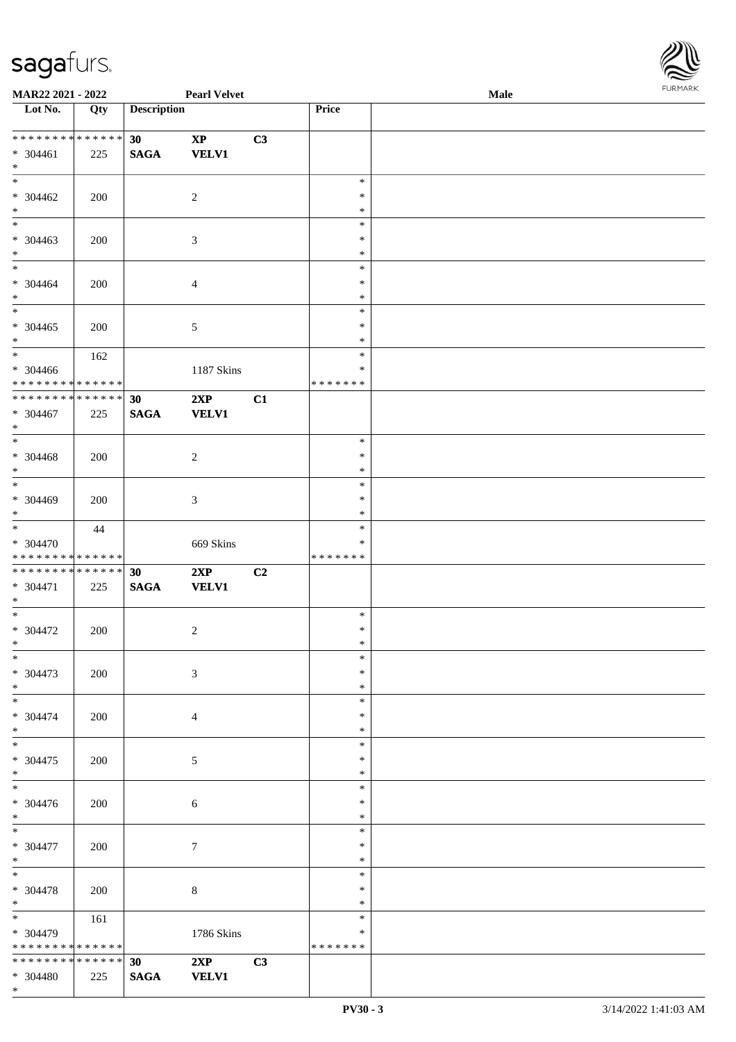**MAR22 2021 - 2022** **Pearl Velvet** **Male**

| Lot No. | Qty | Description | | | Price | |
|---|---|---|---|---|---|---|
| * * * * * * * * * * * * * * | | **30** | **XP** | **C3** | | |
| * 304461 | 225 | **SAGA** | **VELV1** | | | |
| * | | | | | | |
| * 304462 | 200 | | 2 | | * | |
| * 304463 | 200 | | 3 | | * | |
| * 304464 | 200 | | 4 | | * | |
| * 304465 | 200 | | 5 | | * | |
| * | 162 | | | | * | |
| * 304466 | | | 1187 Skins | | * | |
| * * * * * * * * * * * * * * | | | | | * * * * * * * | |
| * * * * * * * * * * * * * * | | **30** | **2XP** | **C1** | | |
| * 304467 | 225 | **SAGA** | **VELV1** | | | |
| * 304468 | 200 | | 2 | | * | |
| * 304469 | 200 | | 3 | | * | |
| * | 44 | | | | * | |
| * 304470 | | | 669 Skins | | * | |
| * * * * * * * * * * * * * * | | | | | * * * * * * * | |
| * * * * * * * * * * * * * * | | **30** | **2XP** | **C2** | | |
| * 304471 | 225 | **SAGA** | **VELV1** | | | |
| * 304472 | 200 | | 2 | | * | |
| * 304473 | 200 | | 3 | | * | |
| * 304474 | 200 | | 4 | | * | |
| * 304475 | 200 | | 5 | | * | |
| * 304476 | 200 | | 6 | | * | |
| * 304477 | 200 | | 7 | | * | |
| * 304478 | 200 | | 8 | | * | |
| * | 161 | | | | * | |
| * 304479 | | | 1786 Skins | | * | |
| * * * * * * * * * * * * * * | | | | | * * * * * * * | |
| * * * * * * * * * * * * * * | | **30** | **2XP** | **C3** | | |
| * 304480 | 225 | **SAGA** | **VELV1** | | | |
| * | | | | | | |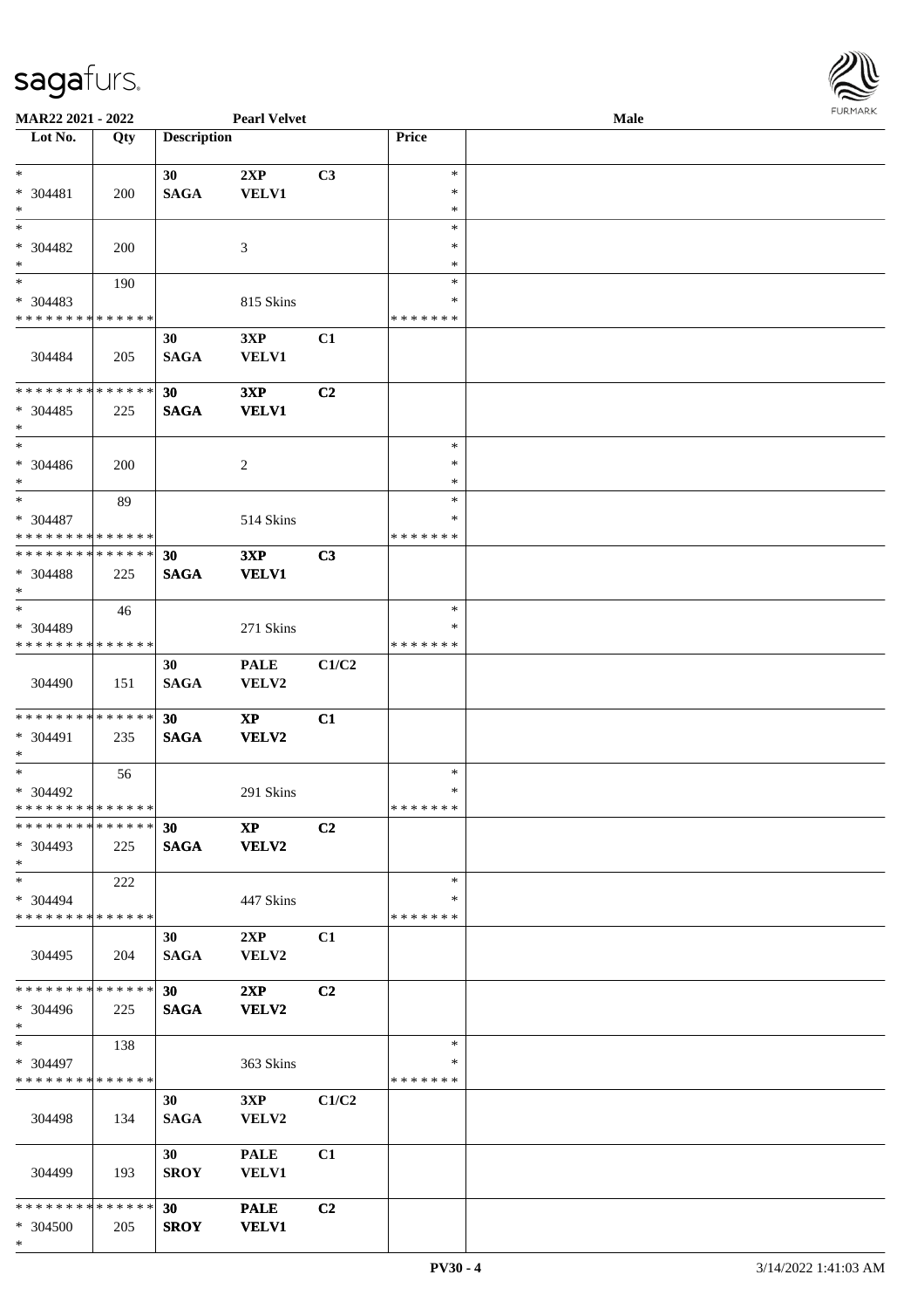**MAR22 2021 - 2022** **Pearl Velvet** **Male**

| Lot No. | Qty | Description | | | Price | |
|---|---|---|---|---|---|---|
| * 304481 * | 200 | 30 SAGA | 2XP VELV1 | C3 | * * * | |
| * 304482 * | 200 | | 3 | | * * * | |
| * 304483 * * * * * * * * * * * * * * | 190 | | 815 Skins | | * * * * * * * * | |
| 304484 | 205 | 30 SAGA | 3XP VELV1 | C1 | | |
| * * * * * * * * * * * * * * 304485 * | 225 | 30 SAGA | 3XP VELV1 | C2 | | |
| * 304486 * | 200 | | 2 | | * * * | |
| * 304487 * * * * * * * * * * * * * * | 89 | | 514 Skins | | * * * * * * * * | |
| * * * * * * * * * * * * * * 304488 * | 225 | 30 SAGA | 3XP VELV1 | C3 | | |
| * 304489 * * * * * * * * * * * * * * | 46 | | 271 Skins | | * * * * * * * * | |
| 304490 | 151 | 30 SAGA | PALE VELV2 | C1/C2 | | |
| * * * * * * * * * * * * * * 304491 * | 235 | 30 SAGA | XP VELV2 | C1 | | |
| * 304492 * * * * * * * * * * * * * * | 56 | | 291 Skins | | * * * * * * * * | |
| * * * * * * * * * * * * * * 304493 * | 225 | 30 SAGA | XP VELV2 | C2 | | |
| * 304494 * * * * * * * * * * * * * * | 222 | | 447 Skins | | * * * * * * * * | |
| 304495 | 204 | 30 SAGA | 2XP VELV2 | C1 | | |
| * * * * * * * * * * * * * * 304496 * | 225 | 30 SAGA | 2XP VELV2 | C2 | | |
| * 304497 * * * * * * * * * * * * * * | 138 | | 363 Skins | | * * * * * * * * | |
| 304498 | 134 | 30 SAGA | 3XP VELV2 | C1/C2 | | |
| 304499 | 193 | 30 SROY | PALE VELV1 | C1 | | |
| * * * * * * * * * * * * * * 304500 * | 205 | 30 SROY | PALE VELV1 | C2 | | |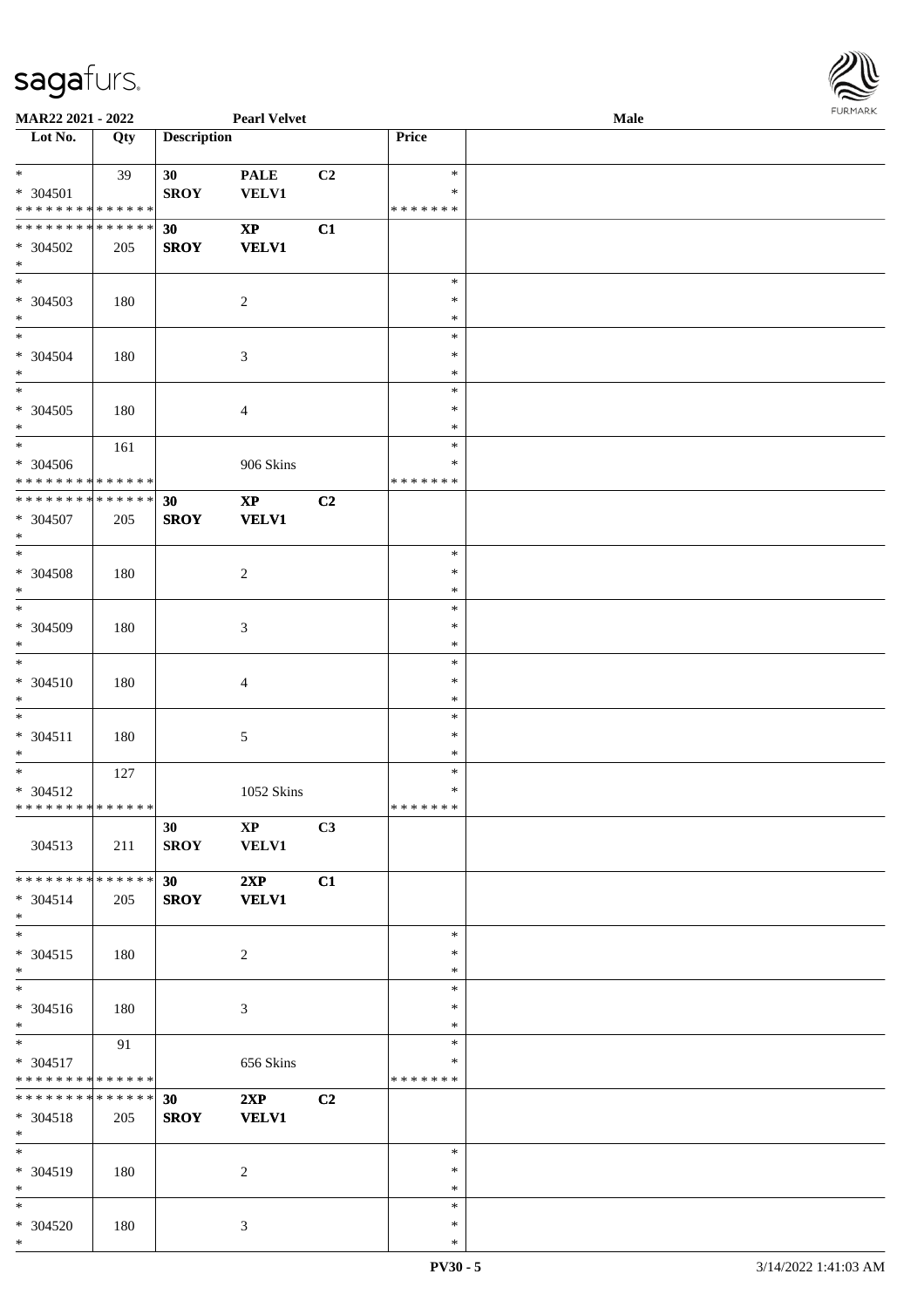**MAR22 2021 - 2022** **Pearl Velvet** **Male**

| Lot No. | Qty | Description | | | Price | |
|---|---|---|---|---|---|---|
| * | 39 | 30 | PALE | C2 | * | |
| * 304501 | | SROY | VELV1 | | * | |
| * * * * * * * * * * * * * * | | | | | * * * * * * * | |
| * * * * * * * * * * * * * * | | 30 | XP | C1 | | |
| * 304502 | 205 | SROY | VELV1 | | | |
| * | | | | | | |
| * | | | | | * | |
| * 304503 | 180 | | 2 | | * | |
| * | | | | | * | |
| * | | | | | * | |
| * 304504 | 180 | | 3 | | * | |
| * | | | | | * | |
| * | | | | | * | |
| * 304505 | 180 | | 4 | | * | |
| * | | | | | * | |
| * | 161 | | | | * | |
| * 304506 | | | 906 Skins | | * | |
| * * * * * * * * * * * * * * | | | | | * * * * * * * | |
| * * * * * * * * * * * * * * | | 30 | XP | C2 | | |
| * 304507 | 205 | SROY | VELV1 | | | |
| * | | | | | | |
| * | | | | | * | |
| * 304508 | 180 | | 2 | | * | |
| * | | | | | * | |
| * | | | | | * | |
| * 304509 | 180 | | 3 | | * | |
| * | | | | | * | |
| * | | | | | * | |
| * 304510 | 180 | | 4 | | * | |
| * | | | | | * | |
| * | | | | | * | |
| * 304511 | 180 | | 5 | | * | |
| * | | | | | * | |
| * | 127 | | | | * | |
| * 304512 | | | 1052 Skins | | * | |
| * * * * * * * * * * * * * * | | | | | * * * * * * * | |
| | | 30 | XP | C3 | | |
| 304513 | 211 | SROY | VELV1 | | | |
| * * * * * * * * * * * * * * | | 30 | 2XP | C1 | | |
| * 304514 | 205 | SROY | VELV1 | | | |
| * | | | | | | |
| * | | | | | * | |
| * 304515 | 180 | | 2 | | * | |
| * | | | | | * | |
| * | | | | | * | |
| * 304516 | 180 | | 3 | | * | |
| * | | | | | * | |
| * | 91 | | | | * | |
| * 304517 | | | 656 Skins | | * | |
| * * * * * * * * * * * * * * | | | | | * * * * * * * | |
| * * * * * * * * * * * * * * | | 30 | 2XP | C2 | | |
| * 304518 | 205 | SROY | VELV1 | | | |
| * | | | | | | |
| * | | | | | * | |
| * 304519 | 180 | | 2 | | * | |
| * | | | | | * | |
| * | | | | | * | |
| * 304520 | 180 | | 3 | | * | |
| * | | | | | * | |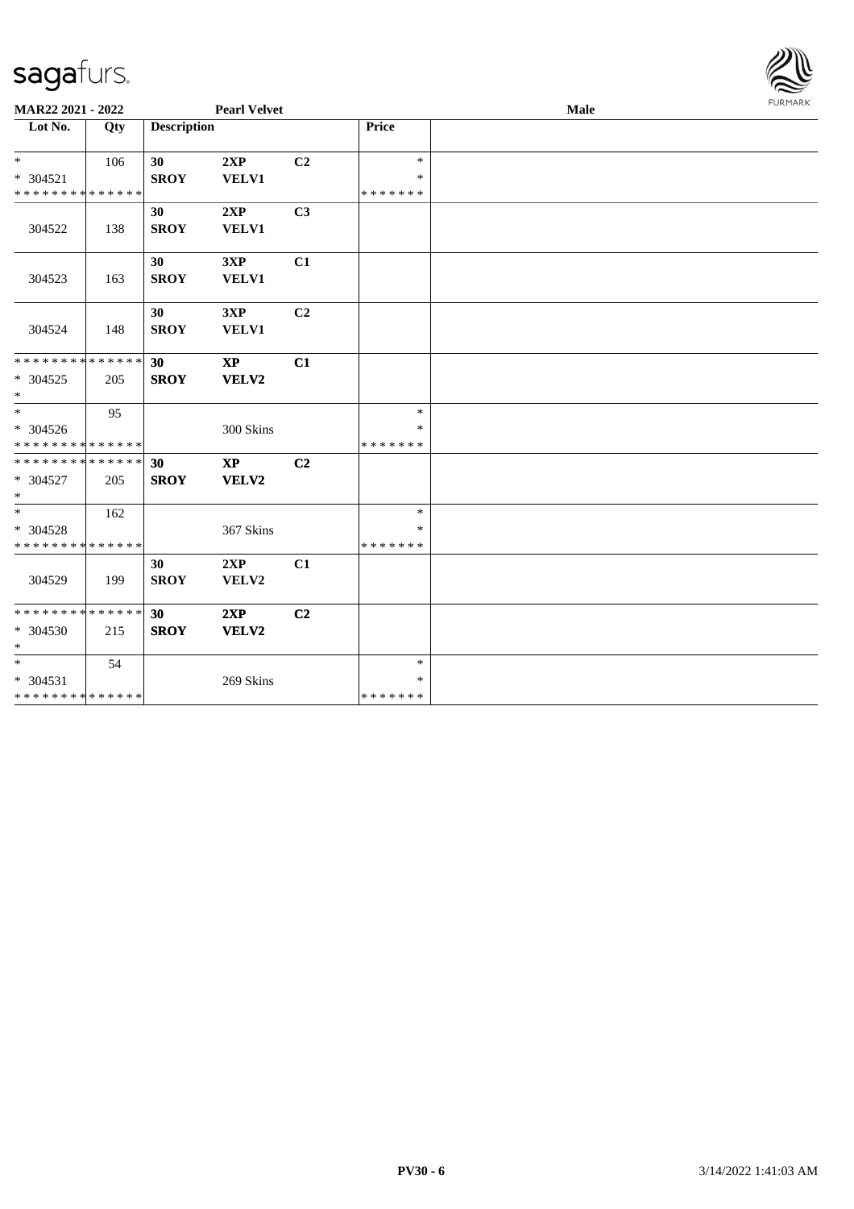**MAR22 2021 - 2022** **Pearl Velvet** **Male**

| Lot No. | Qty | Description | | | Price | |
|---|---|---|---|---|---|---|
| * <br> * 304521 <br> * * * * * * * * * * * * * * | 106 | 30 <br> SROY | 2XP <br> VELV1 | C2 | * <br> * <br> * * * * * * * | |
| 304522 | 138 | 30 <br> SROY | 2XP <br> VELV1 | C3 | | |
| 304523 | 163 | 30 <br> SROY | 3XP <br> VELV1 | C1 | | |
| 304524 | 148 | 30 <br> SROY | 3XP <br> VELV1 | C2 | | |
| * * * * * * * * * * * * * * <br> * 304525 <br> * | 205 | 30 <br> SROY | XP <br> VELV2 | C1 | | |
| * <br> * 304526 <br> * * * * * * * * * * * * * * | 95 | | 300 Skins | | * <br> * <br> * * * * * * * | |
| * * * * * * * * * * * * * * <br> * 304527 <br> * | 205 | 30 <br> SROY | XP <br> VELV2 | C2 | | |
| * <br> * 304528 <br> * * * * * * * * * * * * * * | 162 | | 367 Skins | | * <br> * <br> * * * * * * * | |
| 304529 | 199 | 30 <br> SROY | 2XP <br> VELV2 | C1 | | |
| * * * * * * * * * * * * * * <br> * 304530 <br> * | 215 | 30 <br> SROY | 2XP <br> VELV2 | C2 | | |
| * <br> * 304531 <br> * * * * * * * * * * * * * * | 54 | | 269 Skins | | * <br> * <br> * * * * * * * | |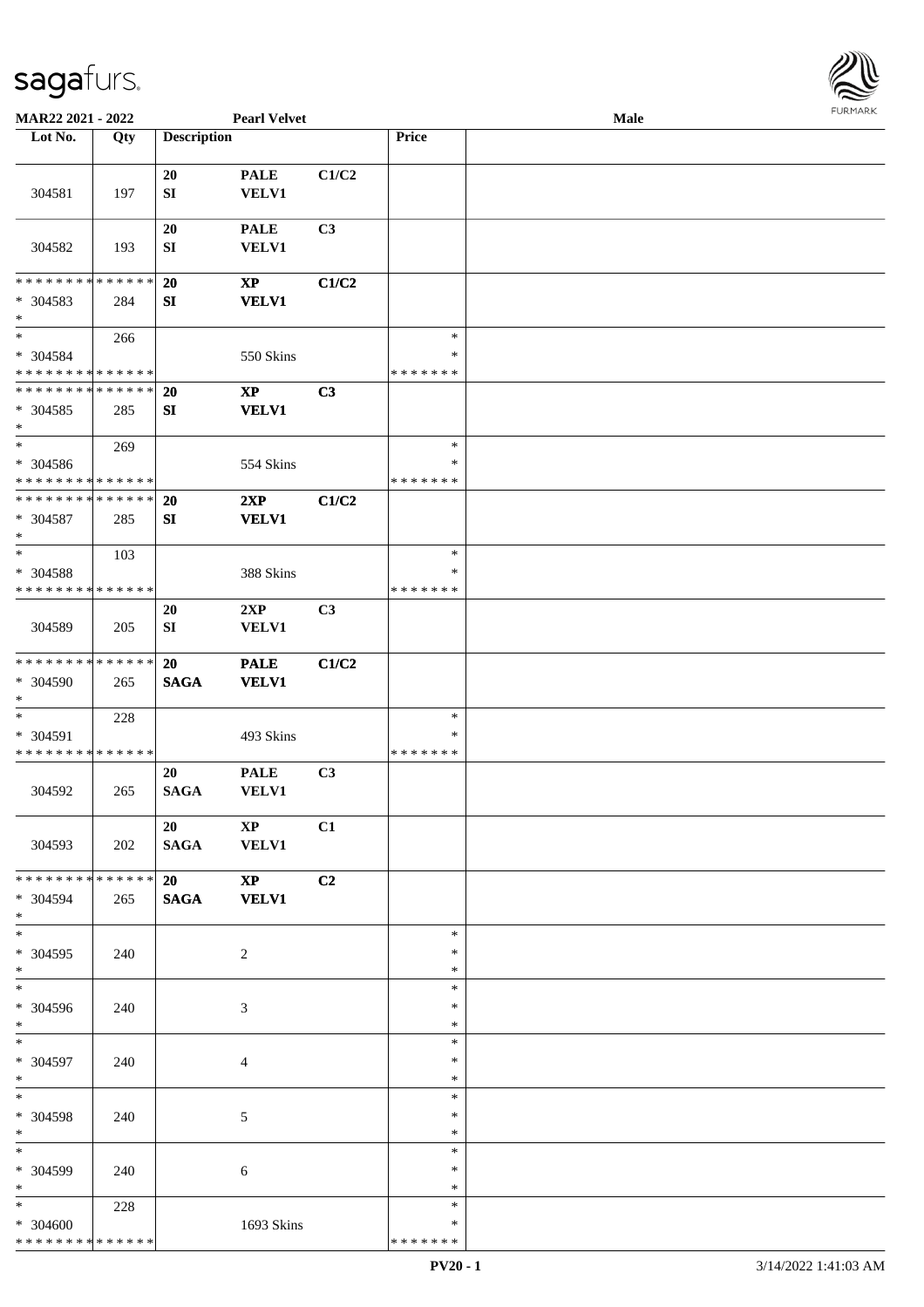MAR22 2021 - 2022 | Pearl Velvet | Male

| Lot No. | Qty | Description | | | Price | |
|---|---|---|---|---|---|---|
| 304581 | 197 | 20 SI | PALE VELV1 | C1/C2 | | |
| 304582 | 193 | 20 SI | PALE VELV1 | C3 | | |
| * * * * * * * * * * * * * * * 304583 * | 284 | 20 SI | XP VELV1 | C1/C2 | | |
| * * 304584 * * * * * * * * * * * * * * | 266 | | 550 Skins | | * * * * * * * * * | |
| * * * * * * * * * * * * * * * 304585 * | 285 | 20 SI | XP VELV1 | C3 | | |
| * * 304586 * * * * * * * * * * * * * * | 269 | | 554 Skins | | * * * * * * * * * | |
| * * * * * * * * * * * * * * * 304587 * | 285 | 20 SI | 2XP VELV1 | C1/C2 | | |
| * * 304588 * * * * * * * * * * * * * * | 103 | | 388 Skins | | * * * * * * * * * | |
| 304589 | 205 | 20 SI | 2XP VELV1 | C3 | | |
| * * * * * * * * * * * * * * * 304590 * | 265 | 20 SAGA | PALE VELV1 | C1/C2 | | |
| * * 304591 * * * * * * * * * * * * * * | 228 | | 493 Skins | | * * * * * * * * * | |
| 304592 | 265 | 20 SAGA | PALE VELV1 | C3 | | |
| 304593 | 202 | 20 SAGA | XP VELV1 | C1 | | |
| * * * * * * * * * * * * * * * 304594 * | 265 | 20 SAGA | XP VELV1 | C2 | | |
| * * 304595 * | 240 | | 2 | | * * * | |
| * * 304596 * | 240 | | 3 | | * * * | |
| * * 304597 * | 240 | | 4 | | * * * | |
| * * 304598 * | 240 | | 5 | | * * * | |
| * * 304599 * | 240 | | 6 | | * * * | |
| * * 304600 * * * * * * * * * * * * * * | 228 | | 1693 Skins | | * * * * * * * * * | |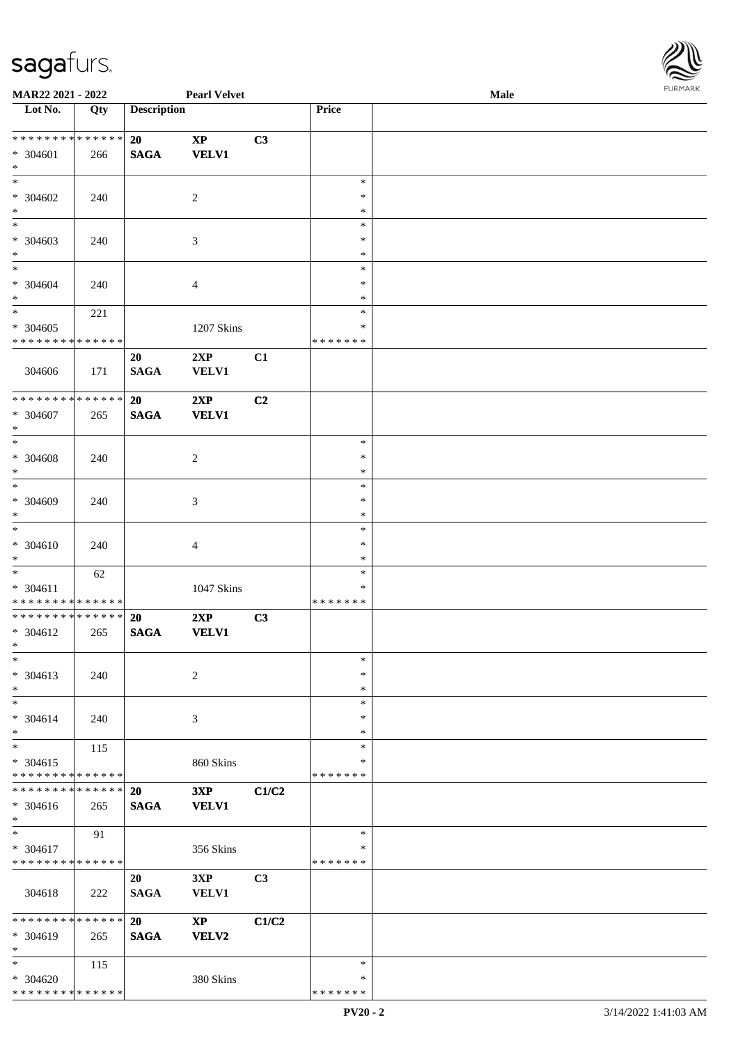**MAR22 2021 - 2022** | **Pearl Velvet** | **Male**

| Lot No. | Qty | Description | | | Price | |
|---|---|---|---|---|---|---|
| * * * * * * * * * * * * * * | | 20 | XP | C3 | | |
| * 304601 | 266 | SAGA | VELV1 | | | |
| * | | | | | | |
| * | | | | | * | |
| * 304602 | 240 | | 2 | | * | |
| * | | | | | * | |
| * | | | | | * | |
| * 304603 | 240 | | 3 | | * | |
| * | | | | | * | |
| * | | | | | * | |
| * 304604 | 240 | | 4 | | * | |
| * | | | | | * | |
| * | 221 | | | | * | |
| * 304605 | | | 1207 Skins | | * | |
| * * * * * * * * * * * * * * | | | | | * * * * * * * | |
| | | 20 | 2XP | C1 | | |
| 304606 | 171 | SAGA | VELV1 | | | |
| * * * * * * * * * * * * * * | | 20 | 2XP | C2 | | |
| * 304607 | 265 | SAGA | VELV1 | | | |
| * | | | | | | |
| * | | | | | * | |
| * 304608 | 240 | | 2 | | * | |
| * | | | | | * | |
| * | | | | | * | |
| * 304609 | 240 | | 3 | | * | |
| * | | | | | * | |
| * | | | | | * | |
| * 304610 | 240 | | 4 | | * | |
| * | | | | | * | |
| * | 62 | | | | * | |
| * 304611 | | | 1047 Skins | | * | |
| * * * * * * * * * * * * * * | | | | | * * * * * * * | |
| * * * * * * * * * * * * * * | | 20 | 2XP | C3 | | |
| * 304612 | 265 | SAGA | VELV1 | | | |
| * | | | | | | |
| * | | | | | * | |
| * 304613 | 240 | | 2 | | * | |
| * | | | | | * | |
| * | | | | | * | |
| * 304614 | 240 | | 3 | | * | |
| * | | | | | * | |
| * | 115 | | | | * | |
| * 304615 | | | 860 Skins | | * | |
| * * * * * * * * * * * * * * | | | | | * * * * * * * | |
| * * * * * * * * * * * * * * | | 20 | 3XP | C1/C2 | | |
| * 304616 | 265 | SAGA | VELV1 | | | |
| * | | | | | | |
| * | 91 | | | | * | |
| * 304617 | | | 356 Skins | | * | |
| * * * * * * * * * * * * * * | | | | | * * * * * * * | |
| | | 20 | 3XP | C3 | | |
| 304618 | 222 | SAGA | VELV1 | | | |
| * * * * * * * * * * * * * * | | 20 | XP | C1/C2 | | |
| * 304619 | 265 | SAGA | VELV2 | | | |
| * | | | | | | |
| * | 115 | | | | * | |
| * 304620 | | | 380 Skins | | * | |
| * * * * * * * * * * * * * * | | | | | * * * * * * * | |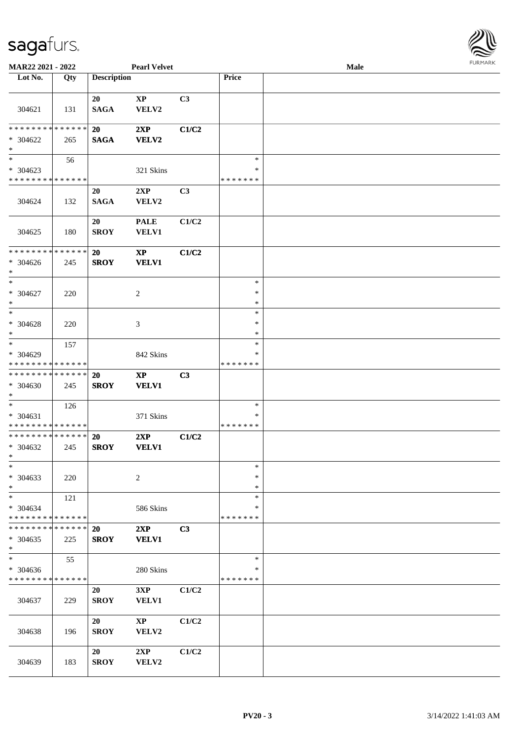MAR22 2021 - 2022 Pearl Velvet Male

| Lot No. | Qty | Description | | | Price | |
|---|---|---|---|---|---|---|
| 304621 | 131 | 20 SAGA | XP VELV2 | C3 | | |
| * * * * * * * * * * * * * * * 304622 * | 265 | 20 SAGA | 2XP VELV2 | C1/C2 | | |
| * * 304623 * * * * * * * * * * * * * * | 56 | | 321 Skins | | * * * * * * * * * | |
| 304624 | 132 | 20 SAGA | 2XP VELV2 | C3 | | |
| 304625 | 180 | 20 SROY | PALE VELV1 | C1/C2 | | |
| * * * * * * * * * * * * * * * 304626 * | 245 | 20 SROY | XP VELV1 | C1/C2 | | |
| * * 304627 * | 220 | | 2 | | * * * | |
| * * 304628 * | 220 | | 3 | | * * * | |
| * * 304629 * * * * * * * * * * * * * * | 157 | | 842 Skins | | * * * * * * * * * | |
| * * * * * * * * * * * * * * * 304630 * | 245 | 20 SROY | XP VELV1 | C3 | | |
| * * 304631 * * * * * * * * * * * * * * | 126 | | 371 Skins | | * * * * * * * * * | |
| * * * * * * * * * * * * * * * 304632 * | 245 | 20 SROY | 2XP VELV1 | C1/C2 | | |
| * * 304633 * | 220 | | 2 | | * * * | |
| * * 304634 * * * * * * * * * * * * * * | 121 | | 586 Skins | | * * * * * * * * * | |
| * * * * * * * * * * * * * * * 304635 * | 225 | 20 SROY | 2XP VELV1 | C3 | | |
| * * 304636 * * * * * * * * * * * * * * | 55 | | 280 Skins | | * * * * * * * * * | |
| 304637 | 229 | 20 SROY | 3XP VELV1 | C1/C2 | | |
| 304638 | 196 | 20 SROY | XP VELV2 | C1/C2 | | |
| 304639 | 183 | 20 SROY | 2XP VELV2 | C1/C2 | | |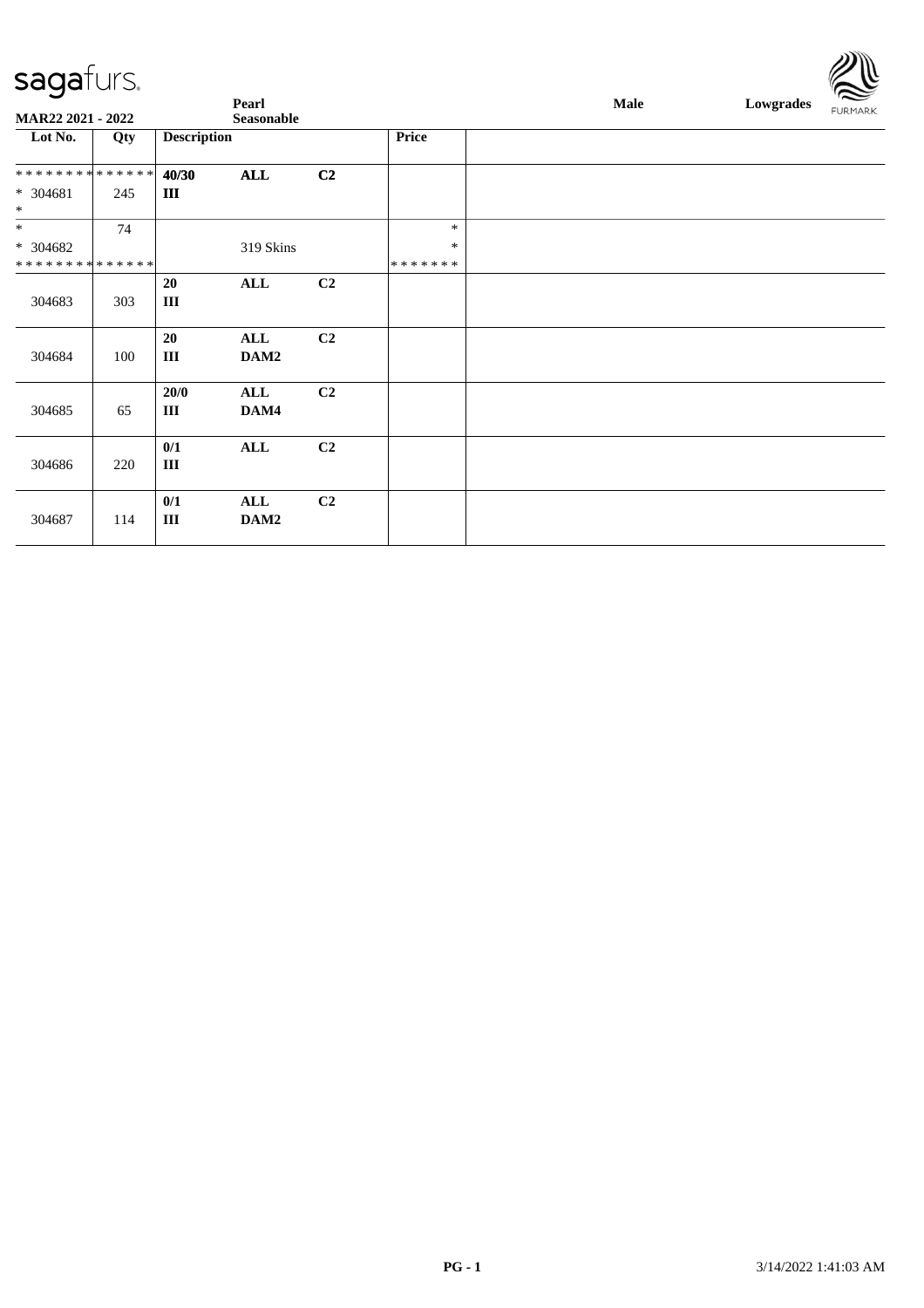**Pearl** **Seasonable** **Male** **Lowgrades**

**MAR22 2021 - 2022**

| Lot No. | Qty | Description | | | Price | |
|---|---|---|---|---|---|---|
| * * * * * * * * * * * * * * | | **40/30** | **ALL** | **C2** | | |
| * 304681 | 245 | **III** | | | | |
| * | | | | | | |
| * | 74 | | | | * | |
| * 304682 | | | 319 Skins | | * | |
| * * * * * * * * * * * * * * | | | | | * * * * * * * | |
| 304683 | 303 | **20** **III** | **ALL** | **C2** | | |
| 304684 | 100 | **20** **III** | **ALL** **DAM2** | **C2** | | |
| 304685 | 65 | **20/0** **III** | **ALL** **DAM4** | **C2** | | |
| 304686 | 220 | **0/1** **III** | **ALL** | **C2** | | |
| 304687 | 114 | **0/1** **III** | **ALL** **DAM2** | **C2** | | |

3/14/2022 1:41:03 AM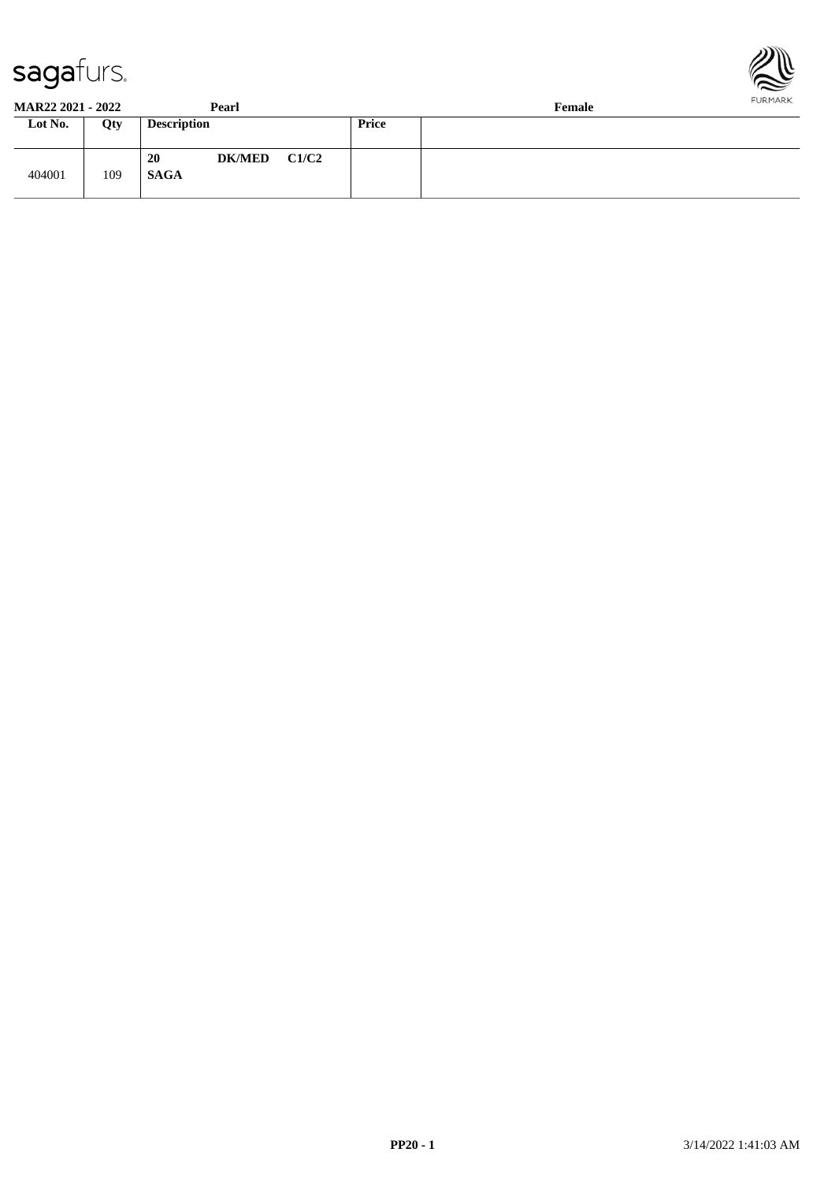**MAR22 2021 - 2022** **Pearl** **Female**

| Lot No. | Qty | Description | Price | |
|---|---|---|---|---|
| 404001 | 109 | **20 DK/MED C1/C2** **SAGA** | | |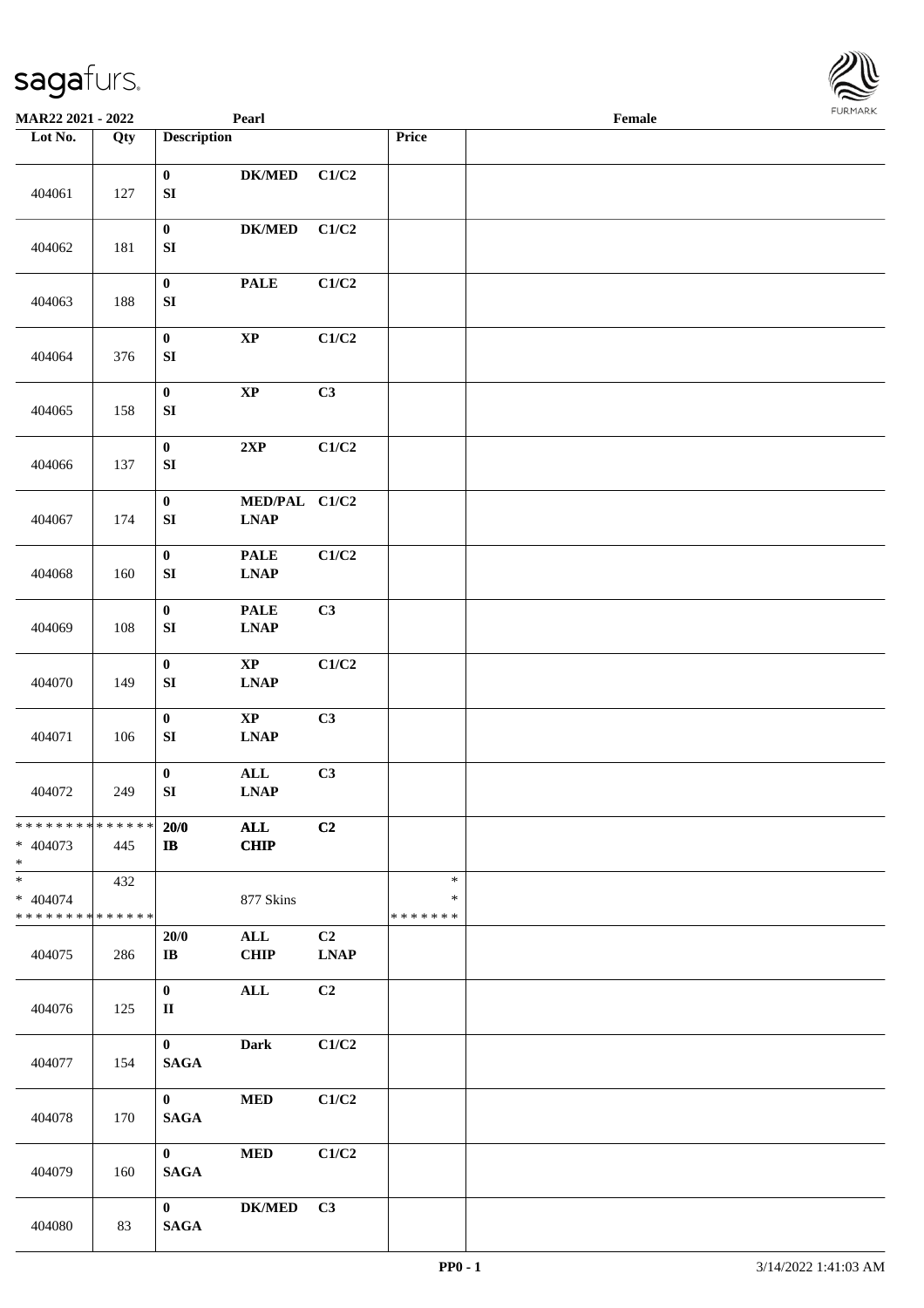| Lot No. | Qty | Description | | | Price | |
|---|---|---|---|---|---|---|
| 404061 | 127 | 0<br>SI | DK/MED | C1/C2 | | |
| 404062 | 181 | 0<br>SI | DK/MED | C1/C2 | | |
| 404063 | 188 | 0<br>SI | PALE | C1/C2 | | |
| 404064 | 376 | 0<br>SI | XP | C1/C2 | | |
| 404065 | 158 | 0<br>SI | XP | C3 | | |
| 404066 | 137 | 0<br>SI | 2XP | C1/C2 | | |
| 404067 | 174 | 0<br>SI | MED/PAL<br>LNAP | C1/C2 | | |
| 404068 | 160 | 0<br>SI | PALE<br>LNAP | C1/C2 | | |
| 404069 | 108 | 0<br>SI | PALE<br>LNAP | C3 | | |
| 404070 | 149 | 0<br>SI | XP<br>LNAP | C1/C2 | | |
| 404071 | 106 | 0<br>SI | XP<br>LNAP | C3 | | |
| 404072 | 249 | 0<br>SI | ALL<br>LNAP | C3 | | |
| * * * * * * * * * * * * * *<br>* 404073<br>* | 445 | 20/0<br>IB | ALL<br>CHIP | C2 | | |
| *<br>* 404074<br>* * * * * * * * * * * * * * | 432 | | 877 Skins | | *<br>*<br>* * * * * * * | |
| 404075 | 286 | 20/0<br>IB | ALL<br>CHIP | C2<br>LNAP | | |
| 404076 | 125 | 0<br>II | ALL | C2 | | |
| 404077 | 154 | 0<br>SAGA | Dark | C1/C2 | | |
| 404078 | 170 | 0<br>SAGA | MED | C1/C2 | | |
| 404079 | 160 | 0<br>SAGA | MED | C1/C2 | | |
| 404080 | 83 | 0<br>SAGA | DK/MED | C3 | | |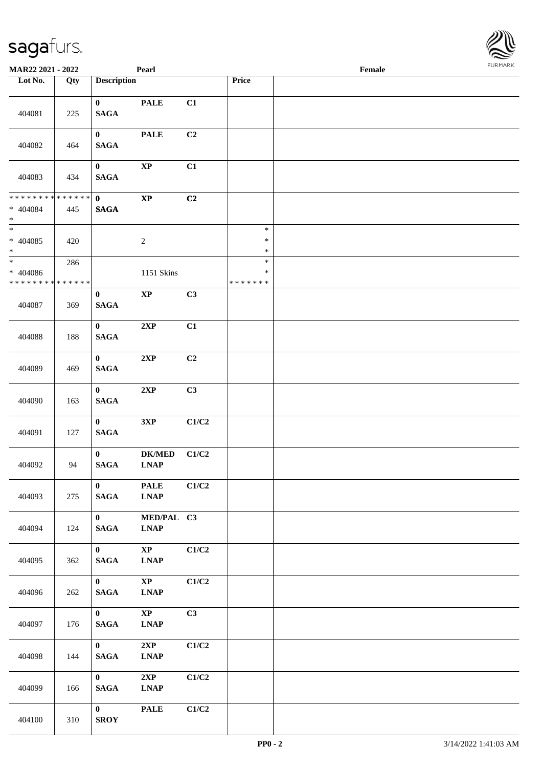MAR22 2021 - 2022 | Pearl | Female

| Lot No. | Qty | Description | | | Price | |
|---|---|---|---|---|---|---|
| 404081 | 225 | 0 SAGA | PALE | C1 | | |
| 404082 | 464 | 0 SAGA | PALE | C2 | | |
| 404083 | 434 | 0 SAGA | XP | C1 | | |
| ************** * 404084 * | 445 | 0 SAGA | XP | C2 | | |
| * * 404085 * | 420 | | 2 | | * * * | |
| * * 404086 ************** | 286 | | 1151 Skins | | * * ******* | |
| 404087 | 369 | 0 SAGA | XP | C3 | | |
| 404088 | 188 | 0 SAGA | 2XP | C1 | | |
| 404089 | 469 | 0 SAGA | 2XP | C2 | | |
| 404090 | 163 | 0 SAGA | 2XP | C3 | | |
| 404091 | 127 | 0 SAGA | 3XP | C1/C2 | | |
| 404092 | 94 | 0 SAGA | DK/MED LNAP | C1/C2 | | |
| 404093 | 275 | 0 SAGA | PALE LNAP | C1/C2 | | |
| 404094 | 124 | 0 SAGA | MED/PAL LNAP | C3 | | |
| 404095 | 362 | 0 SAGA | XP LNAP | C1/C2 | | |
| 404096 | 262 | 0 SAGA | XP LNAP | C1/C2 | | |
| 404097 | 176 | 0 SAGA | XP LNAP | C3 | | |
| 404098 | 144 | 0 SAGA | 2XP LNAP | C1/C2 | | |
| 404099 | 166 | 0 SAGA | 2XP LNAP | C1/C2 | | |
| 404100 | 310 | 0 SROY | PALE | C1/C2 | | |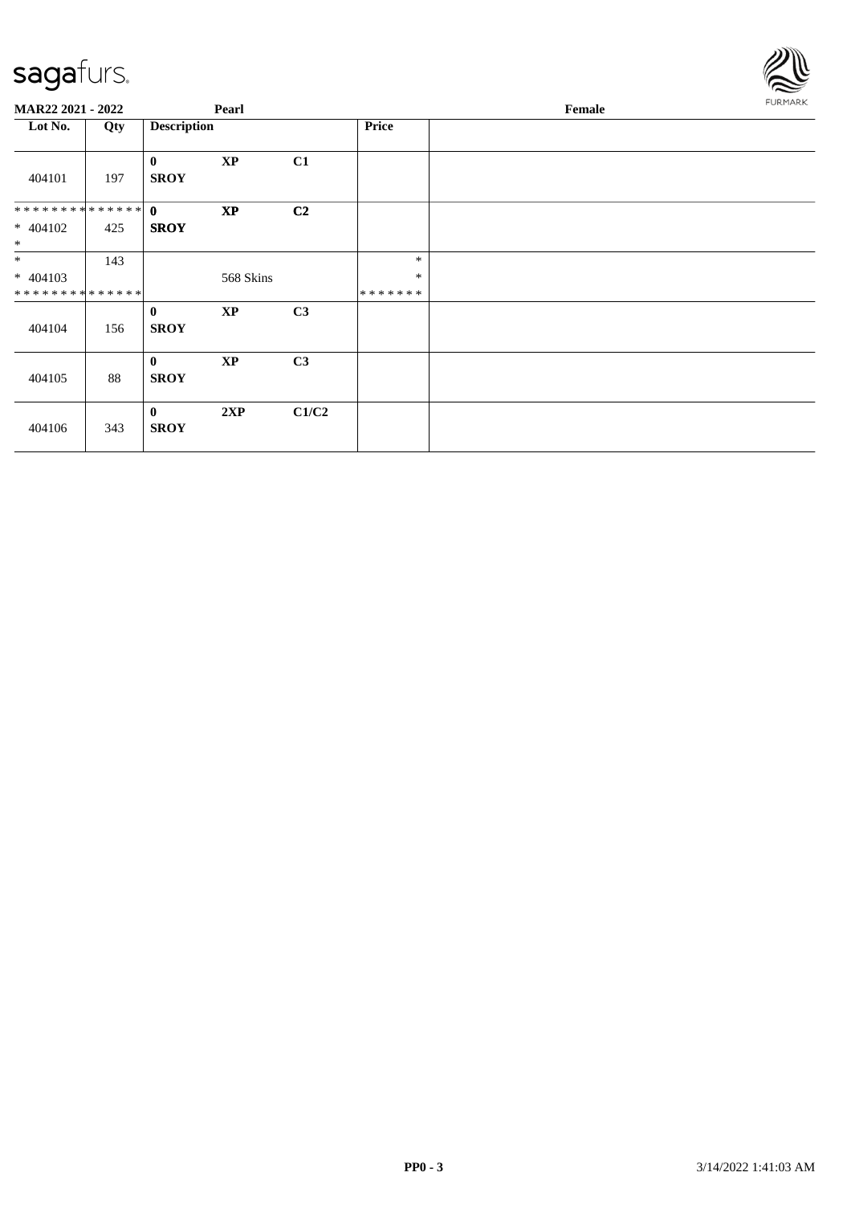**MAR22 2021 - 2022** **Pearl** **Female**

| Lot No. | Qty | Description | | | Price | |
|---|---|---|---|---|---|---|
| 404101 | 197 | **0** **SROY** | **XP** | **C1** | | |
| ************** * 404102 * | 425 | **0** **SROY** | **XP** | **C2** | | |
| * * 404103 ************** | 143 | | 568 Skins | | * * ******* | |
| 404104 | 156 | **0** **SROY** | **XP** | **C3** | | |
| 404105 | 88 | **0** **SROY** | **XP** | **C3** | | |
| 404106 | 343 | **0** **SROY** | **2XP** | **C1/C2** | | |

**PP0 - 3** 3/14/2022 1:41:03 AM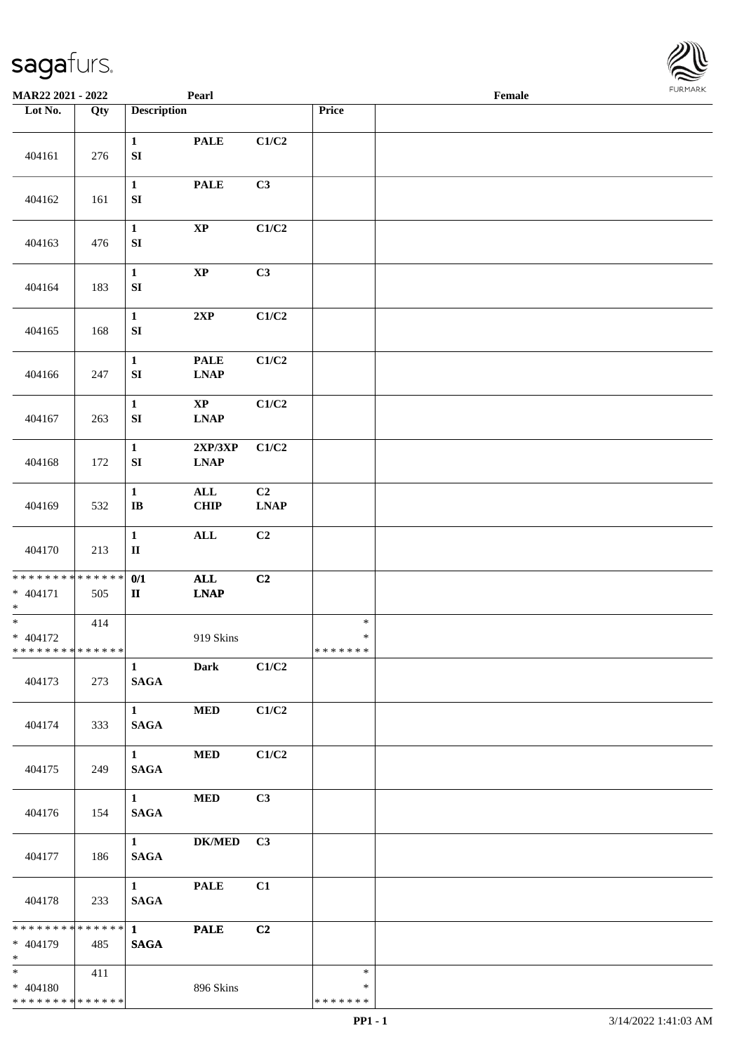**MAR22 2021 - 2022** **Pearl** **Female**

| Lot No. | Qty | Description | | | Price | |
|---|---|---|---|---|---|---|
| 404161 | 276 | 1 SI | PALE | C1/C2 | | |
| 404162 | 161 | 1 SI | PALE | C3 | | |
| 404163 | 476 | 1 SI | XP | C1/C2 | | |
| 404164 | 183 | 1 SI | XP | C3 | | |
| 404165 | 168 | 1 SI | 2XP | C1/C2 | | |
| 404166 | 247 | 1 SI | PALE LNAP | C1/C2 | | |
| 404167 | 263 | 1 SI | XP LNAP | C1/C2 | | |
| 404168 | 172 | 1 SI | 2XP/3XP LNAP | C1/C2 | | |
| 404169 | 532 | 1 IB | ALL CHIP | C2 LNAP | | |
| 404170 | 213 | 1 II | ALL | C2 | | |
| * 404171 | 505 | 0/1 II | ALL LNAP | C2 | | |
| * 404172 | 414 | | 919 Skins | | * | |
| 404173 | 273 | 1 SAGA | Dark | C1/C2 | | |
| 404174 | 333 | 1 SAGA | MED | C1/C2 | | |
| 404175 | 249 | 1 SAGA | MED | C1/C2 | | |
| 404176 | 154 | 1 SAGA | MED | C3 | | |
| 404177 | 186 | 1 SAGA | DK/MED | C3 | | |
| 404178 | 233 | 1 SAGA | PALE | C1 | | |
| * 404179 | 485 | 1 SAGA | PALE | C2 | | |
| * 404180 | 411 | | 896 Skins | | * | |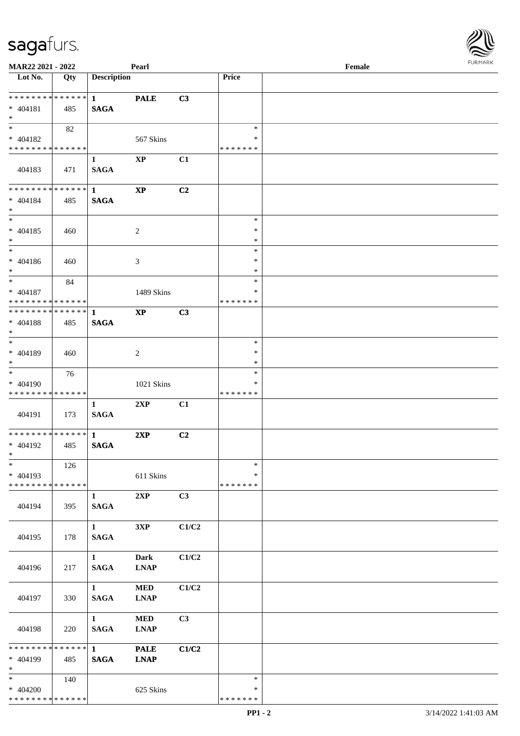MAR22 2021 - 2022 | Pearl | Female

| Lot No. | Qty | Description | | | Price | |
|---|---|---|---|---|---|---|
| * * * * * * * * * * * * * * | | 1 | PALE | C3 | | |
| * 404181 | 485 | SAGA | | | | |
| * | | | | | | |
| * | 82 | | | | * | |
| * 404182 | | | 567 Skins | | * | |
| * * * * * * * * * * * * * * | | | | | * * * * * * * | |
| | | 1 | XP | C1 | | |
| 404183 | 471 | SAGA | | | | |
| * * * * * * * * * * * * * * | | 1 | XP | C2 | | |
| * 404184 | 485 | SAGA | | | | |
| * | | | | | | |
| * | | | | | * | |
| * 404185 | 460 | | 2 | | * | |
| * | | | | | * | |
| * | | | | | * | |
| * 404186 | 460 | | 3 | | * | |
| * | | | | | * | |
| * | 84 | | | | * | |
| * 404187 | | | 1489 Skins | | * | |
| * * * * * * * * * * * * * * | | | | | * * * * * * * | |
| * * * * * * * * * * * * * * | | 1 | XP | C3 | | |
| * 404188 | 485 | SAGA | | | | |
| * | | | | | | |
| * | | | | | * | |
| * 404189 | 460 | | 2 | | * | |
| * | | | | | * | |
| * | 76 | | | | * | |
| * 404190 | | | 1021 Skins | | * | |
| * * * * * * * * * * * * * * | | | | | * * * * * * * | |
| | | 1 | 2XP | C1 | | |
| 404191 | 173 | SAGA | | | | |
| * * * * * * * * * * * * * * | | 1 | 2XP | C2 | | |
| * 404192 | 485 | SAGA | | | | |
| * | | | | | | |
| * | 126 | | | | * | |
| * 404193 | | | 611 Skins | | * | |
| * * * * * * * * * * * * * * | | | | | * * * * * * * | |
| | | 1 | 2XP | C3 | | |
| 404194 | 395 | SAGA | | | | |
| | | 1 | 3XP | C1/C2 | | |
| 404195 | 178 | SAGA | | | | |
| | | 1 | Dark | C1/C2 | | |
| 404196 | 217 | SAGA | LNAP | | | |
| | | 1 | MED | C1/C2 | | |
| 404197 | 330 | SAGA | LNAP | | | |
| | | 1 | MED | C3 | | |
| 404198 | 220 | SAGA | LNAP | | | |
| * * * * * * * * * * * * * * | | 1 | PALE | C1/C2 | | |
| * 404199 | 485 | SAGA | LNAP | | | |
| * | | | | | | |
| * | 140 | | | | * | |
| * 404200 | | | 625 Skins | | * | |
| * * * * * * * * * * * * * * | | | | | * * * * * * * | |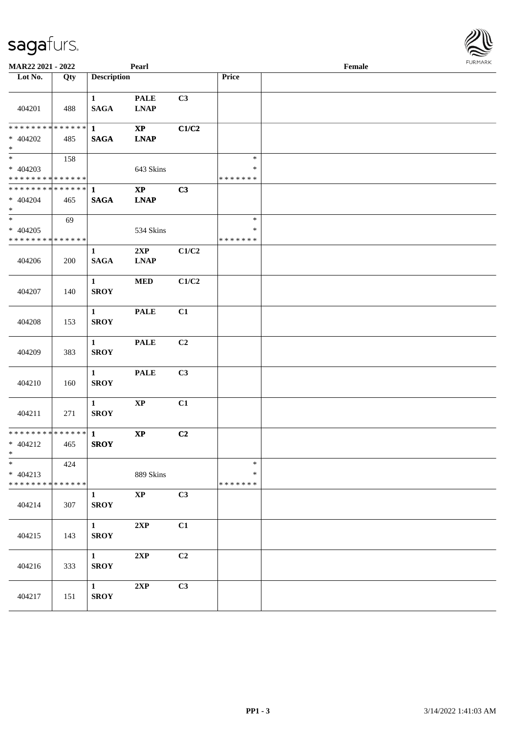MAR22 2021 - 2022 | Pearl | Female

| Lot No. | Qty | Description | | | Price | |
|---|---|---|---|---|---|---|
| 404201 | 488 | 1 SAGA | PALE LNAP | C3 | | |
| * * * * * * * * * * * * * * <br>* 404202 <br>* | 485 | 1 SAGA | XP LNAP | C1/C2 | | |
| * <br>* 404203 <br>* * * * * * * * * * * * * * | 158 | | 643 Skins | | * <br>* <br>* * * * * * * | |
| * * * * * * * * * * * * * * <br>* 404204 <br>* | 465 | 1 SAGA | XP LNAP | C3 | | |
| * <br>* 404205 <br>* * * * * * * * * * * * * * | 69 | | 534 Skins | | * <br>* <br>* * * * * * * | |
| 404206 | 200 | 1 SAGA | 2XP LNAP | C1/C2 | | |
| 404207 | 140 | 1 SROY | MED | C1/C2 | | |
| 404208 | 153 | 1 SROY | PALE | C1 | | |
| 404209 | 383 | 1 SROY | PALE | C2 | | |
| 404210 | 160 | 1 SROY | PALE | C3 | | |
| 404211 | 271 | 1 SROY | XP | C1 | | |
| * * * * * * * * * * * * * * <br>* 404212 <br>* | 465 | 1 SROY | XP | C2 | | |
| * <br>* 404213 <br>* * * * * * * * * * * * * * | 424 | | 889 Skins | | * <br>* <br>* * * * * * * | |
| 404214 | 307 | 1 SROY | XP | C3 | | |
| 404215 | 143 | 1 SROY | 2XP | C1 | | |
| 404216 | 333 | 1 SROY | 2XP | C2 | | |
| 404217 | 151 | 1 SROY | 2XP | C3 | | |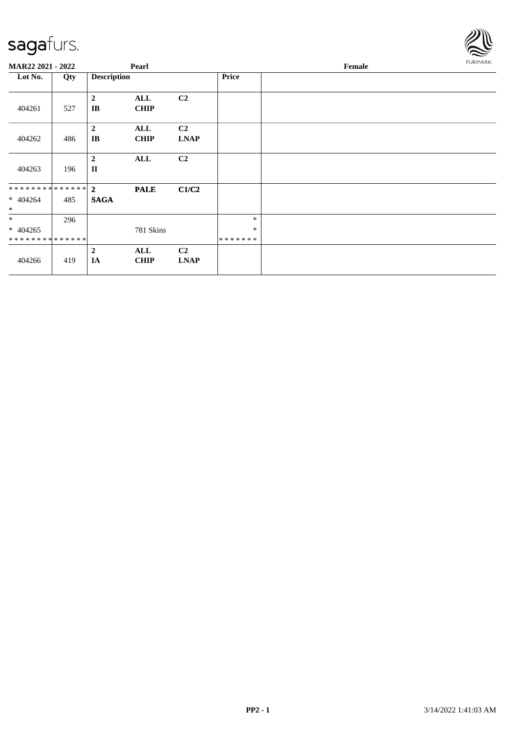**MAR22 2021 - 2022** **Pearl** **Female**

| Lot No. | Qty | Description | | | Price | |
|---|---|---|---|---|---|---|
| 404261 | 527 | **2** **IB** | **ALL** **CHIP** | **C2** | | |
| 404262 | 486 | **2** **IB** | **ALL** **CHIP** | **C2** **LNAP** | | |
| 404263 | 196 | **2** **II** | **ALL** | **C2** | | |
| * * * * * * * * * * * * * * * 404264 * | 485 | **2** **SAGA** | **PALE** | **C1/C2** | | |
| * * 404265 * * * * * * * * * * * * * * | 296 | | 781 Skins | | * * * * * * * * * | |
| 404266 | 419 | **2** **IA** | **ALL** **CHIP** | **C2** **LNAP** | | |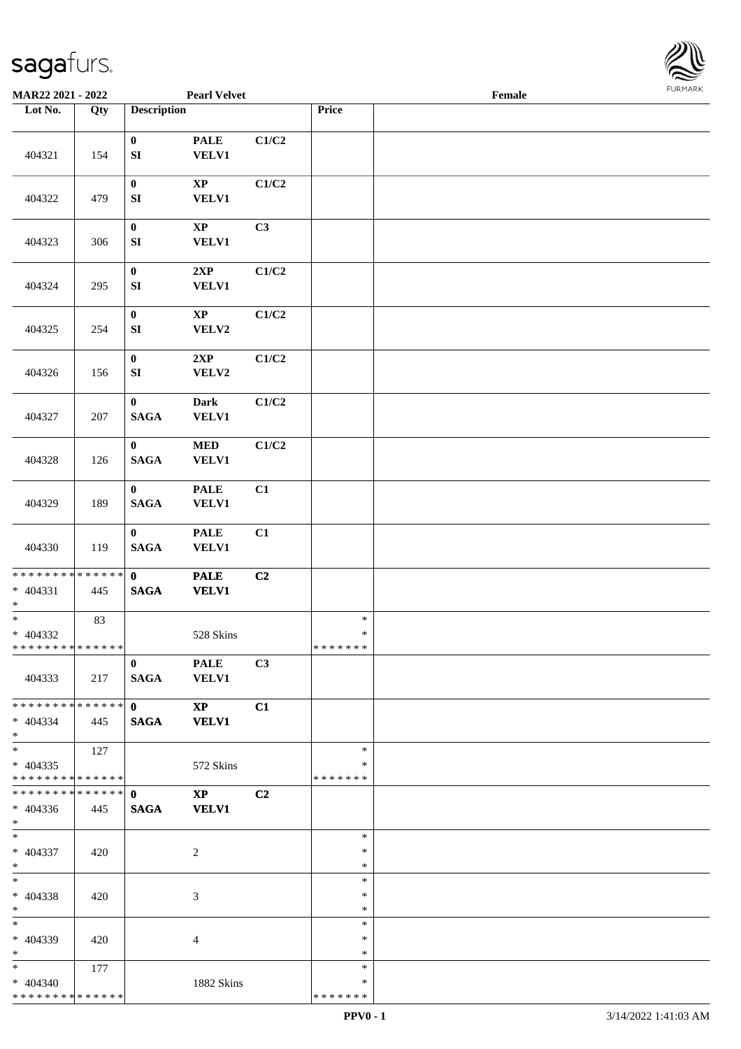MAR22 2021 - 2022 | Pearl Velvet | Female

| Lot No. | Qty | Description | | | Price | |
|---|---|---|---|---|---|---|
| 404321 | 154 | 0 SI | PALE VELV1 | C1/C2 | | |
| 404322 | 479 | 0 SI | XP VELV1 | C1/C2 | | |
| 404323 | 306 | 0 SI | XP VELV1 | C3 | | |
| 404324 | 295 | 0 SI | 2XP VELV1 | C1/C2 | | |
| 404325 | 254 | 0 SI | XP VELV2 | C1/C2 | | |
| 404326 | 156 | 0 SI | 2XP VELV2 | C1/C2 | | |
| 404327 | 207 | 0 SAGA | Dark VELV1 | C1/C2 | | |
| 404328 | 126 | 0 SAGA | MED VELV1 | C1/C2 | | |
| 404329 | 189 | 0 SAGA | PALE VELV1 | C1 | | |
| 404330 | 119 | 0 SAGA | PALE VELV1 | C1 | | |
| * 404331 | 445 | **0 SAGA** | **PALE VELV1** | **C2** | | |
| * 404332 | 83 | | 528 Skins | | * | |
| 404333 | 217 | 0 SAGA | PALE VELV1 | C3 | | |
| * 404334 | 445 | **0 SAGA** | **XP VELV1** | **C1** | | |
| * 404335 | 127 | | 572 Skins | | * | |
| * 404336 | 445 | **0 SAGA** | **XP VELV1** | **C2** | | |
| * 404337 | 420 | | 2 | | * | |
| * 404338 | 420 | | 3 | | * | |
| * 404339 | 420 | | 4 | | * | |
| * 404340 | 177 | | 1882 Skins | | * | |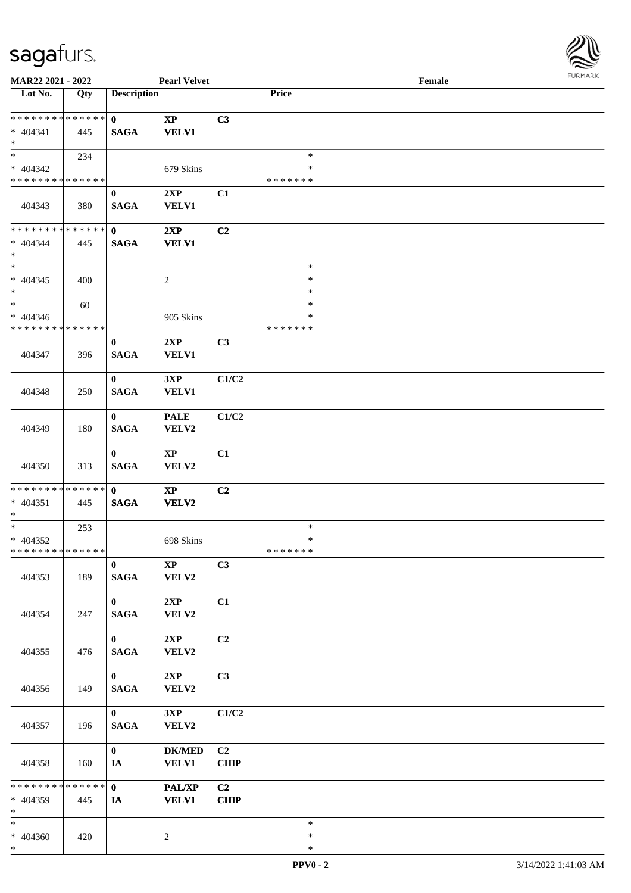**MAR22 2021 - 2022** **Pearl Velvet** **Female**

| Lot No. | Qty | Description | | | Price | |
|---|---|---|---|---|---|---|
| * * * * * * * * * * * * * * | | **0** | **XP** | **C3** | | |
| * 404341 | 445 | **SAGA** | **VELV1** | | | |
| * | | | | | | |
| * | 234 | | | | * | |
| * 404342 | | | 679 Skins | | * | |
| * * * * * * * * * * * * * * | | | | | * * * * * * * | |
| | | **0** | **2XP** | **C1** | | |
| 404343 | 380 | **SAGA** | **VELV1** | | | |
| * * * * * * * * * * * * * * | | **0** | **2XP** | **C2** | | |
| * 404344 | 445 | **SAGA** | **VELV1** | | | |
| * | | | | | | |
| * | | | | | * | |
| * 404345 | 400 | | 2 | | * | |
| * | | | | | * | |
| * | 60 | | | | * | |
| * 404346 | | | 905 Skins | | * | |
| * * * * * * * * * * * * * * | | | | | * * * * * * * | |
| | | **0** | **2XP** | **C3** | | |
| 404347 | 396 | **SAGA** | **VELV1** | | | |
| | | **0** | **3XP** | **C1/C2** | | |
| 404348 | 250 | **SAGA** | **VELV1** | | | |
| | | **0** | **PALE** | **C1/C2** | | |
| 404349 | 180 | **SAGA** | **VELV2** | | | |
| | | **0** | **XP** | **C1** | | |
| 404350 | 313 | **SAGA** | **VELV2** | | | |
| * * * * * * * * * * * * * * | | **0** | **XP** | **C2** | | |
| * 404351 | 445 | **SAGA** | **VELV2** | | | |
| * | | | | | | |
| * | 253 | | | | * | |
| * 404352 | | | 698 Skins | | * | |
| * * * * * * * * * * * * * * | | | | | * * * * * * * | |
| | | **0** | **XP** | **C3** | | |
| 404353 | 189 | **SAGA** | **VELV2** | | | |
| | | **0** | **2XP** | **C1** | | |
| 404354 | 247 | **SAGA** | **VELV2** | | | |
| | | **0** | **2XP** | **C2** | | |
| 404355 | 476 | **SAGA** | **VELV2** | | | |
| | | **0** | **2XP** | **C3** | | |
| 404356 | 149 | **SAGA** | **VELV2** | | | |
| | | **0** | **3XP** | **C1/C2** | | |
| 404357 | 196 | **SAGA** | **VELV2** | | | |
| | | **0** | **DK/MED** | **C2** | | |
| 404358 | 160 | **IA** | **VELV1** | **CHIP** | | |
| * * * * * * * * * * * * * * | | **0** | **PAL/XP** | **C2** | | |
| * 404359 | 445 | **IA** | **VELV1** | **CHIP** | | |
| * | | | | | | |
| * | | | | | * | |
| * 404360 | 420 | | 2 | | * | |
| * | | | | | * | |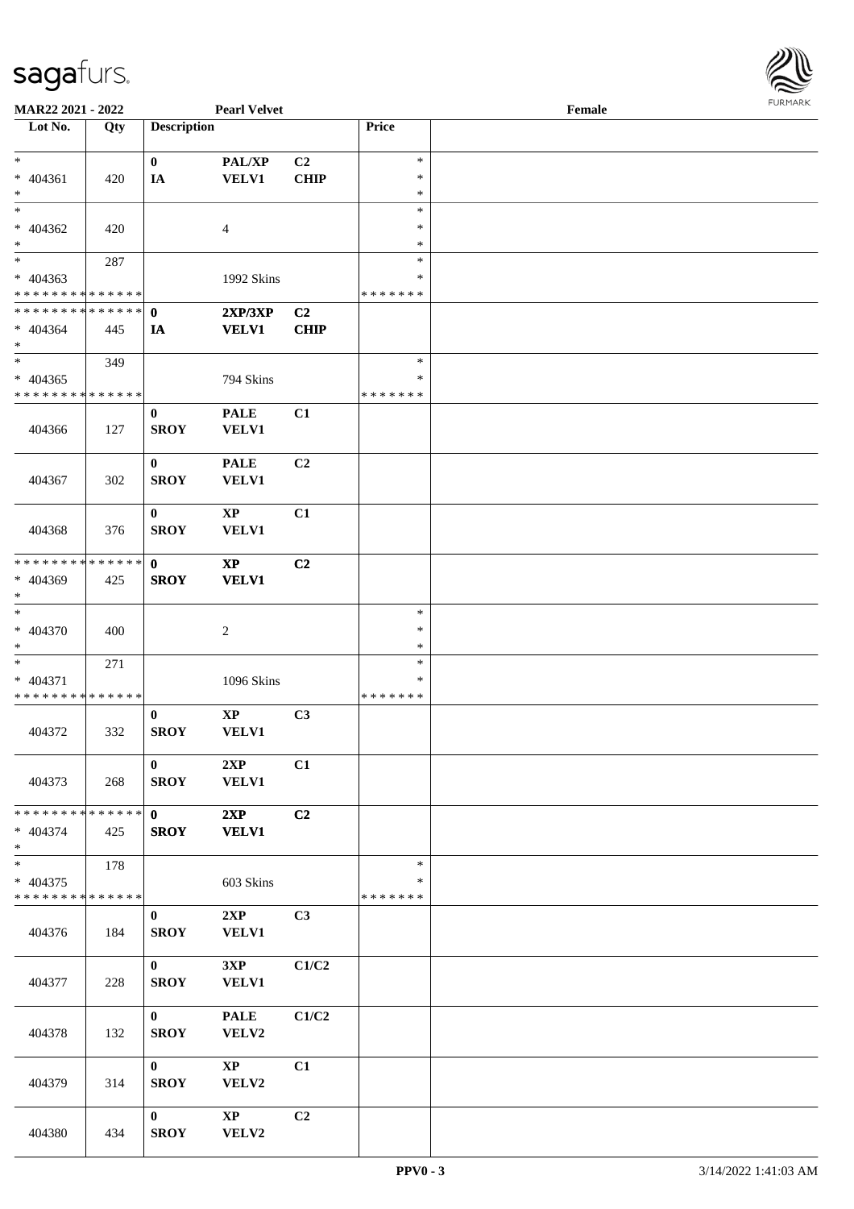MAR22 2021 - 2022 | Pearl Velvet | Female

| Lot No. | Qty | Description | | | Price | |
|---|---|---|---|---|---|---|
| * | | 0 | PAL/XP | C2 | * | |
| * 404361 | 420 | IA | VELV1 | CHIP | * | |
| * | | | | | * | |
| * | | | | | * | |
| * 404362 | 420 | | 4 | | * | |
| * | | | | | * | |
| * | 287 | | | | * | |
| * 404363 | | | 1992 Skins | | * | |
| * * * * * * * * * * * * * * | | | | | * * * * * * * | |
| * * * * * * * * * * * * * * | | 0 | 2XP/3XP | C2 | | |
| * 404364 | 445 | IA | VELV1 | CHIP | | |
| * | | | | | | |
| * | 349 | | | | * | |
| * 404365 | | | 794 Skins | | * | |
| * * * * * * * * * * * * * * | | | | | * * * * * * * | |
| 404366 | 127 | 0<br>SROY | PALE<br>VELV1 | C1 | | |
| 404367 | 302 | 0<br>SROY | PALE<br>VELV1 | C2 | | |
| 404368 | 376 | 0<br>SROY | XP<br>VELV1 | C1 | | |
| * * * * * * * * * * * * * * | | 0 | XP | C2 | | |
| * 404369 | 425 | SROY | VELV1 | | | |
| * | | | | | | |
| * | | | | | * | |
| * 404370 | 400 | | 2 | | * | |
| * | | | | | * | |
| * | 271 | | | | * | |
| * 404371 | | | 1096 Skins | | * | |
| * * * * * * * * * * * * * * | | | | | * * * * * * * | |
| 404372 | 332 | 0<br>SROY | XP<br>VELV1 | C3 | | |
| 404373 | 268 | 0<br>SROY | 2XP<br>VELV1 | C1 | | |
| * * * * * * * * * * * * * * | | 0 | 2XP | C2 | | |
| * 404374 | 425 | SROY | VELV1 | | | |
| * | | | | | | |
| * | 178 | | | | * | |
| * 404375 | | | 603 Skins | | * | |
| * * * * * * * * * * * * * * | | | | | * * * * * * * | |
| 404376 | 184 | 0<br>SROY | 2XP<br>VELV1 | C3 | | |
| 404377 | 228 | 0<br>SROY | 3XP<br>VELV1 | C1/C2 | | |
| 404378 | 132 | 0<br>SROY | PALE<br>VELV2 | C1/C2 | | |
| 404379 | 314 | 0<br>SROY | XP<br>VELV2 | C1 | | |
| 404380 | 434 | 0<br>SROY | XP<br>VELV2 | C2 | | |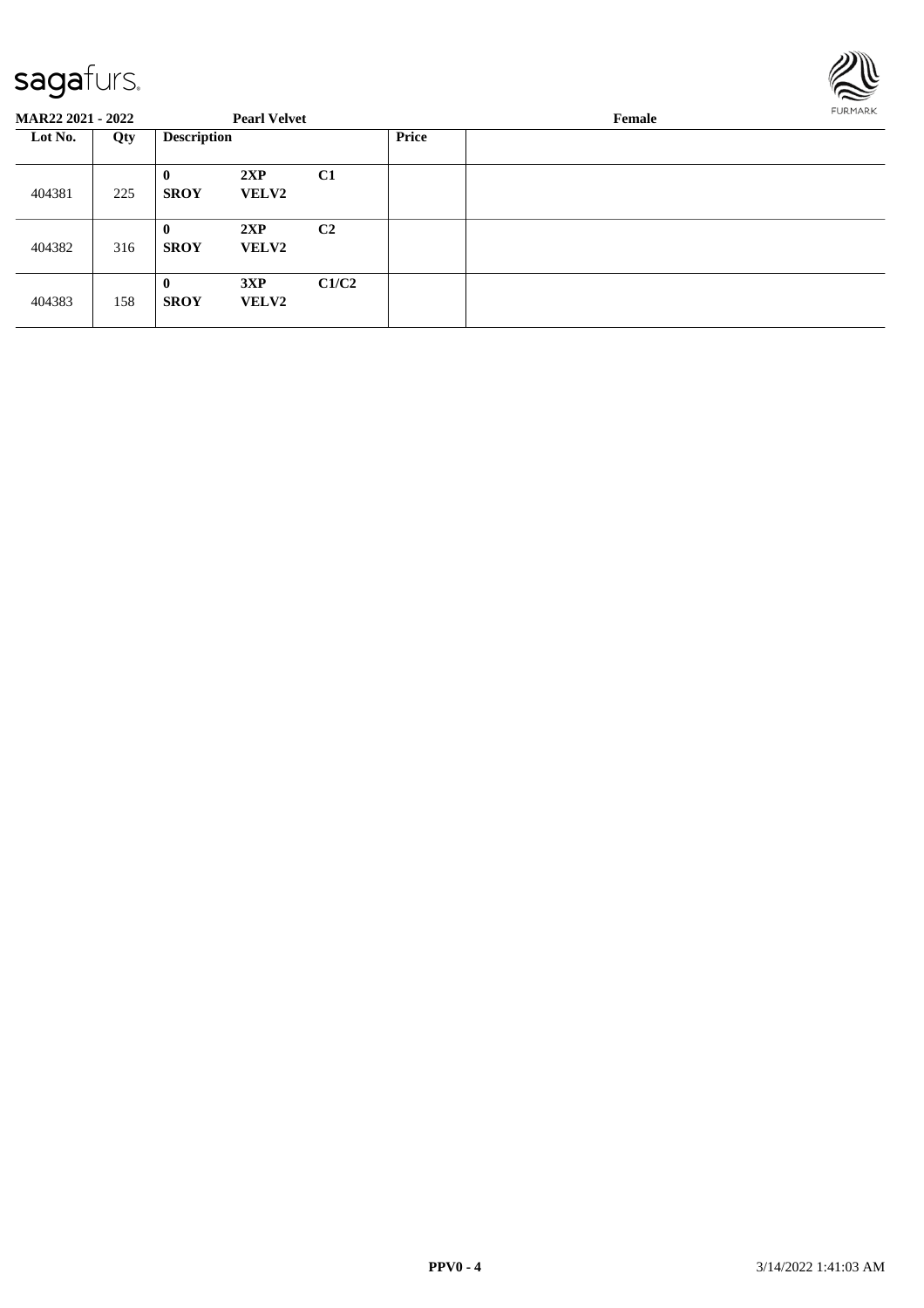**MAR22 2021 - 2022** **Pearl Velvet** **Female**

| Lot No. | Qty | Description | | | Price | |
|---|---|---|---|---|---|---|
| 404381 | 225 | **0** **SROY** | **2XP** **VELV2** | **C1** | | |
| 404382 | 316 | **0** **SROY** | **2XP** **VELV2** | **C2** | | |
| 404383 | 158 | **0** **SROY** | **3XP** **VELV2** | **C1/C2** | | |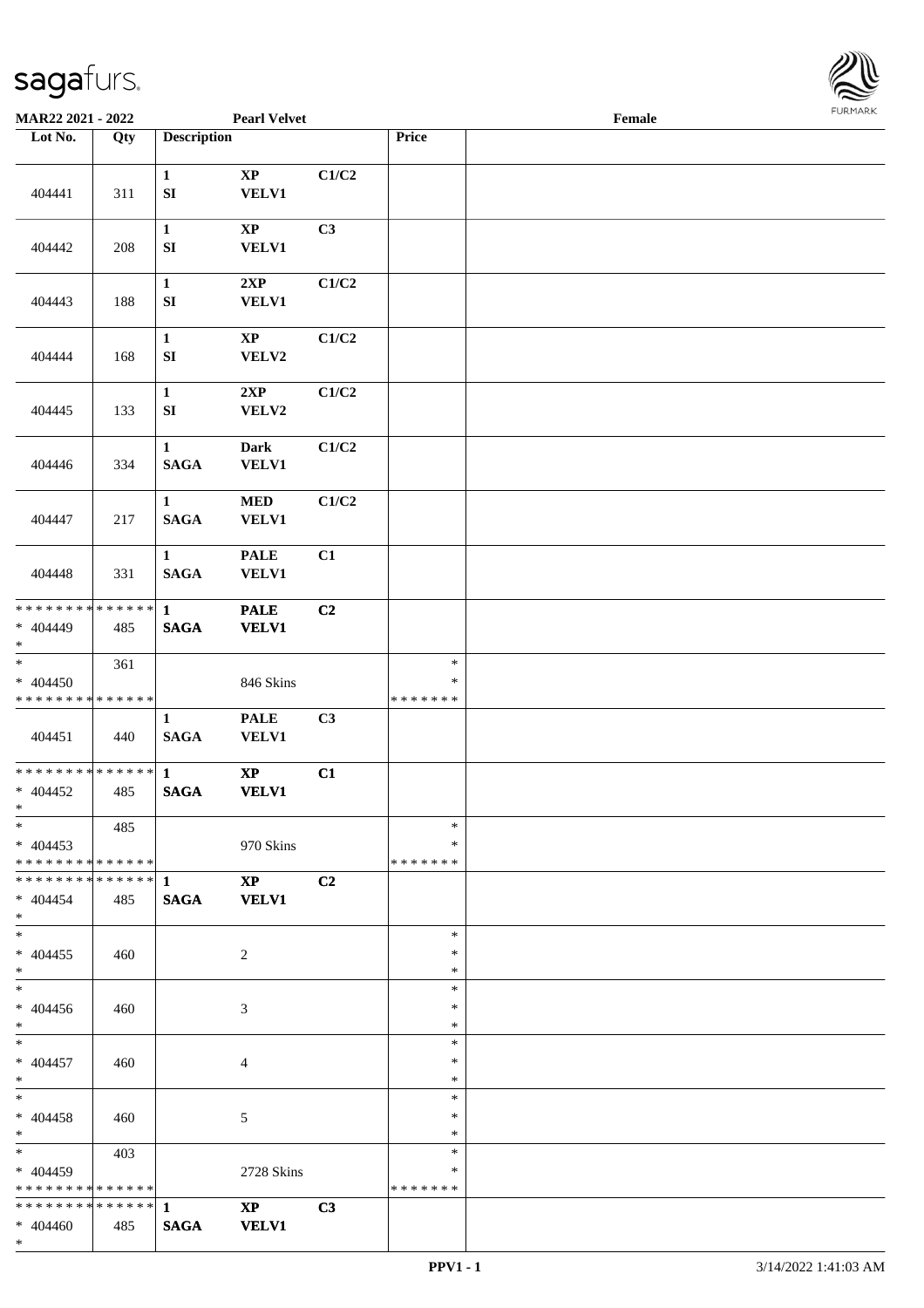MAR22 2021 - 2022 **Pearl Velvet** Female

| Lot No. | Qty | Description | | | Price | |
|---|---|---|---|---|---|---|
| 404441 | 311 | 1 SI | XP VELV1 | C1/C2 | | |
| 404442 | 208 | 1 SI | XP VELV1 | C3 | | |
| 404443 | 188 | 1 SI | 2XP VELV1 | C1/C2 | | |
| 404444 | 168 | 1 SI | XP VELV2 | C1/C2 | | |
| 404445 | 133 | 1 SI | 2XP VELV2 | C1/C2 | | |
| 404446 | 334 | 1 SAGA | Dark VELV1 | C1/C2 | | |
| 404447 | 217 | 1 SAGA | MED VELV1 | C1/C2 | | |
| 404448 | 331 | 1 SAGA | PALE VELV1 | C1 | | |
| * * * * * * * * * * * * * * * 404449 * | 485 | 1 SAGA | PALE VELV1 | C2 | | |
| * * 404450 * * * * * * * * * * * * * * | 361 | | 846 Skins | | * * * * * * * * * | |
| 404451 | 440 | 1 SAGA | PALE VELV1 | C3 | | |
| * * * * * * * * * * * * * * * 404452 * | 485 | 1 SAGA | XP VELV1 | C1 | | |
| * * 404453 * * * * * * * * * * * * * * | 485 | | 970 Skins | | * * * * * * * * * | |
| * * * * * * * * * * * * * * * 404454 * | 485 | 1 SAGA | XP VELV1 | C2 | | |
| * * 404455 * | 460 | | 2 | | * * * | |
| * * 404456 * | 460 | | 3 | | * * * | |
| * * 404457 * | 460 | | 4 | | * * * | |
| * * 404458 * | 460 | | 5 | | * * * | |
| * * 404459 * * * * * * * * * * * * * * | 403 | | 2728 Skins | | * * * * * * * * * | |
| * * * * * * * * * * * * * * * 404460 * | 485 | 1 SAGA | XP VELV1 | C3 | | |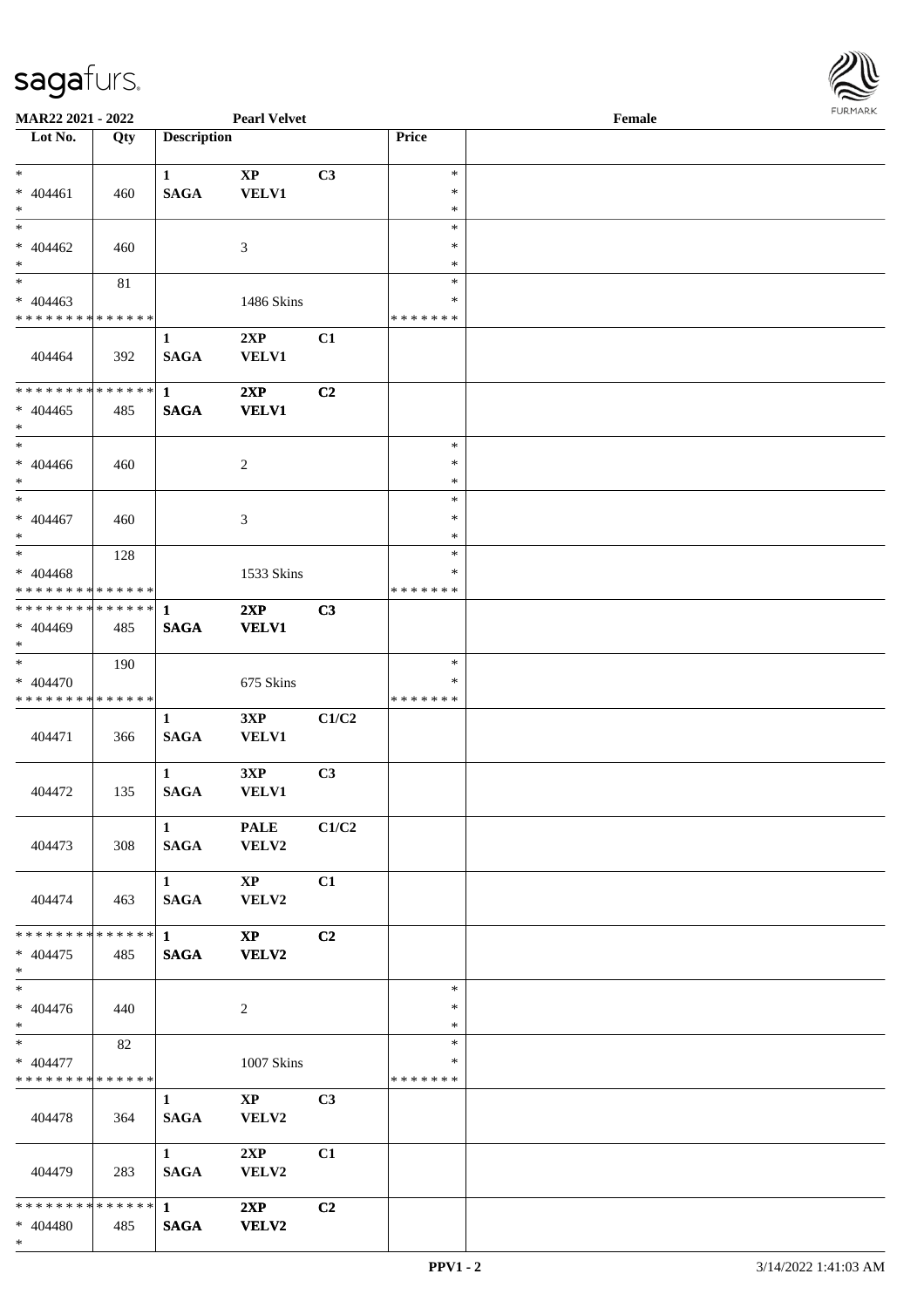**MAR22 2021 - 2022** **Pearl Velvet** **Female**

| Lot No. | Qty | Description | | | Price | |
|---|---|---|---|---|---|---|
| * | | 1 | XP | C3 | * | |
| * 404461 | 460 | SAGA | VELV1 | | * | |
| * | | | | | * | |
| * | | | | | * | |
| * 404462 | 460 | | 3 | | * | |
| * | | | | | * | |
| * | 81 | | | | * | |
| * 404463 | | | 1486 Skins | | * | |
| * * * * * * * * * * * * * * | | | | | * * * * * * * | |
| 404464 | 392 | 1<br>SAGA | 2XP<br>VELV1 | C1 | | |
| * * * * * * * * * * * * * * | | 1 | 2XP | C2 | | |
| * 404465 | 485 | SAGA | VELV1 | | | |
| * | | | | | | |
| * | | | | | * | |
| * 404466 | 460 | | 2 | | * | |
| * | | | | | * | |
| * | | | | | * | |
| * 404467 | 460 | | 3 | | * | |
| * | | | | | * | |
| * | 128 | | | | * | |
| * 404468 | | | 1533 Skins | | * | |
| * * * * * * * * * * * * * * | | | | | * * * * * * * | |
| * * * * * * * * * * * * * * | | 1 | 2XP | C3 | | |
| * 404469 | 485 | SAGA | VELV1 | | | |
| * | | | | | | |
| * | 190 | | | | * | |
| * 404470 | | | 675 Skins | | * | |
| * * * * * * * * * * * * * * | | | | | * * * * * * * | |
| 404471 | 366 | 1<br>SAGA | 3XP<br>VELV1 | C1/C2 | | |
| 404472 | 135 | 1<br>SAGA | 3XP<br>VELV1 | C3 | | |
| 404473 | 308 | 1<br>SAGA | PALE<br>VELV2 | C1/C2 | | |
| 404474 | 463 | 1<br>SAGA | XP<br>VELV2 | C1 | | |
| * * * * * * * * * * * * * * | | 1 | XP | C2 | | |
| * 404475 | 485 | SAGA | VELV2 | | | |
| * | | | | | | |
| * | | | | | * | |
| * 404476 | 440 | | 2 | | * | |
| * | | | | | * | |
| * | 82 | | | | * | |
| * 404477 | | | 1007 Skins | | * | |
| * * * * * * * * * * * * * * | | | | | * * * * * * * | |
| 404478 | 364 | 1<br>SAGA | XP<br>VELV2 | C3 | | |
| 404479 | 283 | 1<br>SAGA | 2XP<br>VELV2 | C1 | | |
| * * * * * * * * * * * * * * | | 1 | 2XP | C2 | | |
| * 404480 | 485 | SAGA | VELV2 | | | |
| * | | | | | | |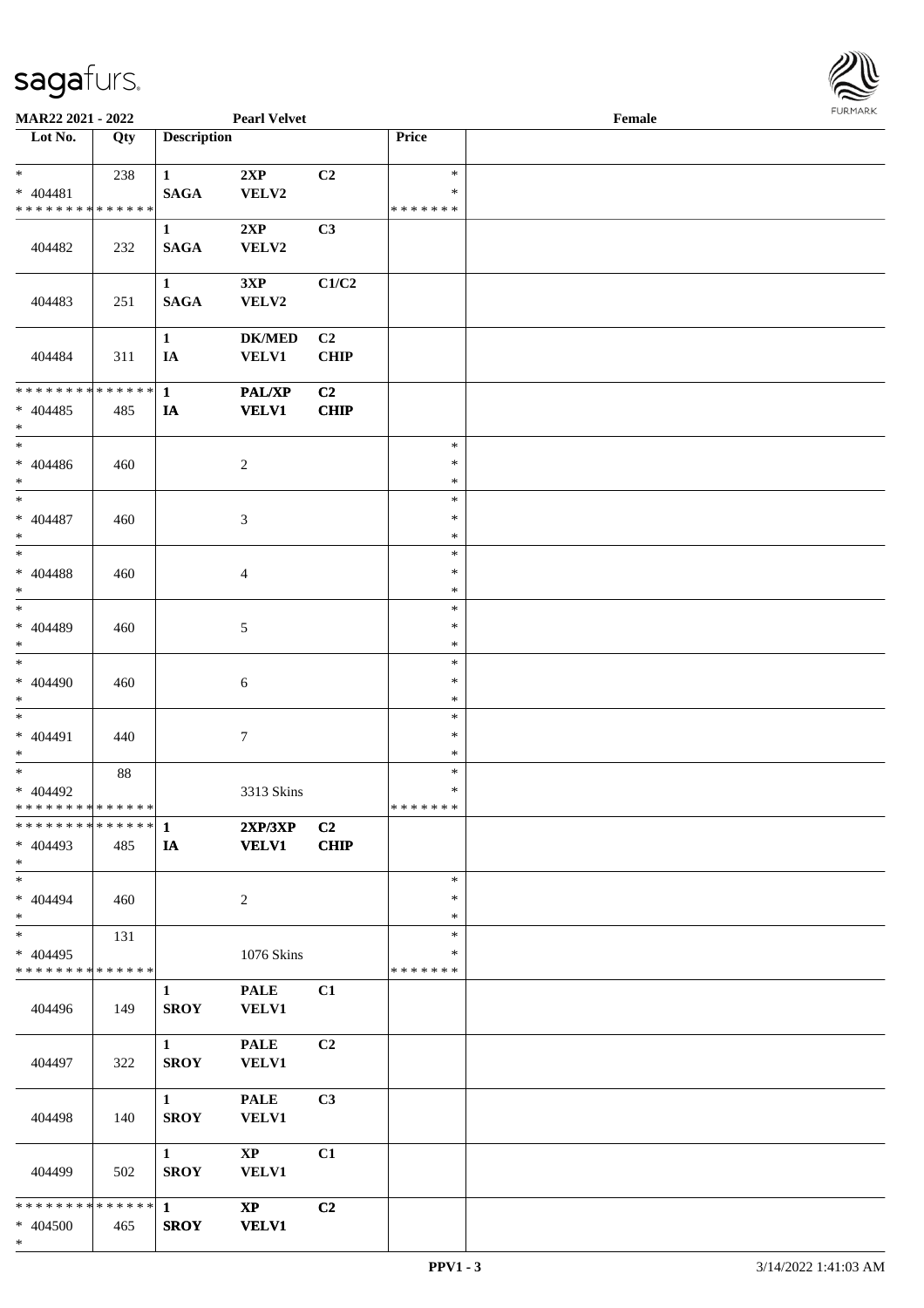**MAR22 2021 - 2022** **Pearl Velvet** **Female**

| Lot No. | Qty | Description | | | Price | |
|---|---|---|---|---|---|---|
| * <br> * 404481 <br> * * * * * * * * * * * * * * | 238 | 1 <br> SAGA | 2XP <br> VELV2 | C2 | * <br> * <br> * * * * * * * | |
| 404482 | 232 | 1 <br> SAGA | 2XP <br> VELV2 | C3 | | |
| 404483 | 251 | 1 <br> SAGA | 3XP <br> VELV2 | C1/C2 | | |
| 404484 | 311 | 1 <br> IA | DK/MED <br> VELV1 | C2 <br> CHIP | | |
| * * * * * * * * * * * * * * <br> * 404485 <br> * | 485 | 1 <br> IA | PAL/XP <br> VELV1 | C2 <br> CHIP | | |
| * <br> * 404486 <br> * | 460 | | 2 | | * <br> * <br> * | |
| * <br> * 404487 <br> * | 460 | | 3 | | * <br> * <br> * | |
| * <br> * 404488 <br> * | 460 | | 4 | | * <br> * <br> * | |
| * <br> * 404489 <br> * | 460 | | 5 | | * <br> * <br> * | |
| * <br> * 404490 <br> * | 460 | | 6 | | * <br> * <br> * | |
| * <br> * 404491 <br> * | 440 | | 7 | | * <br> * <br> * | |
| * <br> * 404492 <br> * * * * * * * * * * * * * * | 88 | | 3313 Skins | | * <br> * <br> * * * * * * * | |
| * * * * * * * * * * * * * * <br> * 404493 <br> * | 485 | 1 <br> IA | 2XP/3XP <br> VELV1 | C2 <br> CHIP | | |
| * <br> * 404494 <br> * | 460 | | 2 | | * <br> * <br> * | |
| * <br> * 404495 <br> * * * * * * * * * * * * * * | 131 | | 1076 Skins | | * <br> * <br> * * * * * * * | |
| 404496 | 149 | 1 <br> SROY | PALE <br> VELV1 | C1 | | |
| 404497 | 322 | 1 <br> SROY | PALE <br> VELV1 | C2 | | |
| 404498 | 140 | 1 <br> SROY | PALE <br> VELV1 | C3 | | |
| 404499 | 502 | 1 <br> SROY | XP <br> VELV1 | C1 | | |
| * * * * * * * * * * * * * * <br> * 404500 <br> * | 465 | 1 <br> SROY | XP <br> VELV1 | C2 | | |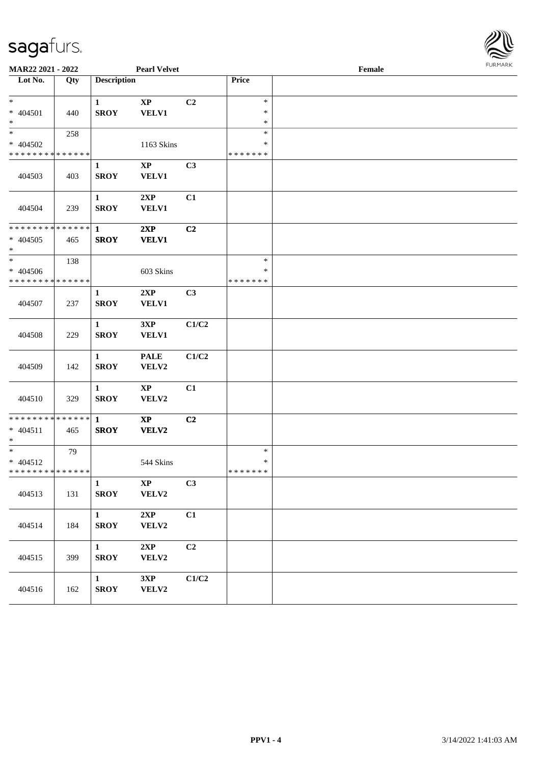MAR22 2021 - 2022 **Pearl Velvet** **Female**

| Lot No. | Qty | Description | | | Price | |
|---|---|---|---|---|---|---|
| * | | **1** | **XP** | **C2** | * | |
| * 404501 | 440 | **SROY** | **VELV1** | | * | |
| * | | | | | * | |
| * | 258 | | | | * | |
| * 404502 | | | 1163 Skins | | * | |
| * * * * * * * * * * * * * * | | | | | * * * * * * * | |
| 404503 | 403 | **1** **SROY** | **XP** **VELV1** | **C3** | | |
| 404504 | 239 | **1** **SROY** | **2XP** **VELV1** | **C1** | | |
| * * * * * * * * * * * * * * | | **1** | **2XP** | **C2** | | |
| * 404505 | 465 | **SROY** | **VELV1** | | | |
| * | | | | | | |
| * | 138 | | | | * | |
| * 404506 | | | 603 Skins | | * | |
| * * * * * * * * * * * * * * | | | | | * * * * * * * | |
| 404507 | 237 | **1** **SROY** | **2XP** **VELV1** | **C3** | | |
| 404508 | 229 | **1** **SROY** | **3XP** **VELV1** | **C1/C2** | | |
| 404509 | 142 | **1** **SROY** | **PALE** **VELV2** | **C1/C2** | | |
| 404510 | 329 | **1** **SROY** | **XP** **VELV2** | **C1** | | |
| * * * * * * * * * * * * * * | | **1** | **XP** | **C2** | | |
| * 404511 | 465 | **SROY** | **VELV2** | | | |
| * | | | | | | |
| * | 79 | | | | * | |
| * 404512 | | | 544 Skins | | * | |
| * * * * * * * * * * * * * * | | | | | * * * * * * * | |
| 404513 | 131 | **1** **SROY** | **XP** **VELV2** | **C3** | | |
| 404514 | 184 | **1** **SROY** | **2XP** **VELV2** | **C1** | | |
| 404515 | 399 | **1** **SROY** | **2XP** **VELV2** | **C2** | | |
| 404516 | 162 | **1** **SROY** | **3XP** **VELV2** | **C1/C2** | | |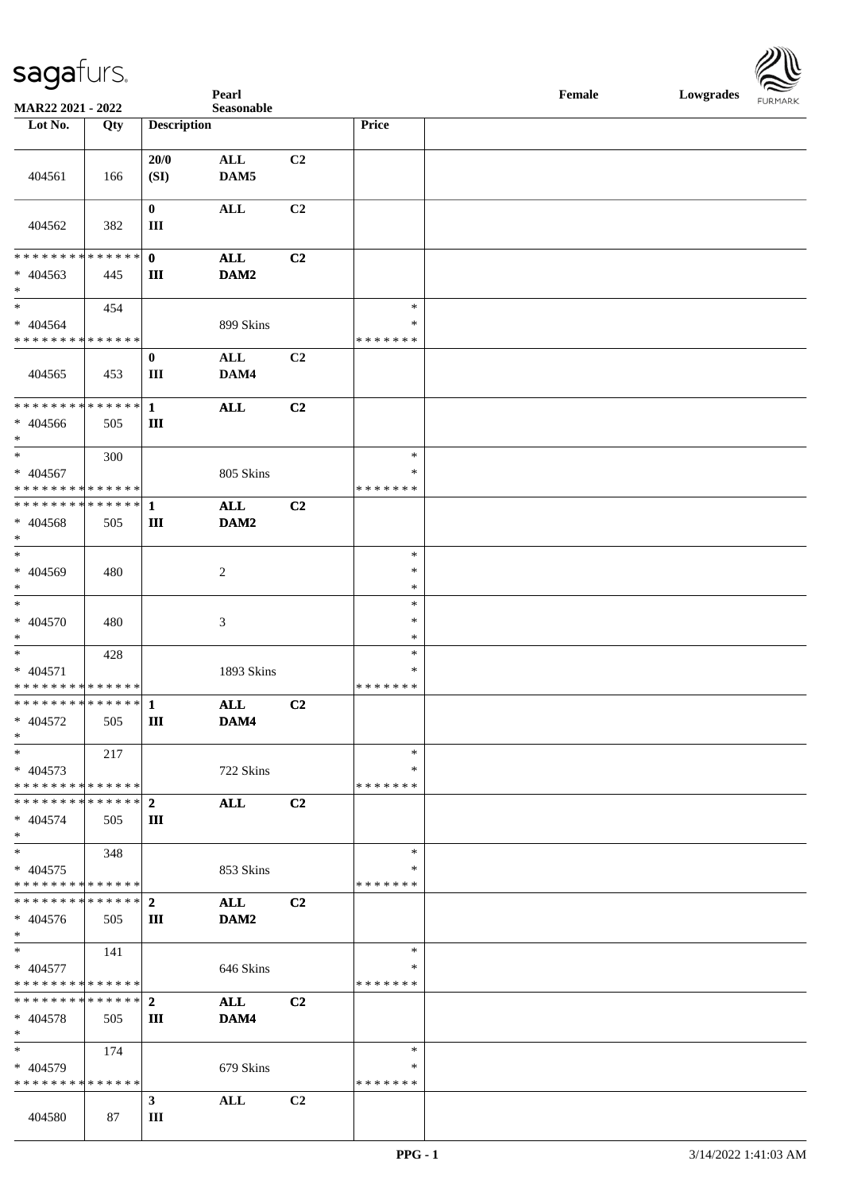| Lot No. | Qty | Description | | | Price |
|---|---|---|---|---|---|
| 404561 | 166 | 20/0 (SI) | ALL DAM5 | C2 | |
| 404562 | 382 | 0 III | ALL | C2 | |
| * * * * * * * * * * * * * * * 404563 * | 445 | 0 III | ALL DAM2 | C2 | |
| * * 404564 * * * * * * * * * * * * * * | 454 | | 899 Skins | | * * * * * * * * * |
| 404565 | 453 | 0 III | ALL DAM4 | C2 | |
| * * * * * * * * * * * * * * * 404566 * | 505 | 1 III | ALL | C2 | |
| * * 404567 * * * * * * * * * * * * * * | 300 | | 805 Skins | | * * * * * * * * * |
| * * * * * * * * * * * * * * * 404568 * | 505 | 1 III | ALL DAM2 | C2 | |
| * * 404569 * | 480 | | 2 | | * * * |
| * * 404570 * | 480 | | 3 | | * * * |
| * * 404571 * * * * * * * * * * * * * * | 428 | | 1893 Skins | | * * * * * * * * * |
| * * * * * * * * * * * * * * * 404572 * | 505 | 1 III | ALL DAM4 | C2 | |
| * * 404573 * * * * * * * * * * * * * * | 217 | | 722 Skins | | * * * * * * * * * |
| * * * * * * * * * * * * * * * 404574 * | 505 | 2 III | ALL | C2 | |
| * * 404575 * * * * * * * * * * * * * * | 348 | | 853 Skins | | * * * * * * * * * |
| * * * * * * * * * * * * * * * 404576 * | 505 | 2 III | ALL DAM2 | C2 | |
| * * 404577 * * * * * * * * * * * * * * | 141 | | 646 Skins | | * * * * * * * * * |
| * * * * * * * * * * * * * * * 404578 * | 505 | 2 III | ALL DAM4 | C2 | |
| * * 404579 * * * * * * * * * * * * * * | 174 | | 679 Skins | | * * * * * * * * * |
| 404580 | 87 | 3 III | ALL | C2 | |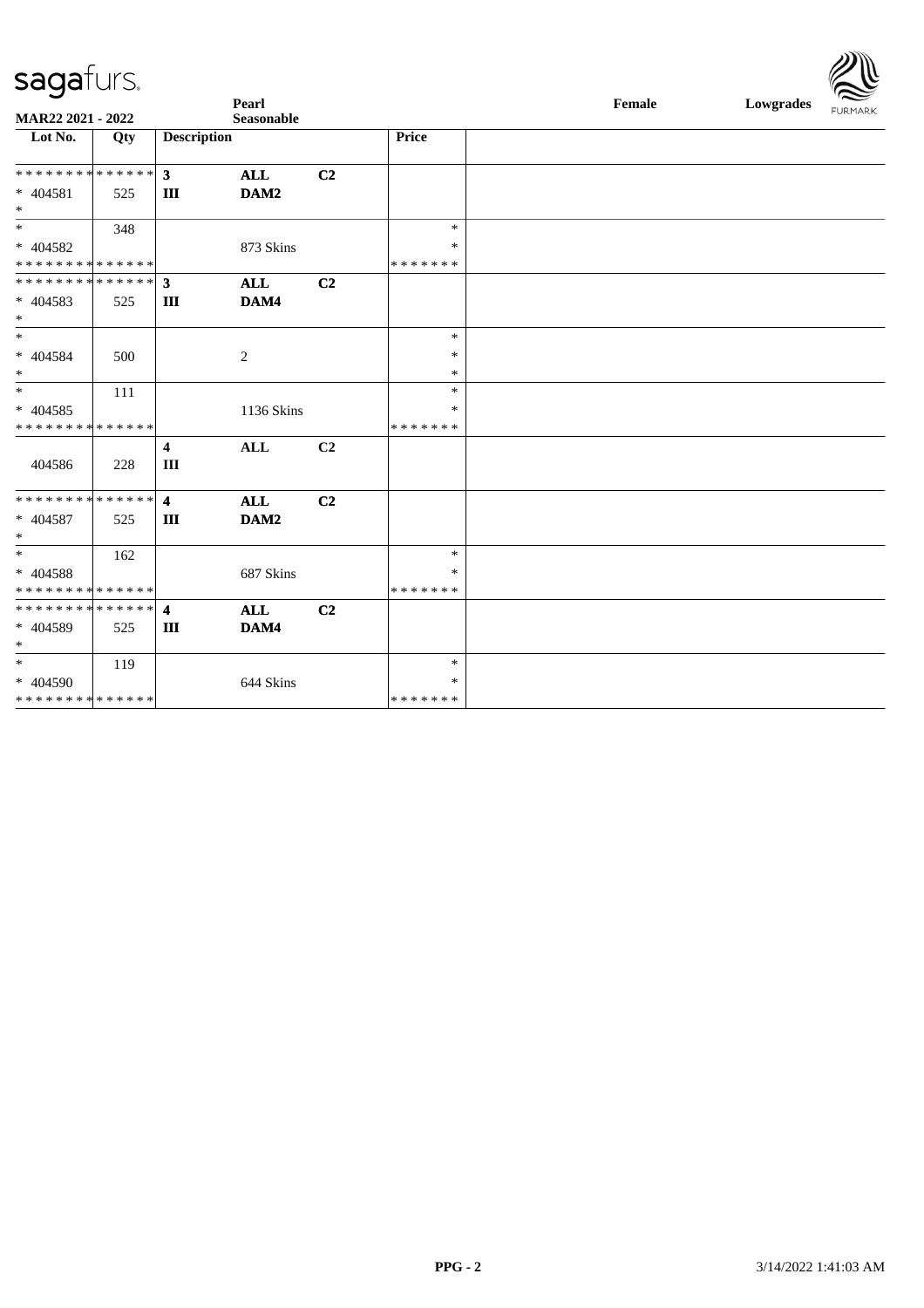sagafurs.

Pearl
Seasonable

Female | Lowgrades

MAR22 2021 - 2022

| Lot No. | Qty | Description | | | Price |
|---|---|---|---|---|---|
| * * * * * * * * * * * * * * | | 3 | ALL | C2 | |
| * 404581 | 525 | III | DAM2 | | |
| * | | | | | |
| * | 348 | | | | * |
| * 404582 | | | 873 Skins | | * |
| * * * * * * * * * * * * * * | | | | | * * * * * * * |
| * * * * * * * * * * * * * * | | 3 | ALL | C2 | |
| * 404583 | 525 | III | DAM4 | | |
| * | | | | | |
| * | | | | | * |
| * 404584 | 500 | | 2 | | * |
| * | | | | | * |
| * | 111 | | | | * |
| * 404585 | | | 1136 Skins | | * |
| * * * * * * * * * * * * * * | | | | | * * * * * * * |
| | | 4 | ALL | C2 | |
| 404586 | 228 | III | | | |
| * * * * * * * * * * * * * * | | 4 | ALL | C2 | |
| * 404587 | 525 | III | DAM2 | | |
| * | | | | | |
| * | 162 | | | | * |
| * 404588 | | | 687 Skins | | * |
| * * * * * * * * * * * * * * | | | | | * * * * * * * |
| * * * * * * * * * * * * * * | | 4 | ALL | C2 | |
| * 404589 | 525 | III | DAM4 | | |
| * | | | | | |
| * | 119 | | | | * |
| * 404590 | | | 644 Skins | | * |
| * * * * * * * * * * * * * * | | | | | * * * * * * * |